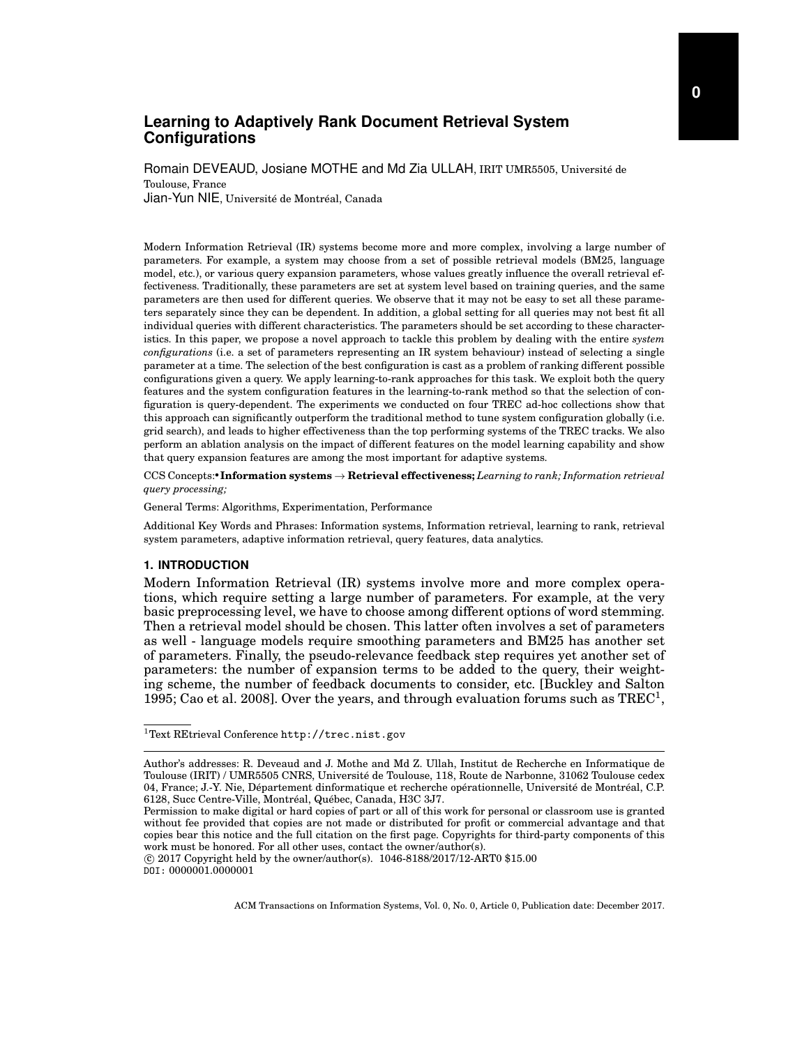# Learning to Adaptively Rank Document Retrieval System Configurations

Romain DEVEAUD, Josiane MOTHE and Md Zia ULLAH, IRIT UMR5505, Université de Toulouse, France
Jian-Yun NIE, Université de Montréal, Canada

Modern Information Retrieval (IR) systems become more and more complex, involving a large number of parameters. For example, a system may choose from a set of possible retrieval models (BM25, language model, etc.), or various query expansion parameters, whose values greatly influence the overall retrieval effectiveness. Traditionally, these parameters are set at system level based on training queries, and the same parameters are then used for different queries. We observe that it may not be easy to set all these parameters separately since they can be dependent. In addition, a global setting for all queries may not best fit all individual queries with different characteristics. The parameters should be set according to these characteristics. In this paper, we propose a novel approach to tackle this problem by dealing with the entire *system configurations* (i.e. a set of parameters representing an IR system behaviour) instead of selecting a single parameter at a time. The selection of the best configuration is cast as a problem of ranking different possible configurations given a query. We apply learning-to-rank approaches for this task. We exploit both the query features and the system configuration features in the learning-to-rank method so that the selection of configuration is query-dependent. The experiments we conducted on four TREC ad-hoc collections show that this approach can significantly outperform the traditional method to tune system configuration globally (i.e. grid search), and leads to higher effectiveness than the top performing systems of the TREC tracks. We also perform an ablation analysis on the impact of different features on the model learning capability and show that query expansion features are among the most important for adaptive systems.

CCS Concepts: • **Information systems** → **Retrieval effectiveness;** *Learning to rank; Information retrieval query processing;*

General Terms: Algorithms, Experimentation, Performance

Additional Key Words and Phrases: Information systems, Information retrieval, learning to rank, retrieval system parameters, adaptive information retrieval, query features, data analytics.

## 1. INTRODUCTION

Modern Information Retrieval (IR) systems involve more and more complex operations, which require setting a large number of parameters. For example, at the very basic preprocessing level, we have to choose among different options of word stemming. Then a retrieval model should be chosen. This latter often involves a set of parameters as well - language models require smoothing parameters and BM25 has another set of parameters. Finally, the pseudo-relevance feedback step requires yet another set of parameters: the number of expansion terms to be added to the query, their weighting scheme, the number of feedback documents to consider, etc. [Buckley and Salton 1995; Cao et al. 2008]. Over the years, and through evaluation forums such as TREC[1],

[1]Text REtrieval Conference http://trec.nist.gov

Author's addresses: R. Deveaud and J. Mothe and Md Z. Ullah, Institut de Recherche en Informatique de Toulouse (IRIT) / UMR5505 CNRS, Université de Toulouse, 118, Route de Narbonne, 31062 Toulouse cedex 04, France; J.-Y. Nie, Département dinformatique et recherche opérationnelle, Université de Montréal, C.P. 6128, Succ Centre-Ville, Montréal, Québec, Canada, H3C 3J7.
Permission to make digital or hard copies of part or all of this work for personal or classroom use is granted without fee provided that copies are not made or distributed for profit or commercial advantage and that copies bear this notice and the full citation on the first page. Copyrights for third-party components of this work must be honored. For all other uses, contact the owner/author(s).
© 2017 Copyright held by the owner/author(s). 1046-8188/2017/12-ART0 $15.00
DOI: 0000001.0000001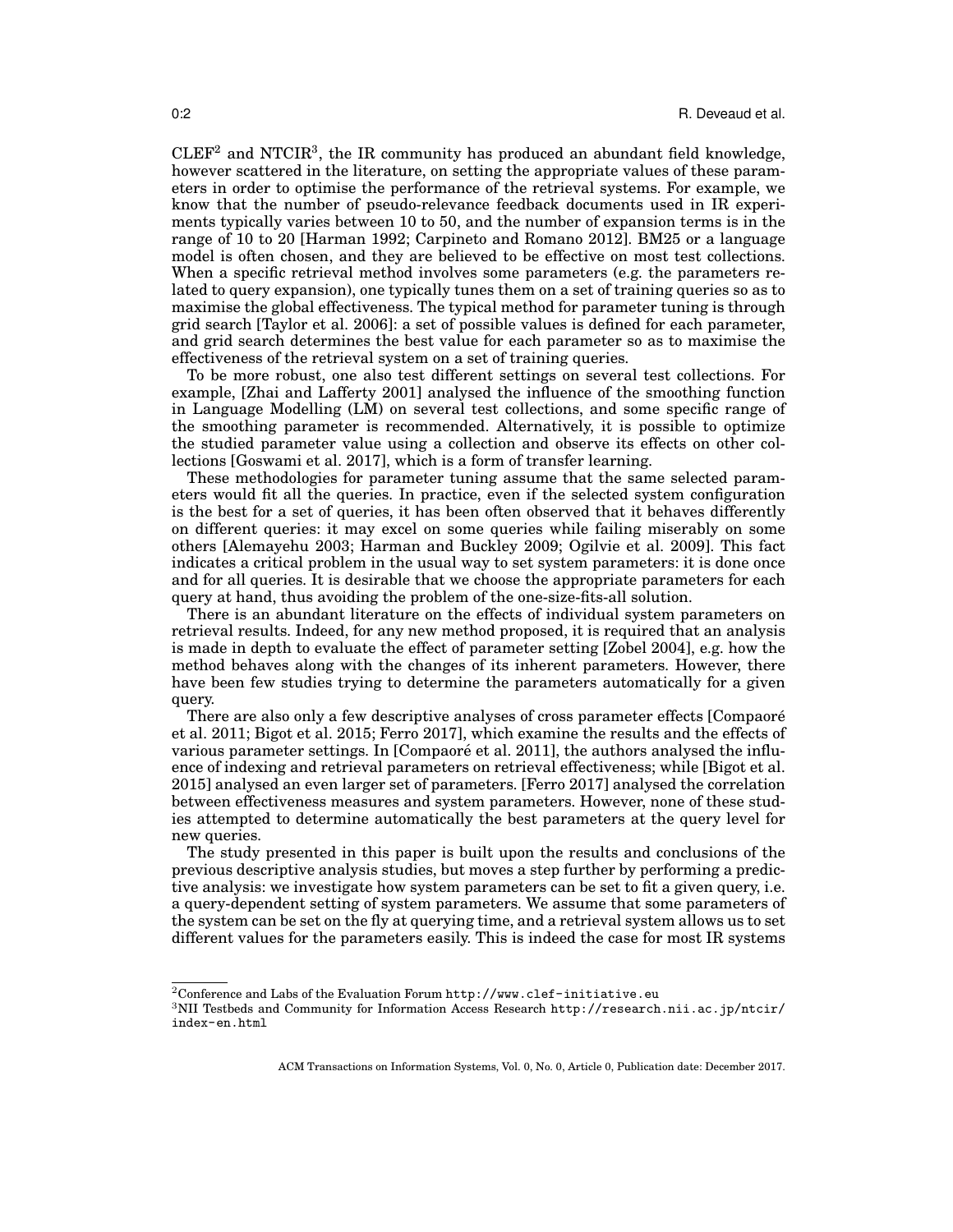CLEF[2] and NTCIR[3], the IR community has produced an abundant field knowledge, however scattered in the literature, on setting the appropriate values of these parameters in order to optimise the performance of the retrieval systems. For example, we know that the number of pseudo-relevance feedback documents used in IR experiments typically varies between 10 to 50, and the number of expansion terms is in the range of 10 to 20 [Harman 1992; Carpineto and Romano 2012]. BM25 or a language model is often chosen, and they are believed to be effective on most test collections. When a specific retrieval method involves some parameters (e.g. the parameters related to query expansion), one typically tunes them on a set of training queries so as to maximise the global effectiveness. The typical method for parameter tuning is through grid search [Taylor et al. 2006]: a set of possible values is defined for each parameter, and grid search determines the best value for each parameter so as to maximise the effectiveness of the retrieval system on a set of training queries.

To be more robust, one also test different settings on several test collections. For example, [Zhai and Lafferty 2001] analysed the influence of the smoothing function in Language Modelling (LM) on several test collections, and some specific range of the smoothing parameter is recommended. Alternatively, it is possible to optimize the studied parameter value using a collection and observe its effects on other collections [Goswami et al. 2017], which is a form of transfer learning.

These methodologies for parameter tuning assume that the same selected parameters would fit all the queries. In practice, even if the selected system configuration is the best for a set of queries, it has been often observed that it behaves differently on different queries: it may excel on some queries while failing miserably on some others [Alemayehu 2003; Harman and Buckley 2009; Ogilvie et al. 2009]. This fact indicates a critical problem in the usual way to set system parameters: it is done once and for all queries. It is desirable that we choose the appropriate parameters for each query at hand, thus avoiding the problem of the one-size-fits-all solution.

There is an abundant literature on the effects of individual system parameters on retrieval results. Indeed, for any new method proposed, it is required that an analysis is made in depth to evaluate the effect of parameter setting [Zobel 2004], e.g. how the method behaves along with the changes of its inherent parameters. However, there have been few studies trying to determine the parameters automatically for a given query.

There are also only a few descriptive analyses of cross parameter effects [Compaoré et al. 2011; Bigot et al. 2015; Ferro 2017], which examine the results and the effects of various parameter settings. In [Compaoré et al. 2011], the authors analysed the influence of indexing and retrieval parameters on retrieval effectiveness; while [Bigot et al. 2015] analysed an even larger set of parameters. [Ferro 2017] analysed the correlation between effectiveness measures and system parameters. However, none of these studies attempted to determine automatically the best parameters at the query level for new queries.

The study presented in this paper is built upon the results and conclusions of the previous descriptive analysis studies, but moves a step further by performing a predictive analysis: we investigate how system parameters can be set to fit a given query, i.e. a query-dependent setting of system parameters. We assume that some parameters of the system can be set on the fly at querying time, and a retrieval system allows us to set different values for the parameters easily. This is indeed the case for most IR systems

[2] Conference and Labs of the Evaluation Forum http://www.clef-initiative.eu

[3] NII Testbeds and Community for Information Access Research http://research.nii.ac.jp/ntcir/index-en.html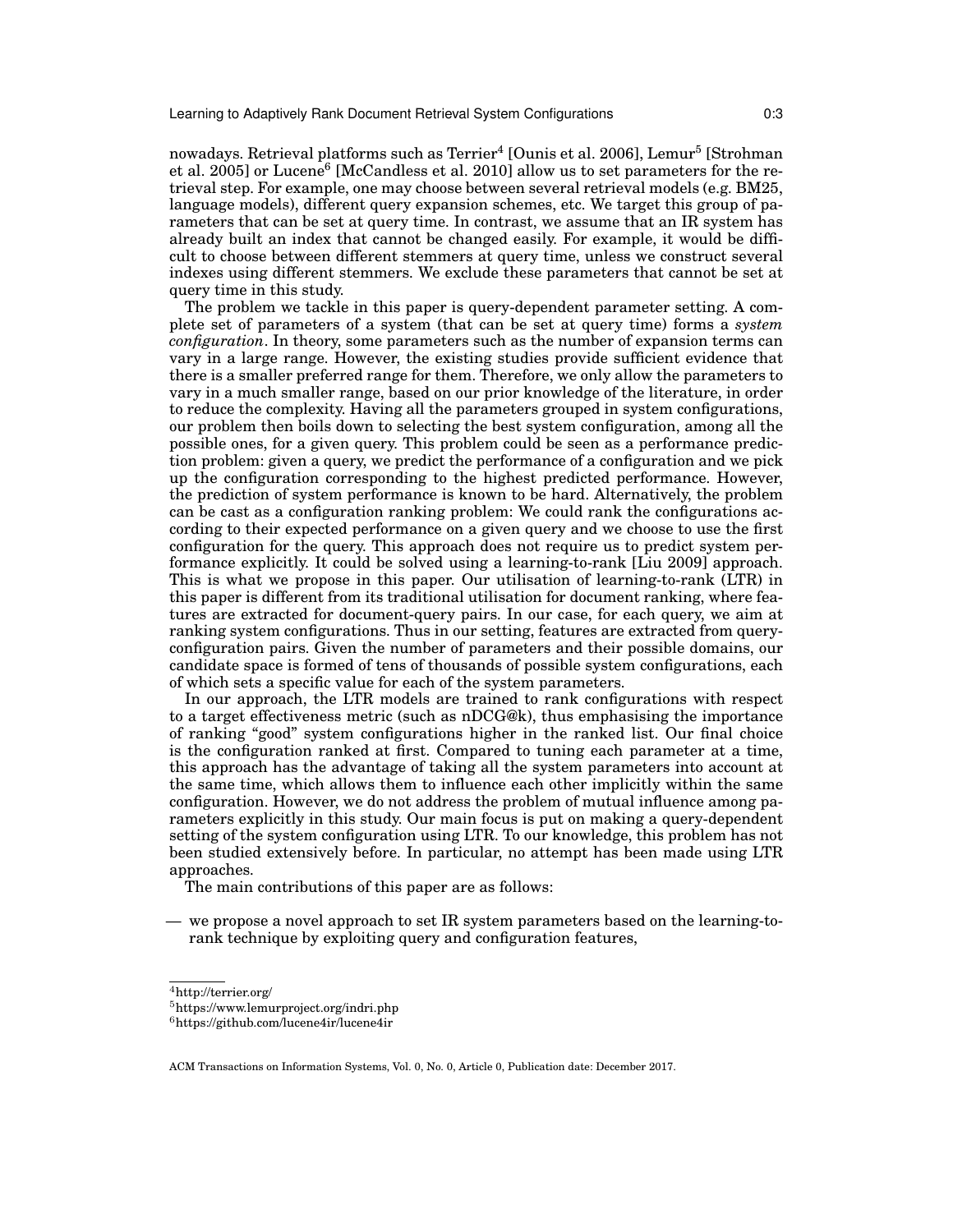nowadays. Retrieval platforms such as Terrier[4] [Ounis et al. 2006], Lemur[5] [Strohman et al. 2005] or Lucene[6] [McCandless et al. 2010] allow us to set parameters for the retrieval step. For example, one may choose between several retrieval models (e.g. BM25, language models), different query expansion schemes, etc. We target this group of parameters that can be set at query time. In contrast, we assume that an IR system has already built an index that cannot be changed easily. For example, it would be difficult to choose between different stemmers at query time, unless we construct several indexes using different stemmers. We exclude these parameters that cannot be set at query time in this study.

The problem we tackle in this paper is query-dependent parameter setting. A complete set of parameters of a system (that can be set at query time) forms a *system configuration*. In theory, some parameters such as the number of expansion terms can vary in a large range. However, the existing studies provide sufficient evidence that there is a smaller preferred range for them. Therefore, we only allow the parameters to vary in a much smaller range, based on our prior knowledge of the literature, in order to reduce the complexity. Having all the parameters grouped in system configurations, our problem then boils down to selecting the best system configuration, among all the possible ones, for a given query. This problem could be seen as a performance prediction problem: given a query, we predict the performance of a configuration and we pick up the configuration corresponding to the highest predicted performance. However, the prediction of system performance is known to be hard. Alternatively, the problem can be cast as a configuration ranking problem: We could rank the configurations according to their expected performance on a given query and we choose to use the first configuration for the query. This approach does not require us to predict system performance explicitly. It could be solved using a learning-to-rank [Liu 2009] approach. This is what we propose in this paper. Our utilisation of learning-to-rank (LTR) in this paper is different from its traditional utilisation for document ranking, where features are extracted for document-query pairs. In our case, for each query, we aim at ranking system configurations. Thus in our setting, features are extracted from query-configuration pairs. Given the number of parameters and their possible domains, our candidate space is formed of tens of thousands of possible system configurations, each of which sets a specific value for each of the system parameters.

In our approach, the LTR models are trained to rank configurations with respect to a target effectiveness metric (such as nDCG@k), thus emphasising the importance of ranking "good" system configurations higher in the ranked list. Our final choice is the configuration ranked at first. Compared to tuning each parameter at a time, this approach has the advantage of taking all the system parameters into account at the same time, which allows them to influence each other implicitly within the same configuration. However, we do not address the problem of mutual influence among parameters explicitly in this study. Our main focus is put on making a query-dependent setting of the system configuration using LTR. To our knowledge, this problem has not been studied extensively before. In particular, no attempt has been made using LTR approaches.

The main contributions of this paper are as follows:

— we propose a novel approach to set IR system parameters based on the learning-to-rank technique by exploiting query and configuration features,

[4] http://terrier.org/
[5] https://www.lemurproject.org/indri.php
[6] https://github.com/lucene4ir/lucene4ir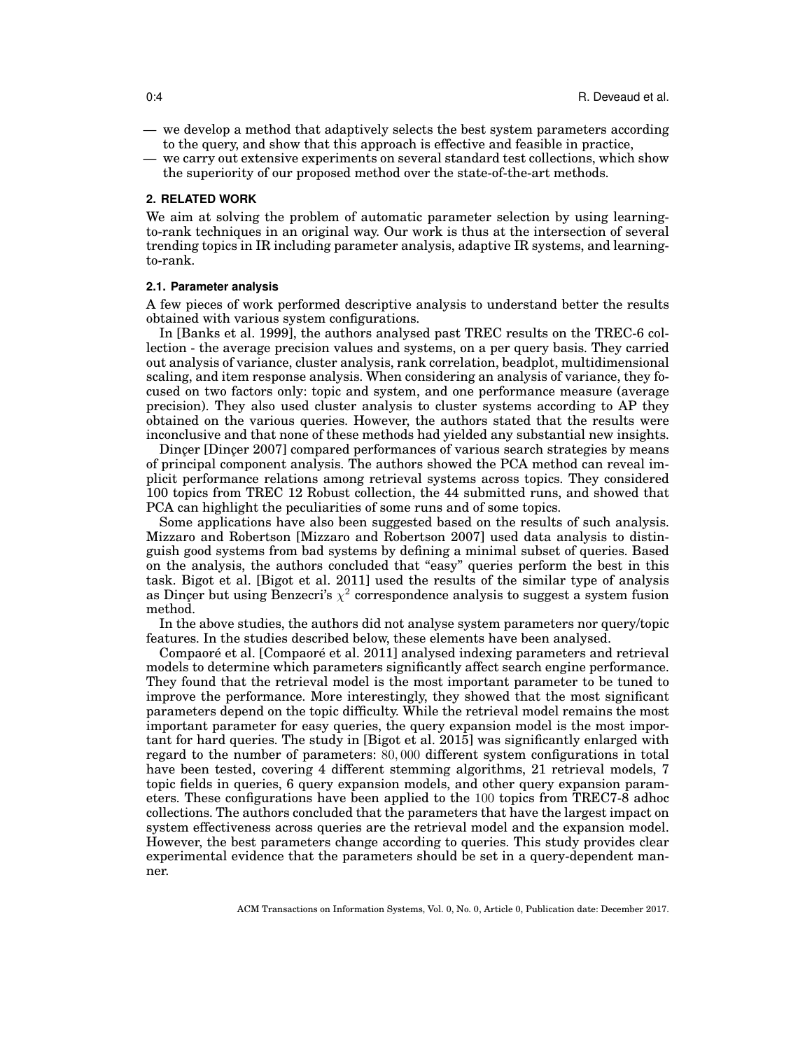— we develop a method that adaptively selects the best system parameters according to the query, and show that this approach is effective and feasible in practice,

— we carry out extensive experiments on several standard test collections, which show the superiority of our proposed method over the state-of-the-art methods.

## 2. RELATED WORK

We aim at solving the problem of automatic parameter selection by using learning-to-rank techniques in an original way. Our work is thus at the intersection of several trending topics in IR including parameter analysis, adaptive IR systems, and learning-to-rank.

### 2.1. Parameter analysis

A few pieces of work performed descriptive analysis to understand better the results obtained with various system configurations.

In [Banks et al. 1999], the authors analysed past TREC results on the TREC-6 collection - the average precision values and systems, on a per query basis. They carried out analysis of variance, cluster analysis, rank correlation, beadplot, multidimensional scaling, and item response analysis. When considering an analysis of variance, they focused on two factors only: topic and system, and one performance measure (average precision). They also used cluster analysis to cluster systems according to AP they obtained on the various queries. However, the authors stated that the results were inconclusive and that none of these methods had yielded any substantial new insights.

Dinçer [Dinçer 2007] compared performances of various search strategies by means of principal component analysis. The authors showed the PCA method can reveal implicit performance relations among retrieval systems across topics. They considered 100 topics from TREC 12 Robust collection, the 44 submitted runs, and showed that PCA can highlight the peculiarities of some runs and of some topics.

Some applications have also been suggested based on the results of such analysis. Mizzaro and Robertson [Mizzaro and Robertson 2007] used data analysis to distinguish good systems from bad systems by defining a minimal subset of queries. Based on the analysis, the authors concluded that "easy" queries perform the best in this task. Bigot et al. [Bigot et al. 2011] used the results of the similar type of analysis as Dinçer but using Benzecri's $\chi^2$ correspondence analysis to suggest a system fusion method.

In the above studies, the authors did not analyse system parameters nor query/topic features. In the studies described below, these elements have been analysed.

Compaoré et al. [Compaoré et al. 2011] analysed indexing parameters and retrieval models to determine which parameters significantly affect search engine performance. They found that the retrieval model is the most important parameter to be tuned to improve the performance. More interestingly, they showed that the most significant parameters depend on the topic difficulty. While the retrieval model remains the most important parameter for easy queries, the query expansion model is the most important for hard queries. The study in [Bigot et al. 2015] was significantly enlarged with regard to the number of parameters: $80,000$ different system configurations in total have been tested, covering 4 different stemming algorithms, 21 retrieval models, 7 topic fields in queries, 6 query expansion models, and other query expansion parameters. These configurations have been applied to the $100$ topics from TREC7-8 adhoc collections. The authors concluded that the parameters that have the largest impact on system effectiveness across queries are the retrieval model and the expansion model. However, the best parameters change according to queries. This study provides clear experimental evidence that the parameters should be set in a query-dependent manner.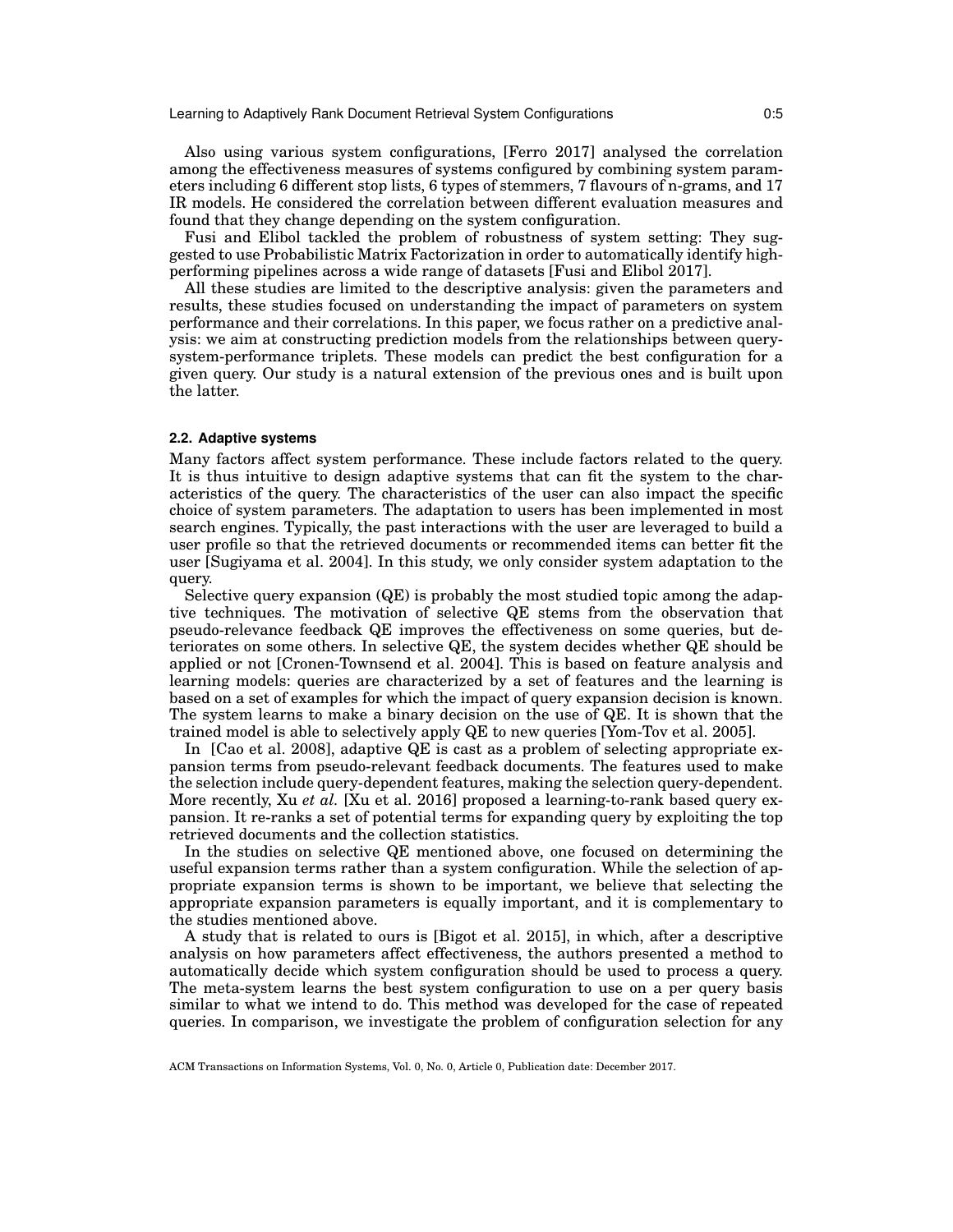Also using various system configurations, [Ferro 2017] analysed the correlation among the effectiveness measures of systems configured by combining system parameters including 6 different stop lists, 6 types of stemmers, 7 flavours of n-grams, and 17 IR models. He considered the correlation between different evaluation measures and found that they change depending on the system configuration.

Fusi and Elibol tackled the problem of robustness of system setting: They suggested to use Probabilistic Matrix Factorization in order to automatically identify high-performing pipelines across a wide range of datasets [Fusi and Elibol 2017].

All these studies are limited to the descriptive analysis: given the parameters and results, these studies focused on understanding the impact of parameters on system performance and their correlations. In this paper, we focus rather on a predictive analysis: we aim at constructing prediction models from the relationships between query-system-performance triplets. These models can predict the best configuration for a given query. Our study is a natural extension of the previous ones and is built upon the latter.

### 2.2. Adaptive systems

Many factors affect system performance. These include factors related to the query. It is thus intuitive to design adaptive systems that can fit the system to the characteristics of the query. The characteristics of the user can also impact the specific choice of system parameters. The adaptation to users has been implemented in most search engines. Typically, the past interactions with the user are leveraged to build a user profile so that the retrieved documents or recommended items can better fit the user [Sugiyama et al. 2004]. In this study, we only consider system adaptation to the query.

Selective query expansion (QE) is probably the most studied topic among the adaptive techniques. The motivation of selective QE stems from the observation that pseudo-relevance feedback QE improves the effectiveness on some queries, but deteriorates on some others. In selective QE, the system decides whether QE should be applied or not [Cronen-Townsend et al. 2004]. This is based on feature analysis and learning models: queries are characterized by a set of features and the learning is based on a set of examples for which the impact of query expansion decision is known. The system learns to make a binary decision on the use of QE. It is shown that the trained model is able to selectively apply QE to new queries [Yom-Tov et al. 2005].

In [Cao et al. 2008], adaptive QE is cast as a problem of selecting appropriate expansion terms from pseudo-relevant feedback documents. The features used to make the selection include query-dependent features, making the selection query-dependent. More recently, Xu *et al.* [Xu et al. 2016] proposed a learning-to-rank based query expansion. It re-ranks a set of potential terms for expanding query by exploiting the top retrieved documents and the collection statistics.

In the studies on selective QE mentioned above, one focused on determining the useful expansion terms rather than a system configuration. While the selection of appropriate expansion terms is shown to be important, we believe that selecting the appropriate expansion parameters is equally important, and it is complementary to the studies mentioned above.

A study that is related to ours is [Bigot et al. 2015], in which, after a descriptive analysis on how parameters affect effectiveness, the authors presented a method to automatically decide which system configuration should be used to process a query. The meta-system learns the best system configuration to use on a per query basis similar to what we intend to do. This method was developed for the case of repeated queries. In comparison, we investigate the problem of configuration selection for any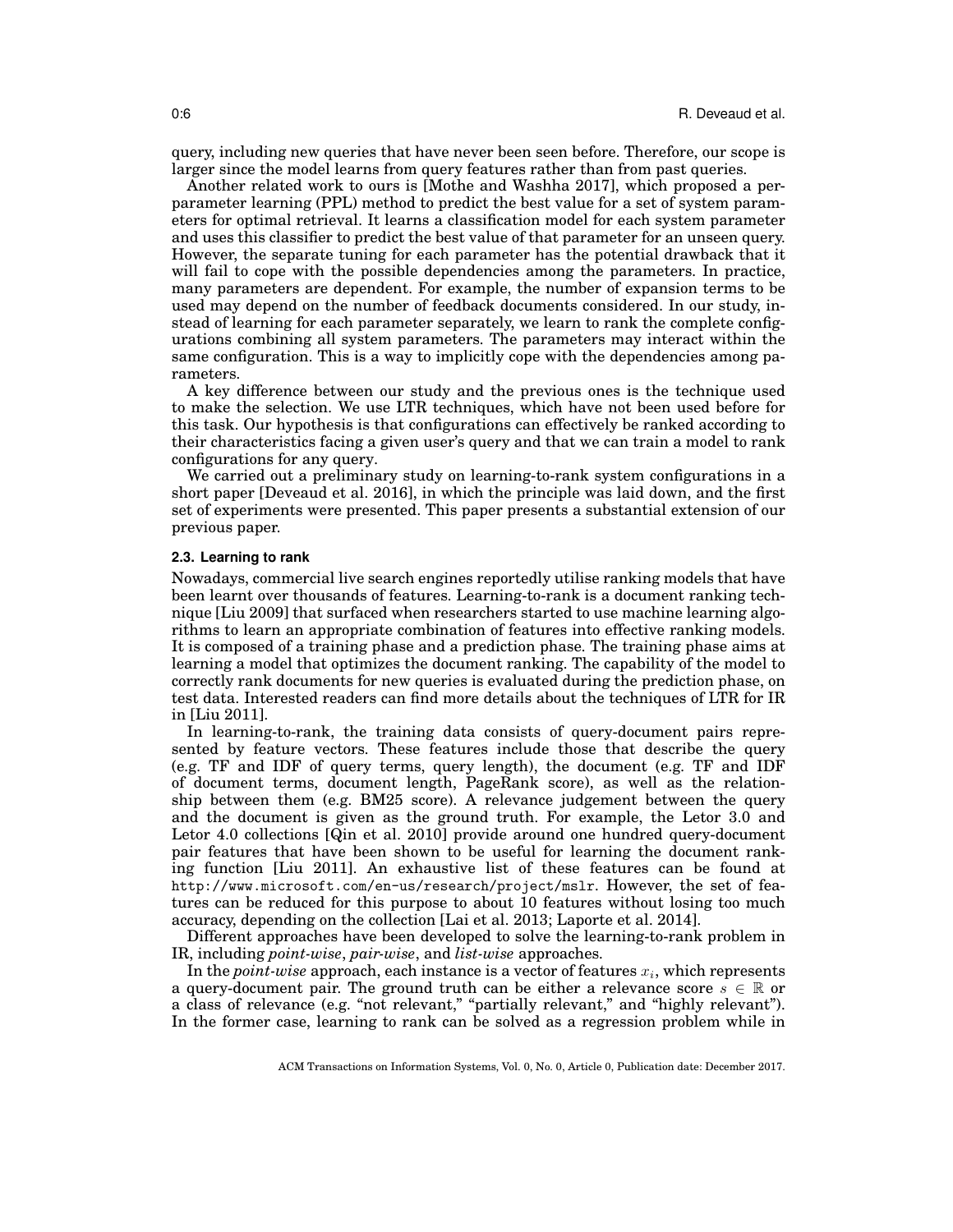query, including new queries that have never been seen before. Therefore, our scope is larger since the model learns from query features rather than from past queries.

Another related work to ours is [Mothe and Washha 2017], which proposed a per-parameter learning (PPL) method to predict the best value for a set of system parameters for optimal retrieval. It learns a classification model for each system parameter and uses this classifier to predict the best value of that parameter for an unseen query. However, the separate tuning for each parameter has the potential drawback that it will fail to cope with the possible dependencies among the parameters. In practice, many parameters are dependent. For example, the number of expansion terms to be used may depend on the number of feedback documents considered. In our study, instead of learning for each parameter separately, we learn to rank the complete configurations combining all system parameters. The parameters may interact within the same configuration. This is a way to implicitly cope with the dependencies among parameters.

A key difference between our study and the previous ones is the technique used to make the selection. We use LTR techniques, which have not been used before for this task. Our hypothesis is that configurations can effectively be ranked according to their characteristics facing a given user's query and that we can train a model to rank configurations for any query.

We carried out a preliminary study on learning-to-rank system configurations in a short paper [Deveaud et al. 2016], in which the principle was laid down, and the first set of experiments were presented. This paper presents a substantial extension of our previous paper.

### 2.3. Learning to rank

Nowadays, commercial live search engines reportedly utilise ranking models that have been learnt over thousands of features. Learning-to-rank is a document ranking technique [Liu 2009] that surfaced when researchers started to use machine learning algorithms to learn an appropriate combination of features into effective ranking models. It is composed of a training phase and a prediction phase. The training phase aims at learning a model that optimizes the document ranking. The capability of the model to correctly rank documents for new queries is evaluated during the prediction phase, on test data. Interested readers can find more details about the techniques of LTR for IR in [Liu 2011].

In learning-to-rank, the training data consists of query-document pairs represented by feature vectors. These features include those that describe the query (e.g. TF and IDF of query terms, query length), the document (e.g. TF and IDF of document terms, document length, PageRank score), as well as the relationship between them (e.g. BM25 score). A relevance judgement between the query and the document is given as the ground truth. For example, the Letor 3.0 and Letor 4.0 collections [Qin et al. 2010] provide around one hundred query-document pair features that have been shown to be useful for learning the document ranking function [Liu 2011]. An exhaustive list of these features can be found at `http://www.microsoft.com/en-us/research/project/mslr`. However, the set of features can be reduced for this purpose to about 10 features without losing too much accuracy, depending on the collection [Lai et al. 2013; Laporte et al. 2014].

Different approaches have been developed to solve the learning-to-rank problem in IR, including *point-wise*, *pair-wise*, and *list-wise* approaches.

In the *point-wise* approach, each instance is a vector of features $x_i$, which represents a query-document pair. The ground truth can be either a relevance score $s \in \mathbb{R}$ or a class of relevance (e.g. "not relevant," "partially relevant," and "highly relevant"). In the former case, learning to rank can be solved as a regression problem while in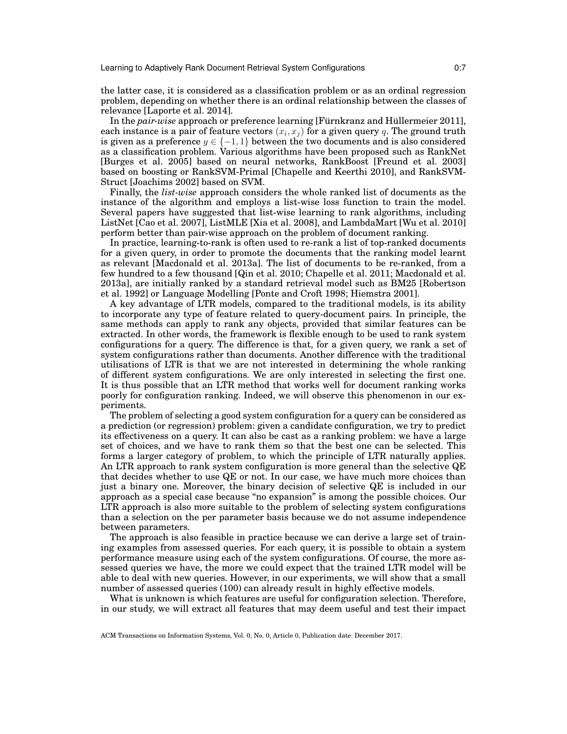the latter case, it is considered as a classification problem or as an ordinal regression problem, depending on whether there is an ordinal relationship between the classes of relevance [Laporte et al. 2014].

In the *pair-wise* approach or preference learning [Fürnkranz and Hüllermeier 2011], each instance is a pair of feature vectors $(x_i, x_j)$ for a given query $q$. The ground truth is given as a preference $y \in \{-1, 1\}$ between the two documents and is also considered as a classification problem. Various algorithms have been proposed such as RankNet [Burges et al. 2005] based on neural networks, RankBoost [Freund et al. 2003] based on boosting or RankSVM-Primal [Chapelle and Keerthi 2010], and RankSVM-Struct [Joachims 2002] based on SVM.

Finally, the *list-wise* approach considers the whole ranked list of documents as the instance of the algorithm and employs a list-wise loss function to train the model. Several papers have suggested that list-wise learning to rank algorithms, including ListNet [Cao et al. 2007], ListMLE [Xia et al. 2008], and LambdaMart [Wu et al. 2010] perform better than pair-wise approach on the problem of document ranking.

In practice, learning-to-rank is often used to re-rank a list of top-ranked documents for a given query, in order to promote the documents that the ranking model learnt as relevant [Macdonald et al. 2013a]. The list of documents to be re-ranked, from a few hundred to a few thousand [Qin et al. 2010; Chapelle et al. 2011; Macdonald et al. 2013a], are initially ranked by a standard retrieval model such as BM25 [Robertson et al. 1992] or Language Modelling [Ponte and Croft 1998; Hiemstra 2001].

A key advantage of LTR models, compared to the traditional models, is its ability to incorporate any type of feature related to query-document pairs. In principle, the same methods can apply to rank any objects, provided that similar features can be extracted. In other words, the framework is flexible enough to be used to rank system configurations for a query. The difference is that, for a given query, we rank a set of system configurations rather than documents. Another difference with the traditional utilisations of LTR is that we are not interested in determining the whole ranking of different system configurations. We are only interested in selecting the first one. It is thus possible that an LTR method that works well for document ranking works poorly for configuration ranking. Indeed, we will observe this phenomenon in our experiments.

The problem of selecting a good system configuration for a query can be considered as a prediction (or regression) problem: given a candidate configuration, we try to predict its effectiveness on a query. It can also be cast as a ranking problem: we have a large set of choices, and we have to rank them so that the best one can be selected. This forms a larger category of problem, to which the principle of LTR naturally applies. An LTR approach to rank system configuration is more general than the selective QE that decides whether to use QE or not. In our case, we have much more choices than just a binary one. Moreover, the binary decision of selective QE is included in our approach as a special case because "no expansion" is among the possible choices. Our LTR approach is also more suitable to the problem of selecting system configurations than a selection on the per parameter basis because we do not assume independence between parameters.

The approach is also feasible in practice because we can derive a large set of training examples from assessed queries. For each query, it is possible to obtain a system performance measure using each of the system configurations. Of course, the more assessed queries we have, the more we could expect that the trained LTR model will be able to deal with new queries. However, in our experiments, we will show that a small number of assessed queries (100) can already result in highly effective models.

What is unknown is which features are useful for configuration selection. Therefore, in our study, we will extract all features that may deem useful and test their impact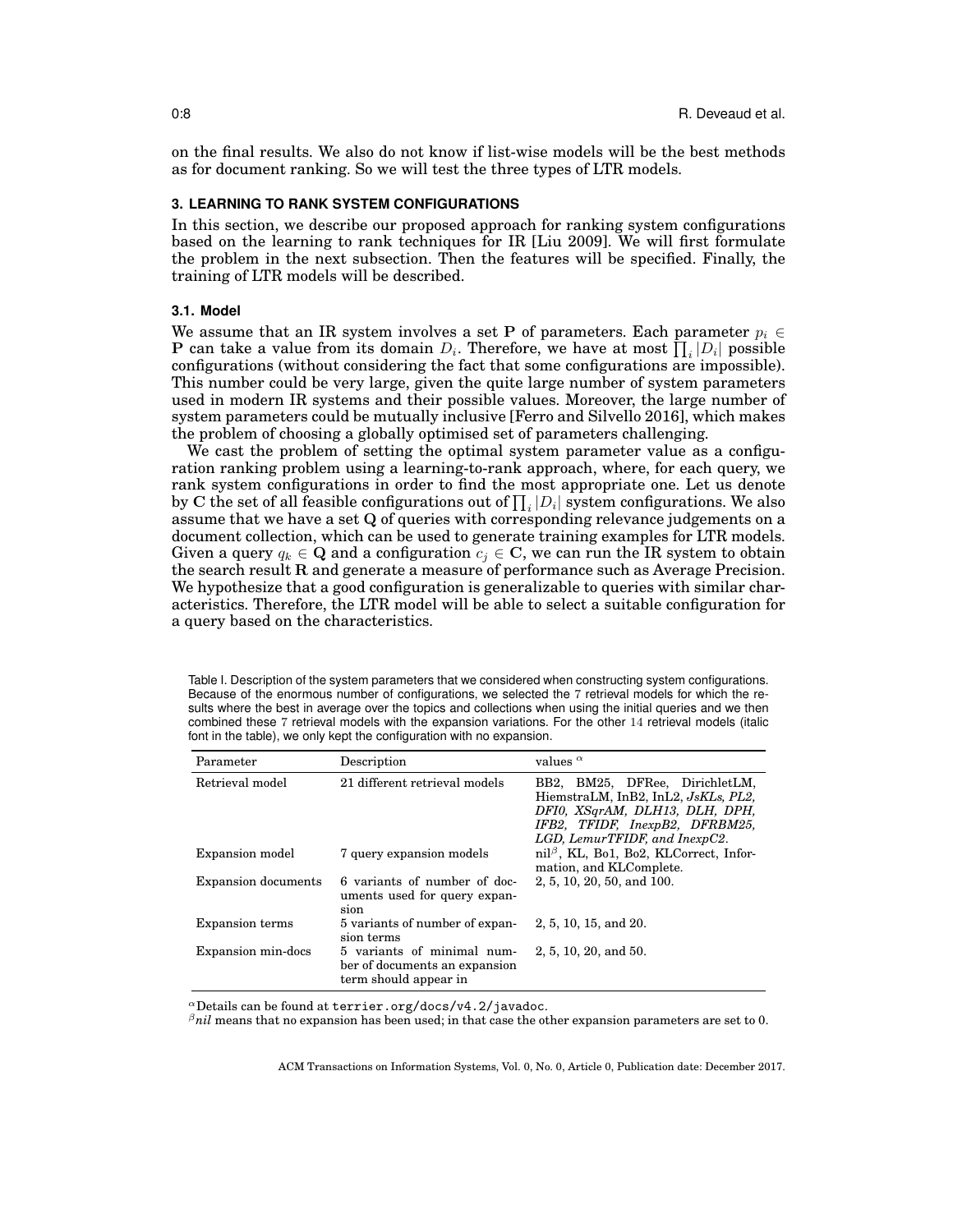on the final results. We also do not know if list-wise models will be the best methods as for document ranking. So we will test the three types of LTR models.

## 3. LEARNING TO RANK SYSTEM CONFIGURATIONS

In this section, we describe our proposed approach for ranking system configurations based on the learning to rank techniques for IR [Liu 2009]. We will first formulate the problem in the next subsection. Then the features will be specified. Finally, the training of LTR models will be described.

### 3.1. Model

We assume that an IR system involves a set $\mathbf{P}$ of parameters. Each parameter $p_i \in \mathbf{P}$ can take a value from its domain $D_i$. Therefore, we have at most $\prod_i |D_i|$ possible configurations (without considering the fact that some configurations are impossible). This number could be very large, given the quite large number of system parameters used in modern IR systems and their possible values. Moreover, the large number of system parameters could be mutually inclusive [Ferro and Silvello 2016], which makes the problem of choosing a globally optimised set of parameters challenging.

We cast the problem of setting the optimal system parameter value as a configuration ranking problem using a learning-to-rank approach, where, for each query, we rank system configurations in order to find the most appropriate one. Let us denote by $\mathbf{C}$ the set of all feasible configurations out of $\prod_i |D_i|$ system configurations. We also assume that we have a set $\mathbf{Q}$ of queries with corresponding relevance judgements on a document collection, which can be used to generate training examples for LTR models. Given a query $q_k \in \mathbf{Q}$ and a configuration $c_j \in \mathbf{C}$, we can run the IR system to obtain the search result $\mathbf{R}$ and generate a measure of performance such as Average Precision. We hypothesize that a good configuration is generalizable to queries with similar characteristics. Therefore, the LTR model will be able to select a suitable configuration for a query based on the characteristics.

Table I. Description of the system parameters that we considered when constructing system configurations. Because of the enormous number of configurations, we selected the 7 retrieval models for which the results where the best in average over the topics and collections when using the initial queries and we then combined these 7 retrieval models with the expansion variations. For the other 14 retrieval models (italic font in the table), we only kept the configuration with no expansion.

| Parameter | Description | values [α] |
|---|---|---|
| Retrieval model | 21 different retrieval models | BB2, BM25, DFRee, DirichletLM, HiemstraLM, InB2, InL2, *JsKLs, PL2, DFI0, XSqrAM, DLH13, DLH, DPH, IFB2, TFIDF, InexpB2, DFRBM25, LGD, LemurTFIDF, and InexpC2*. |
| Expansion model | 7 query expansion models | nil[β], KL, Bo1, Bo2, KLCorrect, Information, and KLComplete. |
| Expansion documents | 6 variants of number of documents used for query expansion | 2, 5, 10, 20, 50, and 100. |
| Expansion terms | 5 variants of number of expansion terms | 2, 5, 10, 15, and 20. |
| Expansion min-docs | 5 variants of minimal number of documents an expansion term should appear in | 2, 5, 10, 20, and 50. |

[α] Details can be found at `terrier.org/docs/v4.2/javadoc`.
[β] *nil* means that no expansion has been used; in that case the other expansion parameters are set to 0.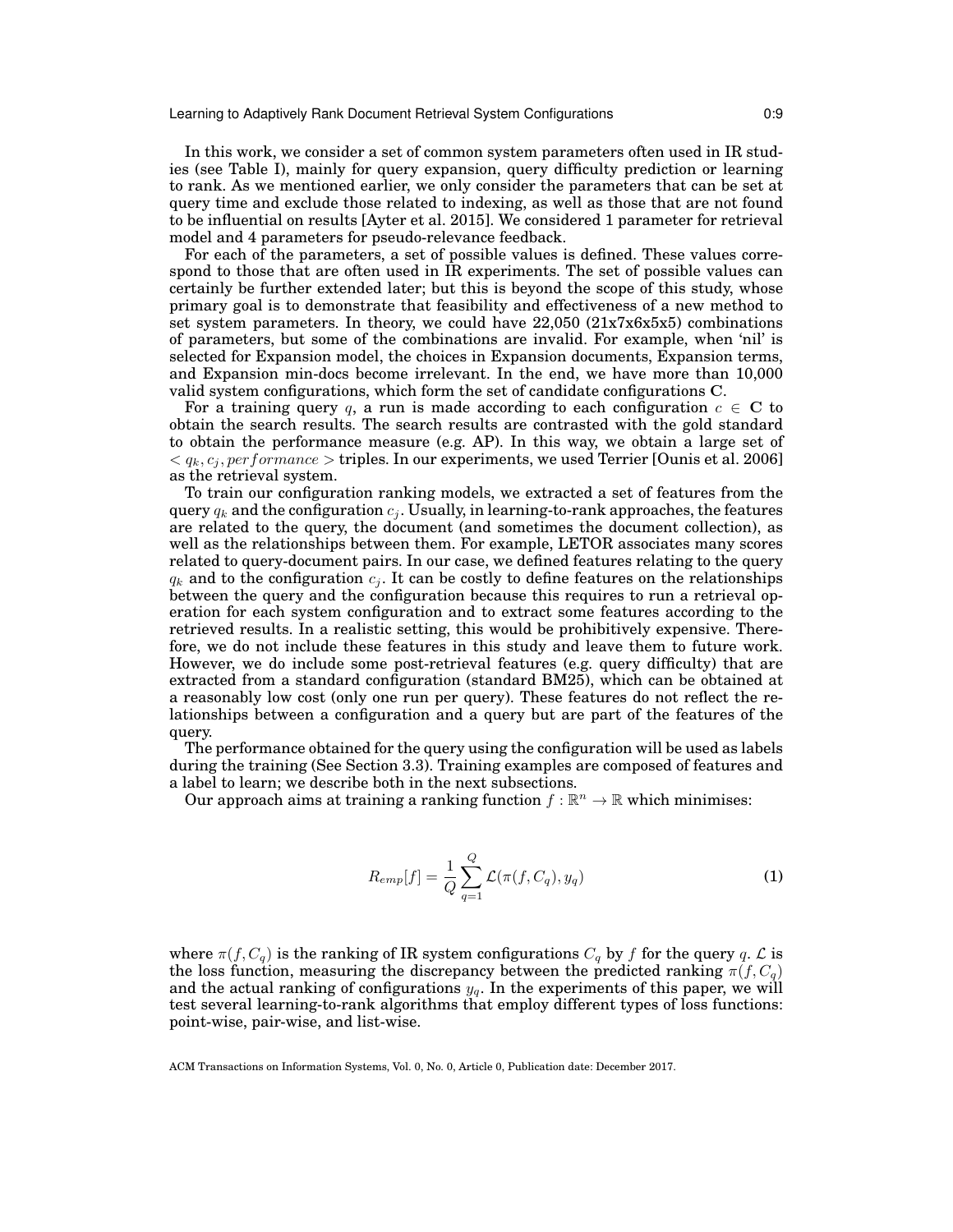In this work, we consider a set of common system parameters often used in IR studies (see Table I), mainly for query expansion, query difficulty prediction or learning to rank. As we mentioned earlier, we only consider the parameters that can be set at query time and exclude those related to indexing, as well as those that are not found to be influential on results [Ayter et al. 2015]. We considered 1 parameter for retrieval model and 4 parameters for pseudo-relevance feedback.

For each of the parameters, a set of possible values is defined. These values correspond to those that are often used in IR experiments. The set of possible values can certainly be further extended later; but this is beyond the scope of this study, whose primary goal is to demonstrate that feasibility and effectiveness of a new method to set system parameters. In theory, we could have 22,050 (21x7x6x5x5) combinations of parameters, but some of the combinations are invalid. For example, when 'nil' is selected for Expansion model, the choices in Expansion documents, Expansion terms, and Expansion min-docs become irrelevant. In the end, we have more than 10,000 valid system configurations, which form the set of candidate configurations **C**.

For a training query $q$, a run is made according to each configuration $c \in \mathbf{C}$ to obtain the search results. The search results are contrasted with the gold standard to obtain the performance measure (e.g. AP). In this way, we obtain a large set of $< q_k, c_j, performance >$ triples. In our experiments, we used Terrier [Ounis et al. 2006] as the retrieval system.

To train our configuration ranking models, we extracted a set of features from the query $q_k$ and the configuration $c_j$. Usually, in learning-to-rank approaches, the features are related to the query, the document (and sometimes the document collection), as well as the relationships between them. For example, LETOR associates many scores related to query-document pairs. In our case, we defined features relating to the query $q_k$ and to the configuration $c_j$. It can be costly to define features on the relationships between the query and the configuration because this requires to run a retrieval operation for each system configuration and to extract some features according to the retrieved results. In a realistic setting, this would be prohibitively expensive. Therefore, we do not include these features in this study and leave them to future work. However, we do include some post-retrieval features (e.g. query difficulty) that are extracted from a standard configuration (standard BM25), which can be obtained at a reasonably low cost (only one run per query). These features do not reflect the relationships between a configuration and a query but are part of the features of the query.

The performance obtained for the query using the configuration will be used as labels during the training (See Section 3.3). Training examples are composed of features and a label to learn; we describe both in the next subsections.

Our approach aims at training a ranking function $f : \mathbb{R}^n \rightarrow \mathbb{R}$ which minimises:

$$R_{emp}[f] = \frac{1}{Q} \sum_{q=1}^{Q} \mathcal{L}(\pi(f, C_q), y_q) \tag{1}$$

where $\pi(f, C_q)$ is the ranking of IR system configurations $C_q$ by $f$ for the query $q$. $\mathcal{L}$ is the loss function, measuring the discrepancy between the predicted ranking $\pi(f, C_q)$ and the actual ranking of configurations $y_q$. In the experiments of this paper, we will test several learning-to-rank algorithms that employ different types of loss functions: point-wise, pair-wise, and list-wise.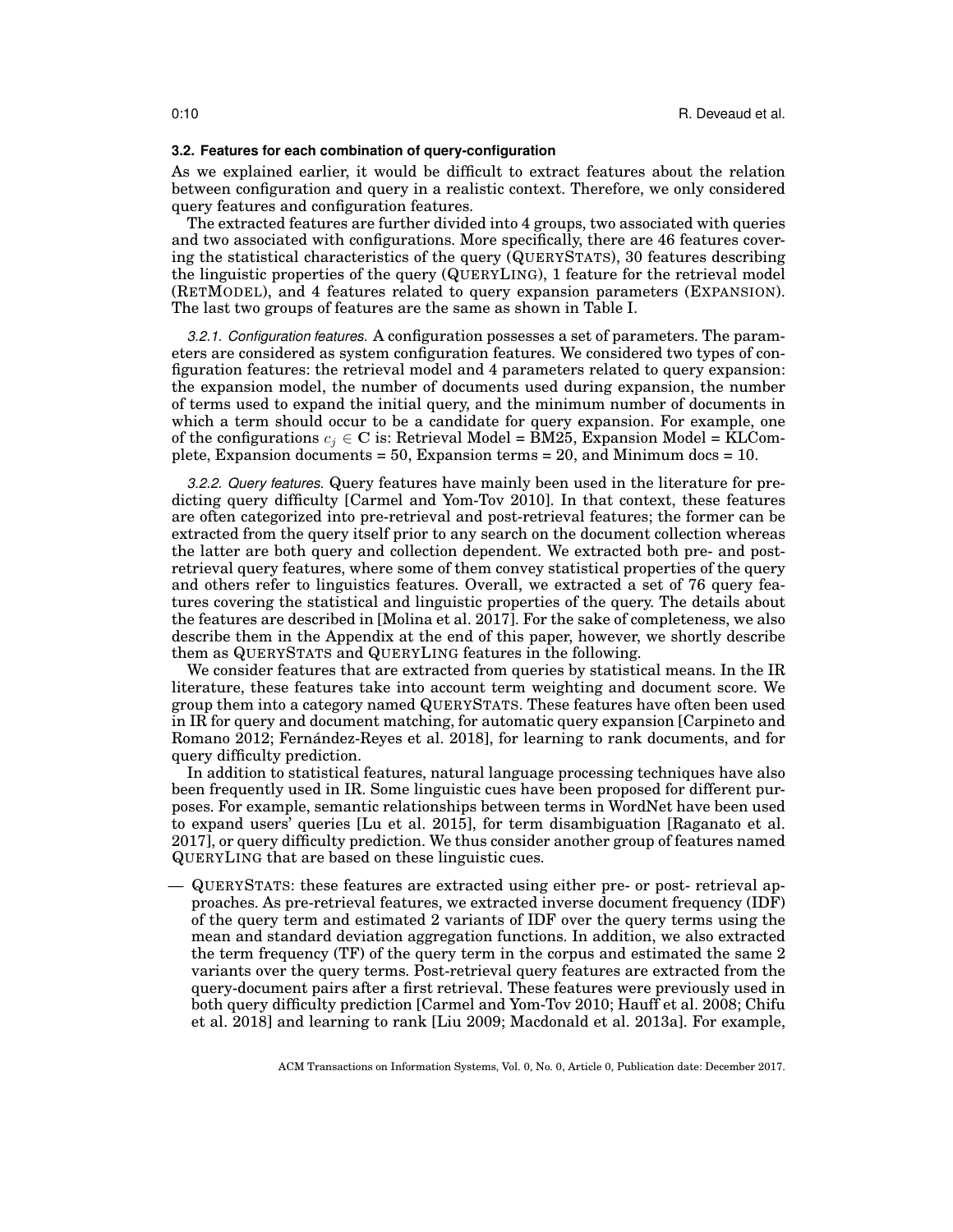### 3.2. Features for each combination of query-configuration

As we explained earlier, it would be difficult to extract features about the relation between configuration and query in a realistic context. Therefore, we only considered query features and configuration features.

The extracted features are further divided into 4 groups, two associated with queries and two associated with configurations. More specifically, there are 46 features covering the statistical characteristics of the query (QUERYSTATS), 30 features describing the linguistic properties of the query (QUERYLING), 1 feature for the retrieval model (RETMODEL), and 4 features related to query expansion parameters (EXPANSION). The last two groups of features are the same as shown in Table I.

*3.2.1. Configuration features.* A configuration possesses a set of parameters. The parameters are considered as system configuration features. We considered two types of configuration features: the retrieval model and 4 parameters related to query expansion: the expansion model, the number of documents used during expansion, the number of terms used to expand the initial query, and the minimum number of documents in which a term should occur to be a candidate for query expansion. For example, one of the configurations $c_j \in \mathbf{C}$ is: Retrieval Model = BM25, Expansion Model = KLComplete, Expansion documents = 50, Expansion terms = 20, and Minimum docs = 10.

*3.2.2. Query features.* Query features have mainly been used in the literature for predicting query difficulty [Carmel and Yom-Tov 2010]. In that context, these features are often categorized into pre-retrieval and post-retrieval features; the former can be extracted from the query itself prior to any search on the document collection whereas the latter are both query and collection dependent. We extracted both pre- and post-retrieval query features, where some of them convey statistical properties of the query and others refer to linguistics features. Overall, we extracted a set of 76 query features covering the statistical and linguistic properties of the query. The details about the features are described in [Molina et al. 2017]. For the sake of completeness, we also describe them in the Appendix at the end of this paper, however, we shortly describe them as QUERYSTATS and QUERYLING features in the following.

We consider features that are extracted from queries by statistical means. In the IR literature, these features take into account term weighting and document score. We group them into a category named QUERYSTATS. These features have often been used in IR for query and document matching, for automatic query expansion [Carpineto and Romano 2012; Fernández-Reyes et al. 2018], for learning to rank documents, and for query difficulty prediction.

In addition to statistical features, natural language processing techniques have also been frequently used in IR. Some linguistic cues have been proposed for different purposes. For example, semantic relationships between terms in WordNet have been used to expand users' queries [Lu et al. 2015], for term disambiguation [Raganato et al. 2017], or query difficulty prediction. We thus consider another group of features named QUERYLING that are based on these linguistic cues.

— QUERYSTATS: these features are extracted using either pre- or post- retrieval approaches. As pre-retrieval features, we extracted inverse document frequency (IDF) of the query term and estimated 2 variants of IDF over the query terms using the mean and standard deviation aggregation functions. In addition, we also extracted the term frequency (TF) of the query term in the corpus and estimated the same 2 variants over the query terms. Post-retrieval query features are extracted from the query-document pairs after a first retrieval. These features were previously used in both query difficulty prediction [Carmel and Yom-Tov 2010; Hauff et al. 2008; Chifu et al. 2018] and learning to rank [Liu 2009; Macdonald et al. 2013a]. For example,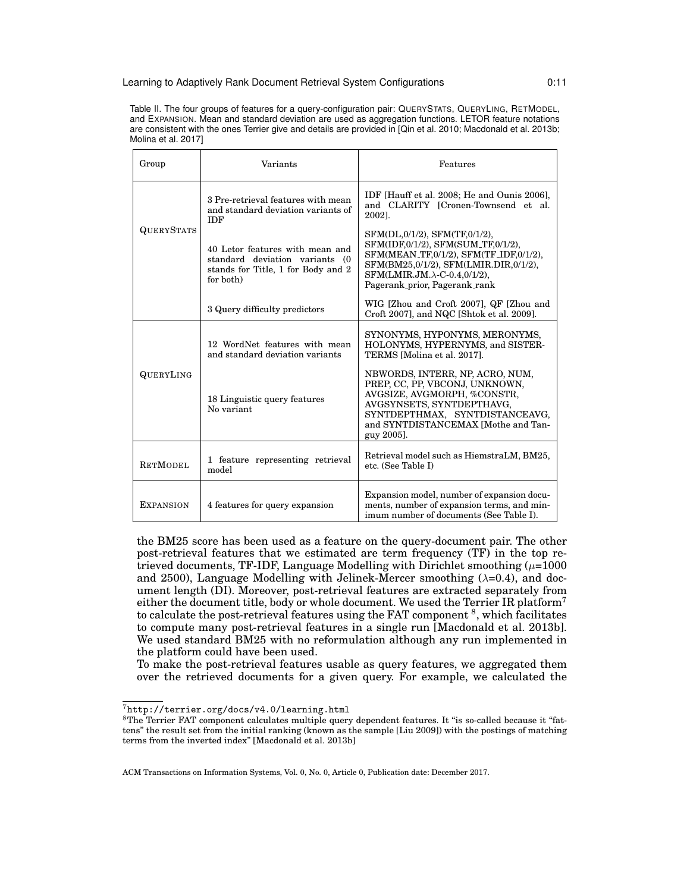Table II. The four groups of features for a query-configuration pair: QUERYSTATS, QUERYLING, RETMODEL, and EXPANSION. Mean and standard deviation are used as aggregation functions. LETOR feature notations are consistent with the ones Terrier give and details are provided in [Qin et al. 2010; Macdonald et al. 2013b; Molina et al. 2017]

| Group | Variants | Features |
|---|---|---|
| QUERYSTATS | 3 Pre-retrieval features with mean and standard deviation variants of IDF | IDF [Hauff et al. 2008; He and Ounis 2006], and CLARITY [Cronen-Townsend et al. 2002]. |
| | 40 Letor features with mean and standard deviation variants (0 stands for Title, 1 for Body and 2 for both) | SFM(DL,0/1/2), SFM(TF,0/1/2), SFM(IDF,0/1/2), SFM(SUM_TF,0/1/2), SFM(MEAN_TF,0/1/2), SFM(TF_IDF,0/1/2), SFM(BM25,0/1/2), SFM(LMIR.DIR,0/1/2), SFM(LMIR.JM.$\lambda$-C-0.4,0/1/2), Pagerank_prior, Pagerank_rank |
| | 3 Query difficulty predictors | WIG [Zhou and Croft 2007], QF [Zhou and Croft 2007], and NQC [Shtok et al. 2009]. |
| QUERYLING | 12 WordNet features with mean and standard deviation variants | SYNONYMS, HYPONYMS, MERONYMS, HOLONYMS, HYPERNYMS, and SISTER-TERMS [Molina et al. 2017]. |
| | 18 Linguistic query features No variant | NBWORDS, INTERR, NP, ACRO, NUM, PREP, CC, PP, VBCONJ, UNKNOWN, AVGSIZE, AVGMORPH, %CONSTR, AVGSYNSETS, SYNTDEPTHAVG, SYNTDEPTHMAX, SYNTDISTANCEAVG, and SYNTDISTANCEMAX [Mothe and Tanguy 2005]. |
| RETMODEL | 1 feature representing retrieval model | Retrieval model such as HiemstraLM, BM25, etc. (See Table I) |
| EXPANSION | 4 features for query expansion | Expansion model, number of expansion documents, number of expansion terms, and minimum number of documents (See Table I). |

the BM25 score has been used as a feature on the query-document pair. The other post-retrieval features that we estimated are term frequency (TF) in the top retrieved documents, TF-IDF, Language Modelling with Dirichlet smoothing ($\mu$=1000 and 2500), Language Modelling with Jelinek-Mercer smoothing ($\lambda$=0.4), and document length (DI). Moreover, post-retrieval features are extracted separately from either the document title, body or whole document. We used the Terrier IR platform[7] to calculate the post-retrieval features using the FAT component [8], which facilitates to compute many post-retrieval features in a single run [Macdonald et al. 2013b]. We used standard BM25 with no reformulation although any run implemented in the platform could have been used.

To make the post-retrieval features usable as query features, we aggregated them over the retrieved documents for a given query. For example, we calculated the

[7] http://terrier.org/docs/v4.0/learning.html

[8] The Terrier FAT component calculates multiple query dependent features. It "is so-called because it "fattens" the result set from the initial ranking (known as the sample [Liu 2009]) with the postings of matching terms from the inverted index" [Macdonald et al. 2013b]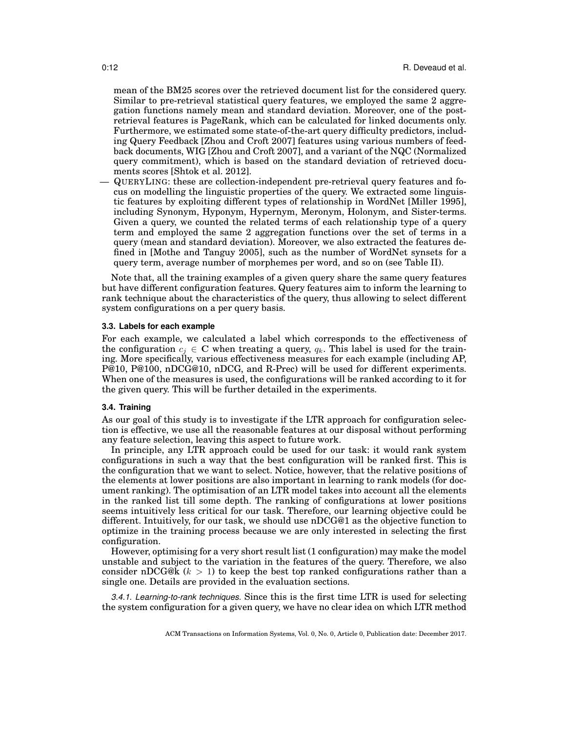mean of the BM25 scores over the retrieved document list for the considered query. Similar to pre-retrieval statistical query features, we employed the same 2 aggregation functions namely mean and standard deviation. Moreover, one of the post-retrieval features is PageRank, which can be calculated for linked documents only. Furthermore, we estimated some state-of-the-art query difficulty predictors, including Query Feedback [Zhou and Croft 2007] features using various numbers of feedback documents, WIG [Zhou and Croft 2007], and a variant of the NQC (Normalized query commitment), which is based on the standard deviation of retrieved documents scores [Shtok et al. 2012].

— QUERYLING: these are collection-independent pre-retrieval query features and focus on modelling the linguistic properties of the query. We extracted some linguistic features by exploiting different types of relationship in WordNet [Miller 1995], including Synonym, Hyponym, Hypernym, Meronym, Holonym, and Sister-terms. Given a query, we counted the related terms of each relationship type of a query term and employed the same 2 aggregation functions over the set of terms in a query (mean and standard deviation). Moreover, we also extracted the features defined in [Mothe and Tanguy 2005], such as the number of WordNet synsets for a query term, average number of morphemes per word, and so on (see Table II).

Note that, all the training examples of a given query share the same query features but have different configuration features. Query features aim to inform the learning to rank technique about the characteristics of the query, thus allowing to select different system configurations on a per query basis.

### 3.3. Labels for each example

For each example, we calculated a label which corresponds to the effectiveness of the configuration $c_j \in \mathbf{C}$ when treating a query, $q_k$. This label is used for the training. More specifically, various effectiveness measures for each example (including AP, P@10, P@100, nDCG@10, nDCG, and R-Prec) will be used for different experiments. When one of the measures is used, the configurations will be ranked according to it for the given query. This will be further detailed in the experiments.

### 3.4. Training

As our goal of this study is to investigate if the LTR approach for configuration selection is effective, we use all the reasonable features at our disposal without performing any feature selection, leaving this aspect to future work.

In principle, any LTR approach could be used for our task: it would rank system configurations in such a way that the best configuration will be ranked first. This is the configuration that we want to select. Notice, however, that the relative positions of the elements at lower positions are also important in learning to rank models (for document ranking). The optimisation of an LTR model takes into account all the elements in the ranked list till some depth. The ranking of configurations at lower positions seems intuitively less critical for our task. Therefore, our learning objective could be different. Intuitively, for our task, we should use nDCG@1 as the objective function to optimize in the training process because we are only interested in selecting the first configuration.

However, optimising for a very short result list (1 configuration) may make the model unstable and subject to the variation in the features of the query. Therefore, we also consider nDCG@k ($k > 1$) to keep the best top ranked configurations rather than a single one. Details are provided in the evaluation sections.

*3.4.1. Learning-to-rank techniques.* Since this is the first time LTR is used for selecting the system configuration for a given query, we have no clear idea on which LTR method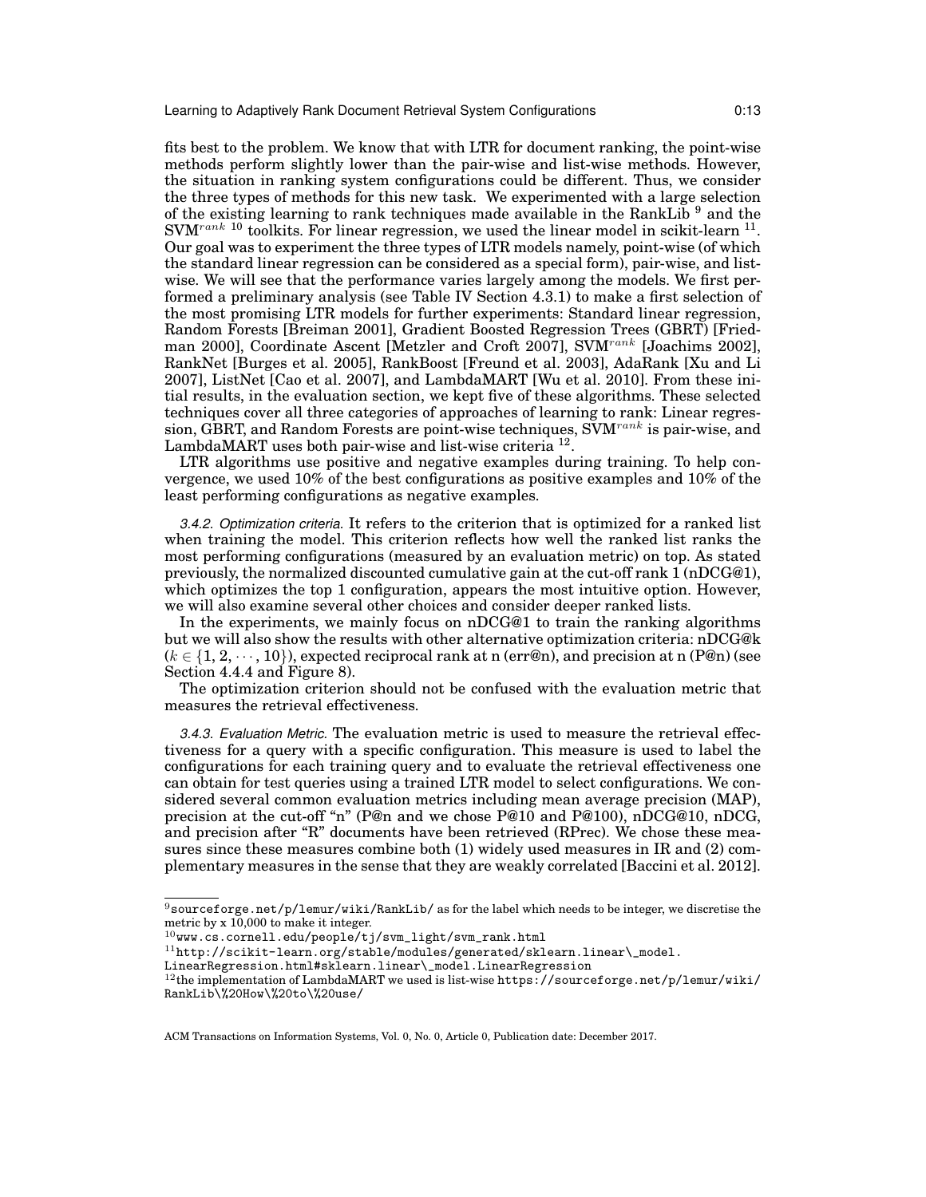fits best to the problem. We know that with LTR for document ranking, the point-wise methods perform slightly lower than the pair-wise and list-wise methods. However, the situation in ranking system configurations could be different. Thus, we consider the three types of methods for this new task. We experimented with a large selection of the existing learning to rank techniques made available in the RankLib [9] and the SVM$^{rank}$ [10] toolkits. For linear regression, we used the linear model in scikit-learn [11]. Our goal was to experiment the three types of LTR models namely, point-wise (of which the standard linear regression can be considered as a special form), pair-wise, and list-wise. We will see that the performance varies largely among the models. We first performed a preliminary analysis (see Table IV Section 4.3.1) to make a first selection of the most promising LTR models for further experiments: Standard linear regression, Random Forests [Breiman 2001], Gradient Boosted Regression Trees (GBRT) [Friedman 2000], Coordinate Ascent [Metzler and Croft 2007], SVM$^{rank}$ [Joachims 2002], RankNet [Burges et al. 2005], RankBoost [Freund et al. 2003], AdaRank [Xu and Li 2007], ListNet [Cao et al. 2007], and LambdaMART [Wu et al. 2010]. From these initial results, in the evaluation section, we kept five of these algorithms. These selected techniques cover all three categories of approaches of learning to rank: Linear regression, GBRT, and Random Forests are point-wise techniques, SVM$^{rank}$ is pair-wise, and LambdaMART uses both pair-wise and list-wise criteria [12].

LTR algorithms use positive and negative examples during training. To help convergence, we used 10% of the best configurations as positive examples and 10% of the least performing configurations as negative examples.

*3.4.2. Optimization criteria.* It refers to the criterion that is optimized for a ranked list when training the model. This criterion reflects how well the ranked list ranks the most performing configurations (measured by an evaluation metric) on top. As stated previously, the normalized discounted cumulative gain at the cut-off rank 1 (nDCG@1), which optimizes the top 1 configuration, appears the most intuitive option. However, we will also examine several other choices and consider deeper ranked lists.

In the experiments, we mainly focus on nDCG@1 to train the ranking algorithms but we will also show the results with other alternative optimization criteria: nDCG@k ($k \in \{1, 2, \cdots, 10\}$), expected reciprocal rank at n (err@n), and precision at n (P@n) (see Section 4.4.4 and Figure 8).

The optimization criterion should not be confused with the evaluation metric that measures the retrieval effectiveness.

*3.4.3. Evaluation Metric.* The evaluation metric is used to measure the retrieval effectiveness for a query with a specific configuration. This measure is used to label the configurations for each training query and to evaluate the retrieval effectiveness one can obtain for test queries using a trained LTR model to select configurations. We considered several common evaluation metrics including mean average precision (MAP), precision at the cut-off "n" (P@n and we chose P@10 and P@100), nDCG@10, nDCG, and precision after "R" documents have been retrieved (RPrec). We chose these measures since these measures combine both (1) widely used measures in IR and (2) complementary measures in the sense that they are weakly correlated [Baccini et al. 2012].

---

[9] sourceforge.net/p/lemur/wiki/RankLib/ as for the label which needs to be integer, we discretise the metric by x 10,000 to make it integer.

[10] www.cs.cornell.edu/people/tj/svm_light/svm_rank.html

[11] http://scikit-learn.org/stable/modules/generated/sklearn.linear\_model.LinearRegression.html#sklearn.linear\_model.LinearRegression

[12] the implementation of LambdaMART we used is list-wise https://sourceforge.net/p/lemur/wiki/RankLib\%20How\%20to\%20use/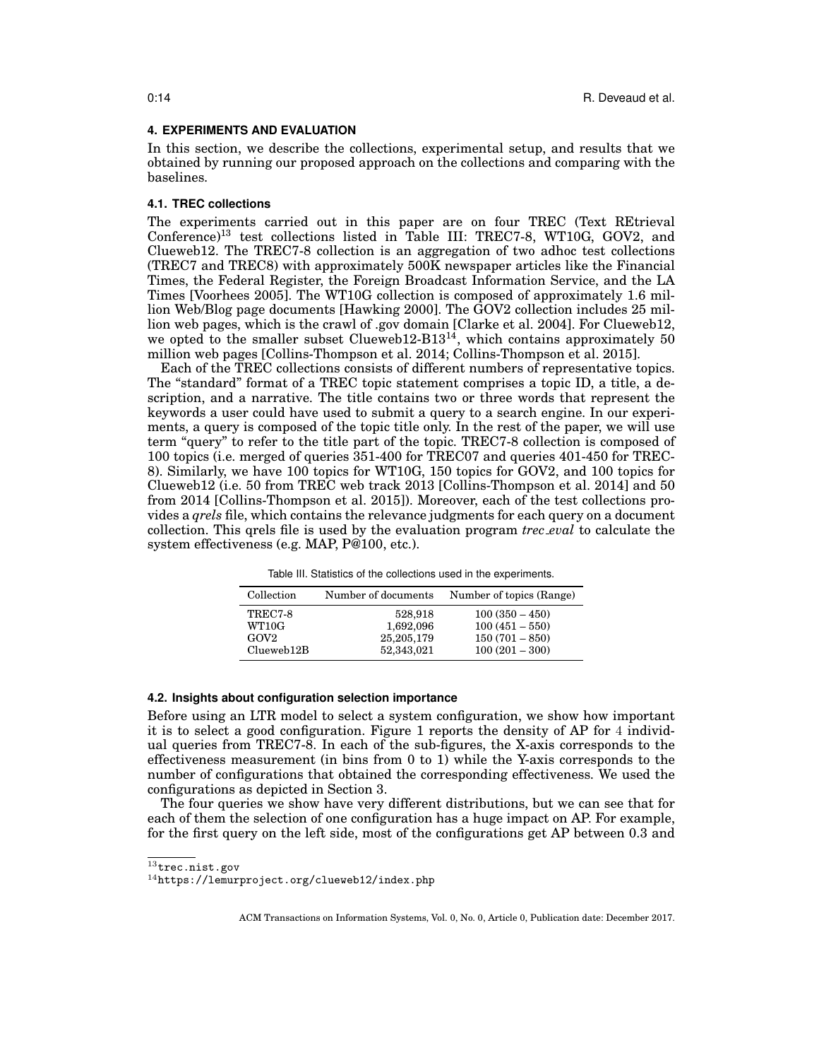## 4. EXPERIMENTS AND EVALUATION

In this section, we describe the collections, experimental setup, and results that we obtained by running our proposed approach on the collections and comparing with the baselines.

### 4.1. TREC collections

The experiments carried out in this paper are on four TREC (Text REtrieval Conference)[13] test collections listed in Table III: TREC7-8, WT10G, GOV2, and Clueweb12. The TREC7-8 collection is an aggregation of two adhoc test collections (TREC7 and TREC8) with approximately 500K newspaper articles like the Financial Times, the Federal Register, the Foreign Broadcast Information Service, and the LA Times [Voorhees 2005]. The WT10G collection is composed of approximately 1.6 million Web/Blog page documents [Hawking 2000]. The GOV2 collection includes 25 million web pages, which is the crawl of .gov domain [Clarke et al. 2004]. For Clueweb12, we opted to the smaller subset Clueweb12-B13[14], which contains approximately 50 million web pages [Collins-Thompson et al. 2014; Collins-Thompson et al. 2015].

Each of the TREC collections consists of different numbers of representative topics. The "standard" format of a TREC topic statement comprises a topic ID, a title, a description, and a narrative. The title contains two or three words that represent the keywords a user could have used to submit a query to a search engine. In our experiments, a query is composed of the topic title only. In the rest of the paper, we will use term "query" to refer to the title part of the topic. TREC7-8 collection is composed of 100 topics (i.e. merged of queries 351-400 for TREC07 and queries 401-450 for TREC-8). Similarly, we have 100 topics for WT10G, 150 topics for GOV2, and 100 topics for Clueweb12 (i.e. 50 from TREC web track 2013 [Collins-Thompson et al. 2014] and 50 from 2014 [Collins-Thompson et al. 2015]). Moreover, each of the test collections provides a *qrels* file, which contains the relevance judgments for each query on a document collection. This qrels file is used by the evaluation program *trec_eval* to calculate the system effectiveness (e.g. MAP, P@100, etc.).

Table III. Statistics of the collections used in the experiments.

| Collection | Number of documents | Number of topics (Range) |
|---|---|---|
| TREC7-8 | 528,918 | 100 (350 – 450) |
| WT10G | 1,692,096 | 100 (451 – 550) |
| GOV2 | 25,205,179 | 150 (701 – 850) |
| Clueweb12B | 52,343,021 | 100 (201 – 300) |

### 4.2. Insights about configuration selection importance

Before using an LTR model to select a system configuration, we show how important it is to select a good configuration. Figure 1 reports the density of AP for 4 individual queries from TREC7-8. In each of the sub-figures, the X-axis corresponds to the effectiveness measurement (in bins from 0 to 1) while the Y-axis corresponds to the number of configurations that obtained the corresponding effectiveness. We used the configurations as depicted in Section 3.

The four queries we show have very different distributions, but we can see that for each of them the selection of one configuration has a huge impact on AP. For example, for the first query on the left side, most of the configurations get AP between 0.3 and

[13] trec.nist.gov

[14] https://lemurproject.org/clueweb12/index.php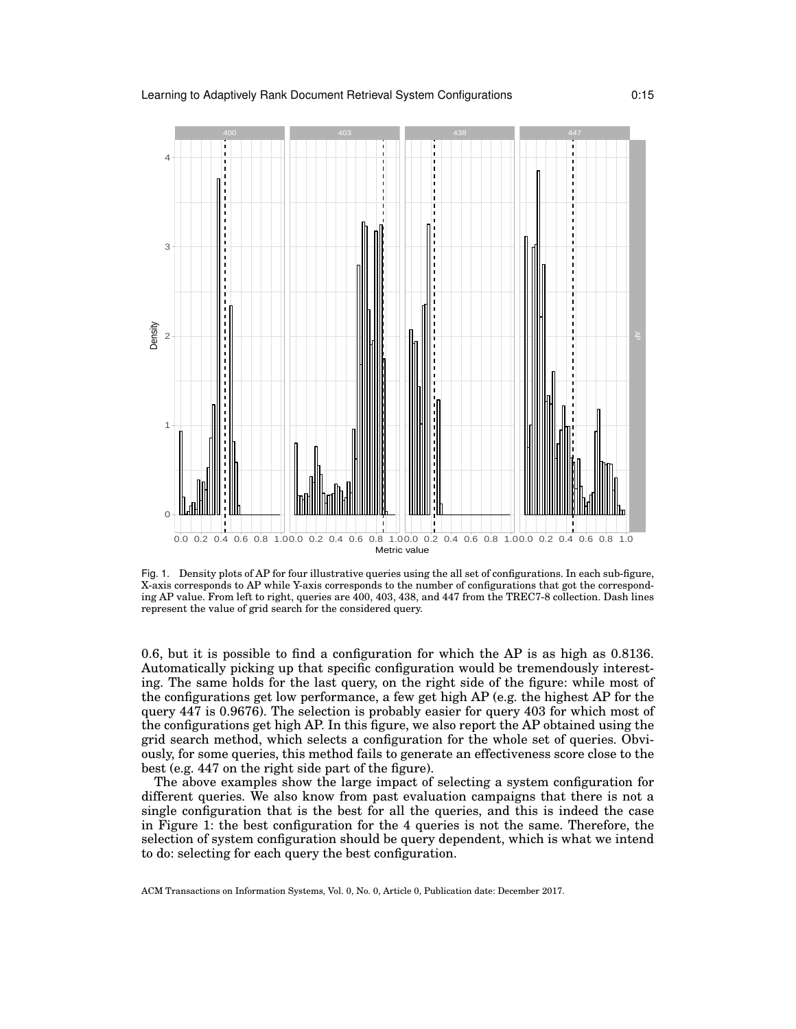Fig. 1. Density plots of AP for four illustrative queries using the all set of configurations. In each sub-figure, X-axis corresponds to AP while Y-axis corresponds to the number of configurations that got the corresponding AP value. From left to right, queries are 400, 403, 438, and 447 from the TREC7-8 collection. Dash lines represent the value of grid search for the considered query.

0.6, but it is possible to find a configuration for which the AP is as high as 0.8136. Automatically picking up that specific configuration would be tremendously interesting. The same holds for the last query, on the right side of the figure: while most of the configurations get low performance, a few get high AP (e.g. the highest AP for the query 447 is 0.9676). The selection is probably easier for query 403 for which most of the configurations get high AP. In this figure, we also report the AP obtained using the grid search method, which selects a configuration for the whole set of queries. Obviously, for some queries, this method fails to generate an effectiveness score close to the best (e.g. 447 on the right side part of the figure).

The above examples show the large impact of selecting a system configuration for different queries. We also know from past evaluation campaigns that there is not a single configuration that is the best for all the queries, and this is indeed the case in Figure 1: the best configuration for the 4 queries is not the same. Therefore, the selection of system configuration should be query dependent, which is what we intend to do: selecting for each query the best configuration.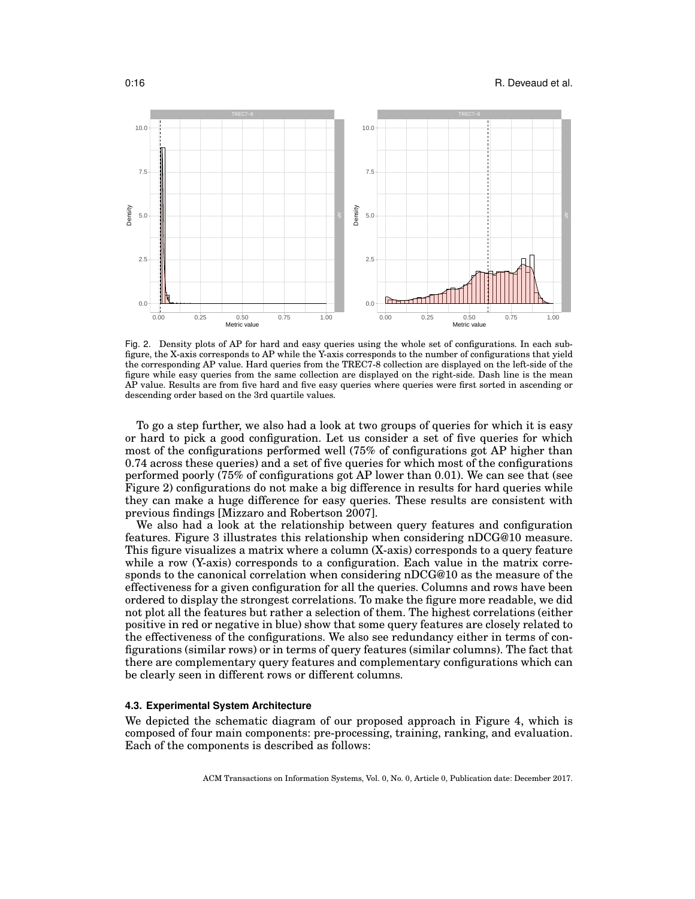Fig. 2. Density plots of AP for hard and easy queries using the whole set of configurations. In each subfigure, the X-axis corresponds to AP while the Y-axis corresponds to the number of configurations that yield the corresponding AP value. Hard queries from the TREC7-8 collection are displayed on the left-side of the figure while easy queries from the same collection are displayed on the right-side. Dash line is the mean AP value. Results are from five hard and five easy queries where queries were first sorted in ascending or descending order based on the 3rd quartile values.

To go a step further, we also had a look at two groups of queries for which it is easy or hard to pick a good configuration. Let us consider a set of five queries for which most of the configurations performed well (75% of configurations got AP higher than 0.74 across these queries) and a set of five queries for which most of the configurations performed poorly (75% of configurations got AP lower than 0.01). We can see that (see Figure 2) configurations do not make a big difference in results for hard queries while they can make a huge difference for easy queries. These results are consistent with previous findings [Mizzaro and Robertson 2007].

We also had a look at the relationship between query features and configuration features. Figure 3 illustrates this relationship when considering nDCG@10 measure. This figure visualizes a matrix where a column (X-axis) corresponds to a query feature while a row (Y-axis) corresponds to a configuration. Each value in the matrix corresponds to the canonical correlation when considering nDCG@10 as the measure of the effectiveness for a given configuration for all the queries. Columns and rows have been ordered to display the strongest correlations. To make the figure more readable, we did not plot all the features but rather a selection of them. The highest correlations (either positive in red or negative in blue) show that some query features are closely related to the effectiveness of the configurations. We also see redundancy either in terms of configurations (similar rows) or in terms of query features (similar columns). The fact that there are complementary query features and complementary configurations which can be clearly seen in different rows or different columns.

### 4.3. Experimental System Architecture

We depicted the schematic diagram of our proposed approach in Figure 4, which is composed of four main components: pre-processing, training, ranking, and evaluation. Each of the components is described as follows: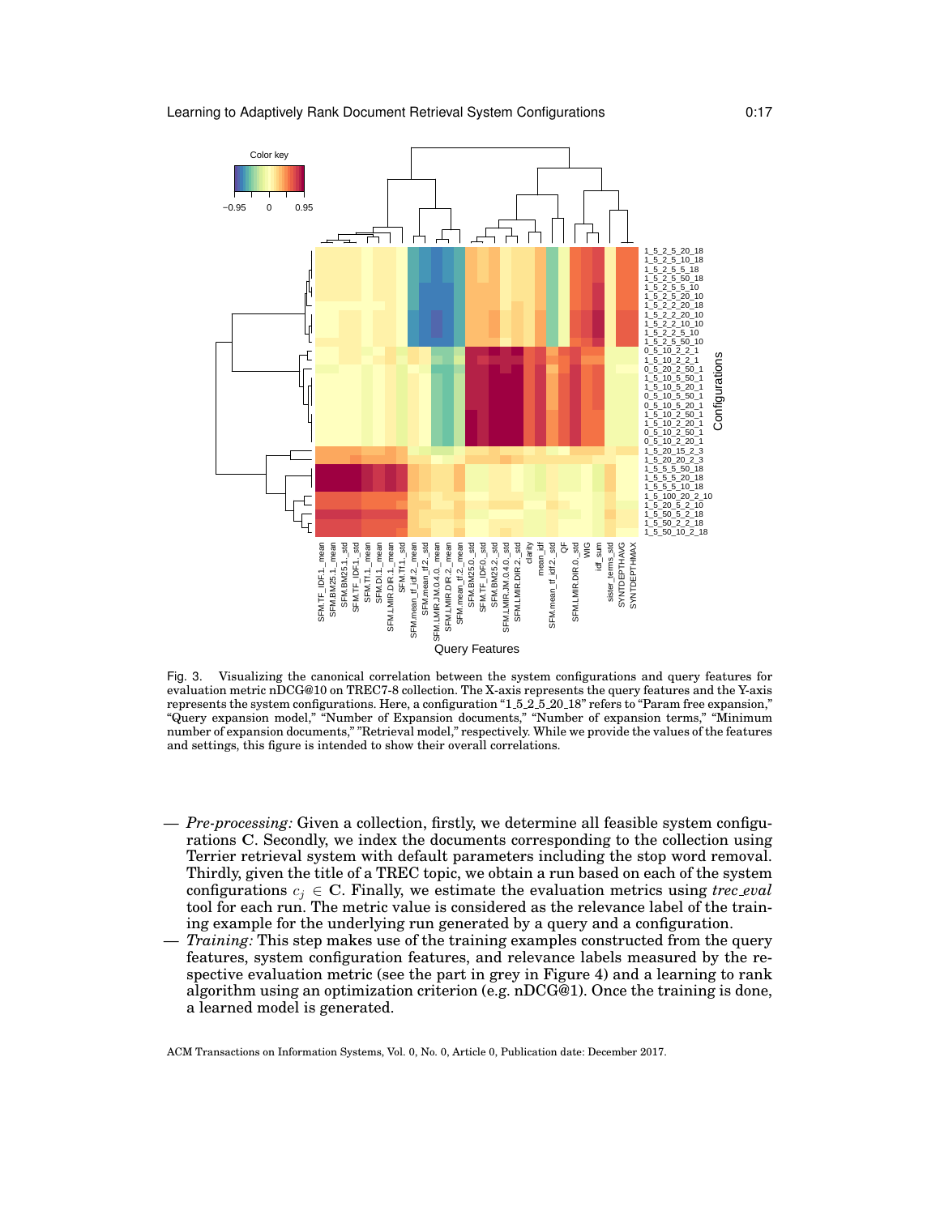Fig. 3. Visualizing the canonical correlation between the system configurations and query features for evaluation metric nDCG@10 on TREC7-8 collection. The X-axis represents the query features and the Y-axis represents the system configurations. Here, a configuration "1_5_2_5_20_18" refers to "Param free expansion," "Query expansion model," "Number of Expansion documents," "Number of expansion terms," "Minimum number of expansion documents," "Retrieval model," respectively. While we provide the values of the features and settings, this figure is intended to show their overall correlations.

— *Pre-processing:* Given a collection, firstly, we determine all feasible system configurations **C**. Secondly, we index the documents corresponding to the collection using Terrier retrieval system with default parameters including the stop word removal. Thirdly, given the title of a TREC topic, we obtain a run based on each of the system configurations $c_j \in \mathbf{C}$. Finally, we estimate the evaluation metrics using *trec_eval* tool for each run. The metric value is considered as the relevance label of the training example for the underlying run generated by a query and a configuration.

— *Training:* This step makes use of the training examples constructed from the query features, system configuration features, and relevance labels measured by the respective evaluation metric (see the part in grey in Figure 4) and a learning to rank algorithm using an optimization criterion (e.g. nDCG@1). Once the training is done, a learned model is generated.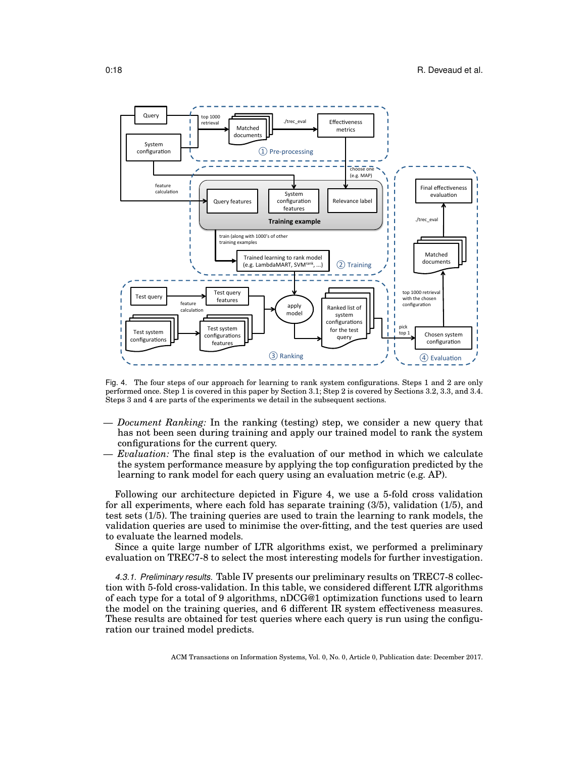Fig. 4. The four steps of our approach for learning to rank system configurations. Steps 1 and 2 are only performed once. Step 1 is covered in this paper by Section 3.1; Step 2 is covered by Sections 3.2, 3.3, and 3.4. Steps 3 and 4 are parts of the experiments we detail in the subsequent sections.

— *Document Ranking:* In the ranking (testing) step, we consider a new query that has not been seen during training and apply our trained model to rank the system configurations for the current query.

— *Evaluation:* The final step is the evaluation of our method in which we calculate the system performance measure by applying the top configuration predicted by the learning to rank model for each query using an evaluation metric (e.g. AP).

Following our architecture depicted in Figure 4, we use a 5-fold cross validation for all experiments, where each fold has separate training (3/5), validation (1/5), and test sets (1/5). The training queries are used to train the learning to rank models, the validation queries are used to minimise the over-fitting, and the test queries are used to evaluate the learned models.

Since a quite large number of LTR algorithms exist, we performed a preliminary evaluation on TREC7-8 to select the most interesting models for further investigation.

*4.3.1. Preliminary results.* Table IV presents our preliminary results on TREC7-8 collection with 5-fold cross-validation. In this table, we considered different LTR algorithms of each type for a total of 9 algorithms, nDCG@1 optimization functions used to learn the model on the training queries, and 6 different IR system effectiveness measures. These results are obtained for test queries where each query is run using the configuration our trained model predicts.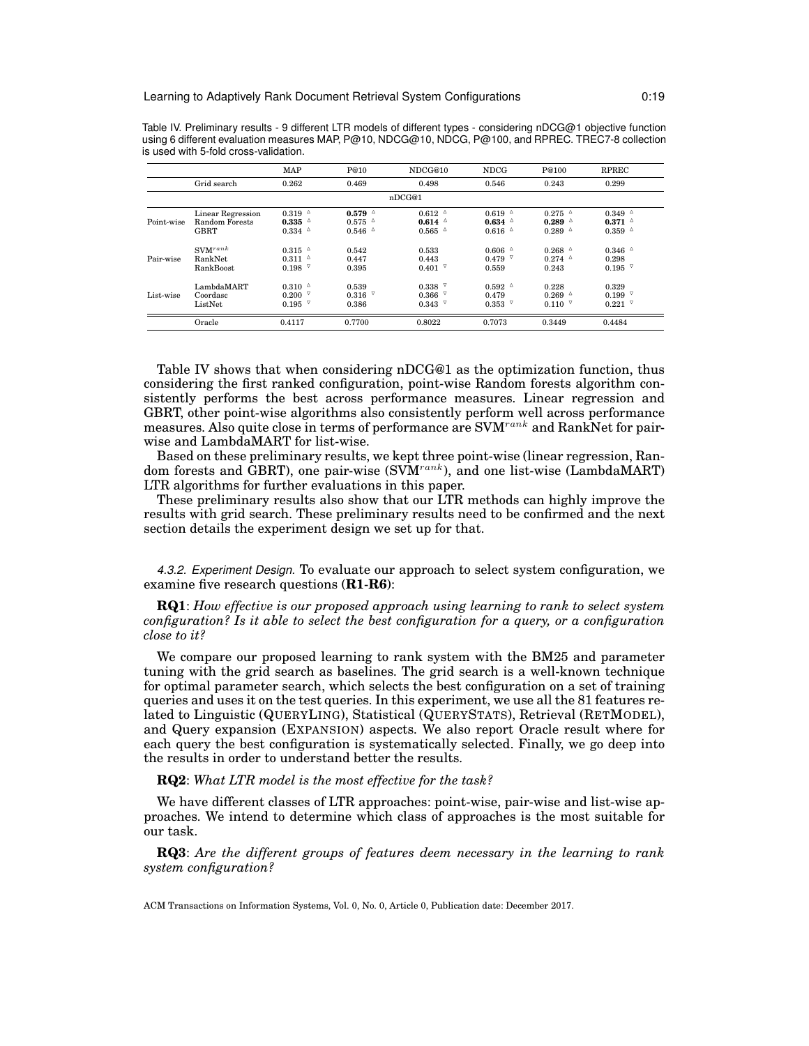Table IV. Preliminary results - 9 different LTR models of different types - considering nDCG@1 objective function using 6 different evaluation measures MAP, P@10, NDCG@10, NDCG, P@100, and RPREC. TREC7-8 collection is used with 5-fold cross-validation.

| | | MAP | P@10 | NDCG@10 | NDCG | P@100 | RPREC |
|---|---|---|---|---|---|---|---|
| | Grid search | 0.262 | 0.469 | 0.498 | 0.546 | 0.243 | 0.299 |
| | | | | nDCG@1 | | | |
| Point-wise | Linear Regression | 0.319 △ | **0.579** △ | 0.612 △ | 0.619 △ | 0.275 △ | 0.349 △ |
| | Random Forests | **0.335** △ | 0.575 △ | **0.614** △ | **0.634** △ | **0.289** △ | **0.371** △ |
| | GBRT | 0.334 △ | 0.546 △ | 0.565 △ | 0.616 △ | 0.289 △ | 0.359 △ |
| Pair-wise | SVM$^{rank}$ | 0.315 △ | 0.542 | 0.533 | 0.606 △ | 0.268 △ | 0.346 △ |
| | RankNet | 0.311 △ | 0.447 | 0.443 | 0.479 ▽ | 0.274 △ | 0.298 |
| | RankBoost | 0.198 ▽ | 0.395 | 0.401 ▽ | 0.559 | 0.243 | 0.195 ▽ |
| List-wise | LambdaMART | 0.310 △ | 0.539 | 0.338 ▽ | 0.592 △ | 0.228 | 0.329 |
| | Coordasc | 0.200 ▽ | 0.316 ▽ | 0.366 ▽ | 0.479 | 0.269 △ | 0.199 ▽ |
| | ListNet | 0.195 ▽ | 0.386 | 0.343 ▽ | 0.353 ▽ | 0.110 ▽ | 0.221 ▽ |
| | Oracle | 0.4117 | 0.7700 | 0.8022 | 0.7073 | 0.3449 | 0.4484 |

Table IV shows that when considering nDCG@1 as the optimization function, thus considering the first ranked configuration, point-wise Random forests algorithm consistently performs the best across performance measures. Linear regression and GBRT, other point-wise algorithms also consistently perform well across performance measures. Also quite close in terms of performance are SVM$^{rank}$ and RankNet for pair-wise and LambdaMART for list-wise.

Based on these preliminary results, we kept three point-wise (linear regression, Random forests and GBRT), one pair-wise (SVM$^{rank}$), and one list-wise (LambdaMART) LTR algorithms for further evaluations in this paper.

These preliminary results also show that our LTR methods can highly improve the results with grid search. These preliminary results need to be confirmed and the next section details the experiment design we set up for that.

*4.3.2. Experiment Design.* To evaluate our approach to select system configuration, we examine five research questions (**R1**-**R6**):

**RQ1**: *How effective is our proposed approach using learning to rank to select system configuration? Is it able to select the best configuration for a query, or a configuration close to it?*

We compare our proposed learning to rank system with the BM25 and parameter tuning with the grid search as baselines. The grid search is a well-known technique for optimal parameter search, which selects the best configuration on a set of training queries and uses it on the test queries. In this experiment, we use all the 81 features related to Linguistic (QUERYLING), Statistical (QUERYSTATS), Retrieval (RETMODEL), and Query expansion (EXPANSION) aspects. We also report Oracle result where for each query the best configuration is systematically selected. Finally, we go deep into the results in order to understand better the results.

**RQ2**: *What LTR model is the most effective for the task?*

We have different classes of LTR approaches: point-wise, pair-wise and list-wise approaches. We intend to determine which class of approaches is the most suitable for our task.

**RQ3**: *Are the different groups of features deem necessary in the learning to rank system configuration?*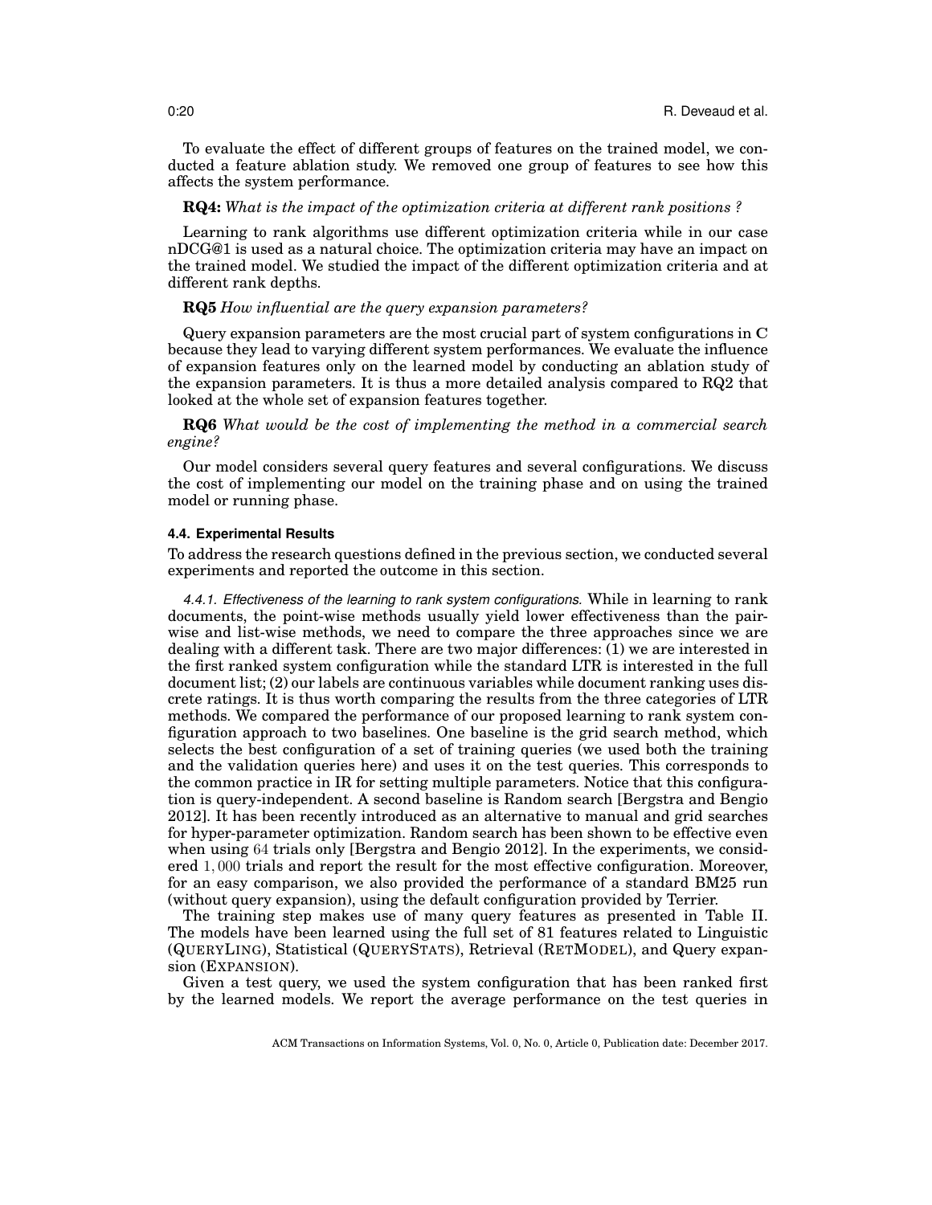To evaluate the effect of different groups of features on the trained model, we conducted a feature ablation study. We removed one group of features to see how this affects the system performance.

**RQ4:** *What is the impact of the optimization criteria at different rank positions ?*

Learning to rank algorithms use different optimization criteria while in our case nDCG@1 is used as a natural choice. The optimization criteria may have an impact on the trained model. We studied the impact of the different optimization criteria and at different rank depths.

**RQ5** *How influential are the query expansion parameters?*

Query expansion parameters are the most crucial part of system configurations in **C** because they lead to varying different system performances. We evaluate the influence of expansion features only on the learned model by conducting an ablation study of the expansion parameters. It is thus a more detailed analysis compared to RQ2 that looked at the whole set of expansion features together.

**RQ6** *What would be the cost of implementing the method in a commercial search engine?*

Our model considers several query features and several configurations. We discuss the cost of implementing our model on the training phase and on using the trained model or running phase.

#### 4.4. Experimental Results

To address the research questions defined in the previous section, we conducted several experiments and reported the outcome in this section.

*4.4.1. Effectiveness of the learning to rank system configurations.* While in learning to rank documents, the point-wise methods usually yield lower effectiveness than the pair-wise and list-wise methods, we need to compare the three approaches since we are dealing with a different task. There are two major differences: (1) we are interested in the first ranked system configuration while the standard LTR is interested in the full document list; (2) our labels are continuous variables while document ranking uses discrete ratings. It is thus worth comparing the results from the three categories of LTR methods. We compared the performance of our proposed learning to rank system configuration approach to two baselines. One baseline is the grid search method, which selects the best configuration of a set of training queries (we used both the training and the validation queries here) and uses it on the test queries. This corresponds to the common practice in IR for setting multiple parameters. Notice that this configuration is query-independent. A second baseline is Random search [Bergstra and Bengio 2012]. It has been recently introduced as an alternative to manual and grid searches for hyper-parameter optimization. Random search has been shown to be effective even when using $64$ trials only [Bergstra and Bengio 2012]. In the experiments, we considered $1,000$ trials and report the result for the most effective configuration. Moreover, for an easy comparison, we also provided the performance of a standard BM25 run (without query expansion), using the default configuration provided by Terrier.

The training step makes use of many query features as presented in Table II. The models have been learned using the full set of 81 features related to Linguistic (QUERYLING), Statistical (QUERYSTATS), Retrieval (RETMODEL), and Query expansion (EXPANSION).

Given a test query, we used the system configuration that has been ranked first by the learned models. We report the average performance on the test queries in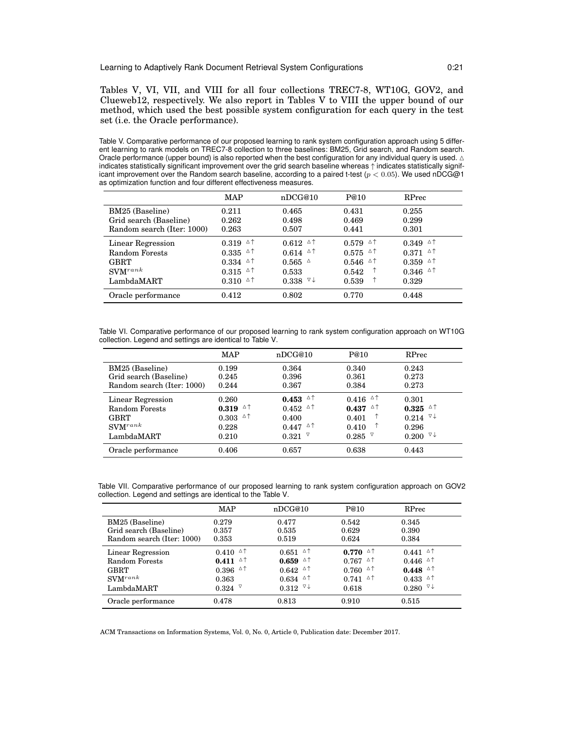Tables V, VI, VII, and VIII for all four collections TREC7-8, WT10G, GOV2, and Clueweb12, respectively. We also report in Tables V to VIII the upper bound of our method, which used the best possible system configuration for each query in the test set (i.e. the Oracle performance).

Table V. Comparative performance of our proposed learning to rank system configuration approach using 5 different learning to rank models on TREC7-8 collection to three baselines: BM25, Grid search, and Random search. Oracle performance (upper bound) is also reported when the best configuration for any individual query is used. △ indicates statistically significant improvement over the grid search baseline whereas ↑ indicates statistically significant improvement over the Random search baseline, according to a paired t-test ($p < 0.05$). We used nDCG@1 as optimization function and four different effectiveness measures.

| | MAP | nDCG@10 | P@10 | RPrec |
|---|---|---|---|---|
| BM25 (Baseline) | 0.211 | 0.465 | 0.431 | 0.255 |
| Grid search (Baseline) | 0.262 | 0.498 | 0.469 | 0.299 |
| Random search (Iter: 1000) | 0.263 | 0.507 | 0.441 | 0.301 |
| Linear Regression | 0.319 △↑ | 0.612 △↑ | 0.579 △↑ | 0.349 △↑ |
| Random Forests | 0.335 △↑ | 0.614 △↑ | 0.575 △↑ | 0.371 △↑ |
| GBRT | 0.334 △↑ | 0.565 △ | 0.546 △↑ | 0.359 △↑ |
| SVM$^{rank}$ | 0.315 △↑ | 0.533 | 0.542 ↑ | 0.346 △↑ |
| LambdaMART | 0.310 △↑ | 0.338 ▽↓ | 0.539 ↑ | 0.329 |
| Oracle performance | 0.412 | 0.802 | 0.770 | 0.448 |

Table VI. Comparative performance of our proposed learning to rank system configuration approach on WT10G collection. Legend and settings are identical to Table V.

| | MAP | nDCG@10 | P@10 | RPrec |
|---|---|---|---|---|
| BM25 (Baseline) | 0.199 | 0.364 | 0.340 | 0.243 |
| Grid search (Baseline) | 0.245 | 0.396 | 0.361 | 0.273 |
| Random search (Iter: 1000) | 0.244 | 0.367 | 0.384 | 0.273 |
| Linear Regression | 0.260 | **0.453** △↑ | 0.416 △↑ | 0.301 |
| Random Forests | **0.319** △↑ | 0.452 △↑ | **0.437** △↑ | **0.325** △↑ |
| GBRT | 0.303 △↑ | 0.400 | 0.401 ↑ | 0.214 ▽↓ |
| SVM$^{rank}$ | 0.228 | 0.447 △↑ | 0.410 ↑ | 0.296 |
| LambdaMART | 0.210 | 0.321 ▽ | 0.285 ▽ | 0.200 ▽↓ |
| Oracle performance | 0.406 | 0.657 | 0.638 | 0.443 |

Table VII. Comparative performance of our proposed learning to rank system configuration approach on GOV2 collection. Legend and settings are identical to the Table V.

| | MAP | nDCG@10 | P@10 | RPrec |
|---|---|---|---|---|
| BM25 (Baseline) | 0.279 | 0.477 | 0.542 | 0.345 |
| Grid search (Baseline) | 0.357 | 0.535 | 0.629 | 0.390 |
| Random search (Iter: 1000) | 0.353 | 0.519 | 0.624 | 0.384 |
| Linear Regression | 0.410 △↑ | 0.651 △↑ | **0.770** △↑ | 0.441 △↑ |
| Random Forests | **0.411** △↑ | **0.659** △↑ | 0.767 △↑ | 0.446 △↑ |
| GBRT | 0.396 △↑ | 0.642 △↑ | 0.760 △↑ | **0.448** △↑ |
| SVM$^{rank}$ | 0.363 | 0.634 △↑ | 0.741 △↑ | 0.433 △↑ |
| LambdaMART | 0.324 ▽ | 0.312 ▽↓ | 0.618 | 0.280 ▽↓ |
| Oracle performance | 0.478 | 0.813 | 0.910 | 0.515 |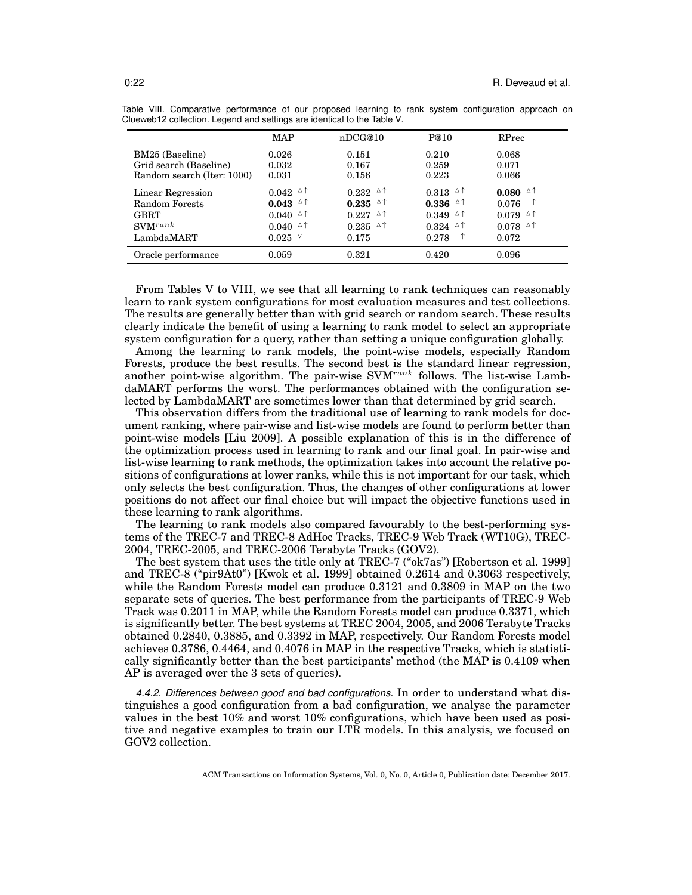Table VIII. Comparative performance of our proposed learning to rank system configuration approach on Clueweb12 collection. Legend and settings are identical to the Table V.

| | MAP | nDCG@10 | P@10 | RPrec |
|---|---|---|---|---|
| BM25 (Baseline) | 0.026 | 0.151 | 0.210 | 0.068 |
| Grid search (Baseline) | 0.032 | 0.167 | 0.259 | 0.071 |
| Random search (Iter: 1000) | 0.031 | 0.156 | 0.223 | 0.066 |
| Linear Regression | 0.042 △↑ | 0.232 △↑ | 0.313 △↑ | **0.080** △↑ |
| Random Forests | **0.043** △↑ | **0.235** △↑ | **0.336** △↑ | 0.076 ↑ |
| GBRT | 0.040 △↑ | 0.227 △↑ | 0.349 △↑ | 0.079 △↑ |
| SVM$^{rank}$ | 0.040 △↑ | 0.235 △↑ | 0.324 △↑ | 0.078 △↑ |
| LambdaMART | 0.025 ▽ | 0.175 | 0.278 ↑ | 0.072 |
| Oracle performance | 0.059 | 0.321 | 0.420 | 0.096 |

From Tables V to VIII, we see that all learning to rank techniques can reasonably learn to rank system configurations for most evaluation measures and test collections. The results are generally better than with grid search or random search. These results clearly indicate the benefit of using a learning to rank model to select an appropriate system configuration for a query, rather than setting a unique configuration globally.

Among the learning to rank models, the point-wise models, especially Random Forests, produce the best results. The second best is the standard linear regression, another point-wise algorithm. The pair-wise SVM$^{rank}$ follows. The list-wise LambdaMART performs the worst. The performances obtained with the configuration selected by LambdaMART are sometimes lower than that determined by grid search.

This observation differs from the traditional use of learning to rank models for document ranking, where pair-wise and list-wise models are found to perform better than point-wise models [Liu 2009]. A possible explanation of this is in the difference of the optimization process used in learning to rank and our final goal. In pair-wise and list-wise learning to rank methods, the optimization takes into account the relative positions of configurations at lower ranks, while this is not important for our task, which only selects the best configuration. Thus, the changes of other configurations at lower positions do not affect our final choice but will impact the objective functions used in these learning to rank algorithms.

The learning to rank models also compared favourably to the best-performing systems of the TREC-7 and TREC-8 AdHoc Tracks, TREC-9 Web Track (WT10G), TREC-2004, TREC-2005, and TREC-2006 Terabyte Tracks (GOV2).

The best system that uses the title only at TREC-7 ("ok7as") [Robertson et al. 1999] and TREC-8 ("pir9At0") [Kwok et al. 1999] obtained 0.2614 and 0.3063 respectively, while the Random Forests model can produce 0.3121 and 0.3809 in MAP on the two separate sets of queries. The best performance from the participants of TREC-9 Web Track was 0.2011 in MAP, while the Random Forests model can produce 0.3371, which is significantly better. The best systems at TREC 2004, 2005, and 2006 Terabyte Tracks obtained 0.2840, 0.3885, and 0.3392 in MAP, respectively. Our Random Forests model achieves 0.3786, 0.4464, and 0.4076 in MAP in the respective Tracks, which is statistically significantly better than the best participants' method (the MAP is 0.4109 when AP is averaged over the 3 sets of queries).

*4.4.2. Differences between good and bad configurations.* In order to understand what distinguishes a good configuration from a bad configuration, we analyse the parameter values in the best 10% and worst 10% configurations, which have been used as positive and negative examples to train our LTR models. In this analysis, we focused on GOV2 collection.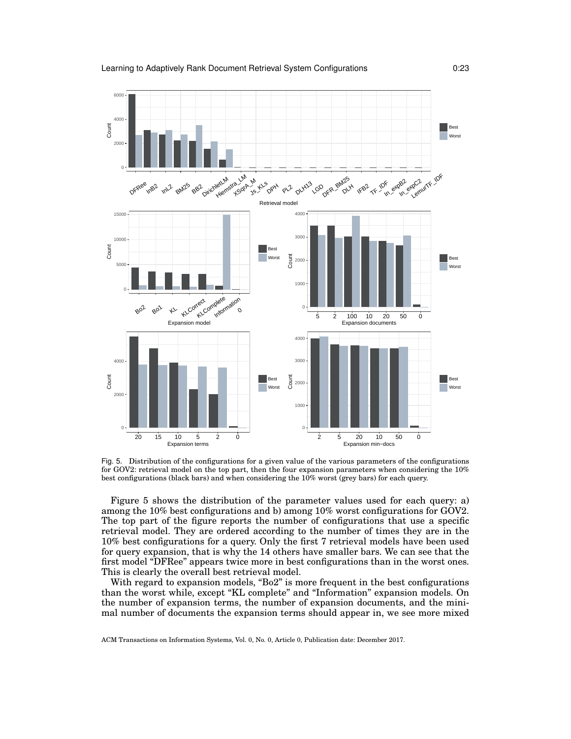Fig. 5. Distribution of the configurations for a given value of the various parameters of the configurations for GOV2: retrieval model on the top part, then the four expansion parameters when considering the 10% best configurations (black bars) and when considering the 10% worst (grey bars) for each query.

Figure 5 shows the distribution of the parameter values used for each query: a) among the 10% best configurations and b) among 10% worst configurations for GOV2. The top part of the figure reports the number of configurations that use a specific retrieval model. They are ordered according to the number of times they are in the 10% best configurations for a query. Only the first 7 retrieval models have been used for query expansion, that is why the 14 others have smaller bars. We can see that the first model "DFRee" appears twice more in best configurations than in the worst ones. This is clearly the overall best retrieval model.

With regard to expansion models, "Bo2" is more frequent in the best configurations than the worst while, except "KL complete" and "Information" expansion models. On the number of expansion terms, the number of expansion documents, and the minimal number of documents the expansion terms should appear in, we see more mixed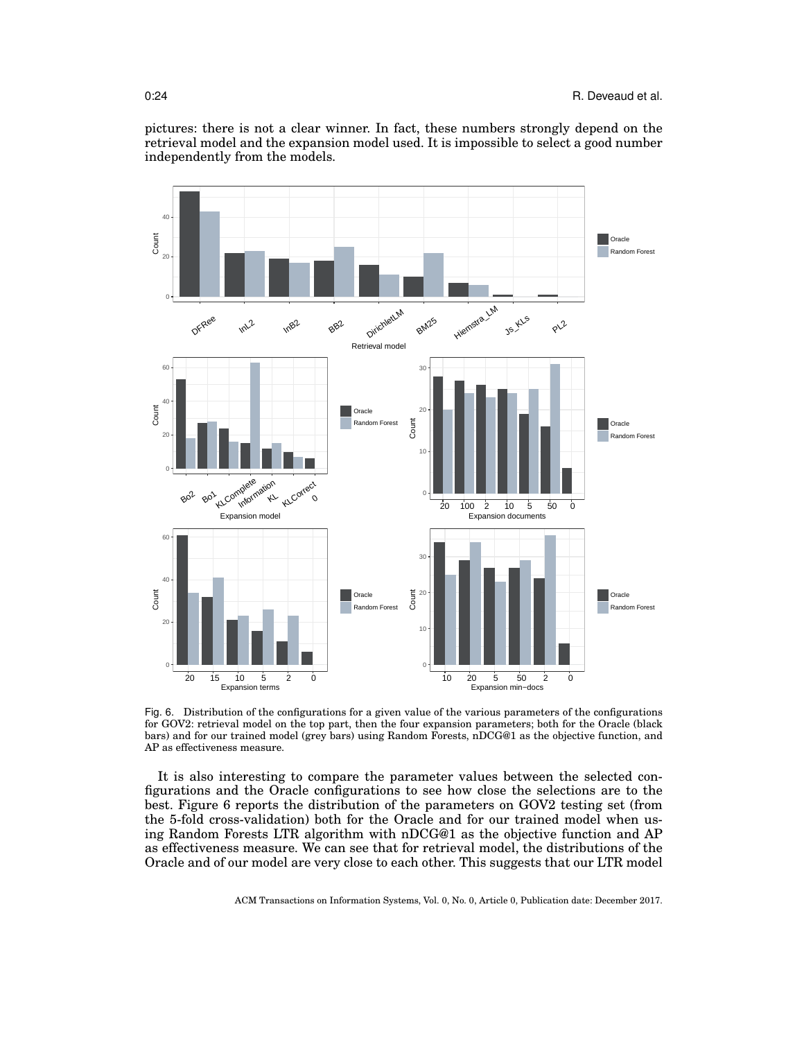pictures: there is not a clear winner. In fact, these numbers strongly depend on the retrieval model and the expansion model used. It is impossible to select a good number independently from the models.

Fig. 6. Distribution of the configurations for a given value of the various parameters of the configurations for GOV2: retrieval model on the top part, then the four expansion parameters; both for the Oracle (black bars) and for our trained model (grey bars) using Random Forests, nDCG@1 as the objective function, and AP as effectiveness measure.

It is also interesting to compare the parameter values between the selected configurations and the Oracle configurations to see how close the selections are to the best. Figure 6 reports the distribution of the parameters on GOV2 testing set (from the 5-fold cross-validation) both for the Oracle and for our trained model when using Random Forests LTR algorithm with nDCG@1 as the objective function and AP as effectiveness measure. We can see that for retrieval model, the distributions of the Oracle and of our model are very close to each other. This suggests that our LTR model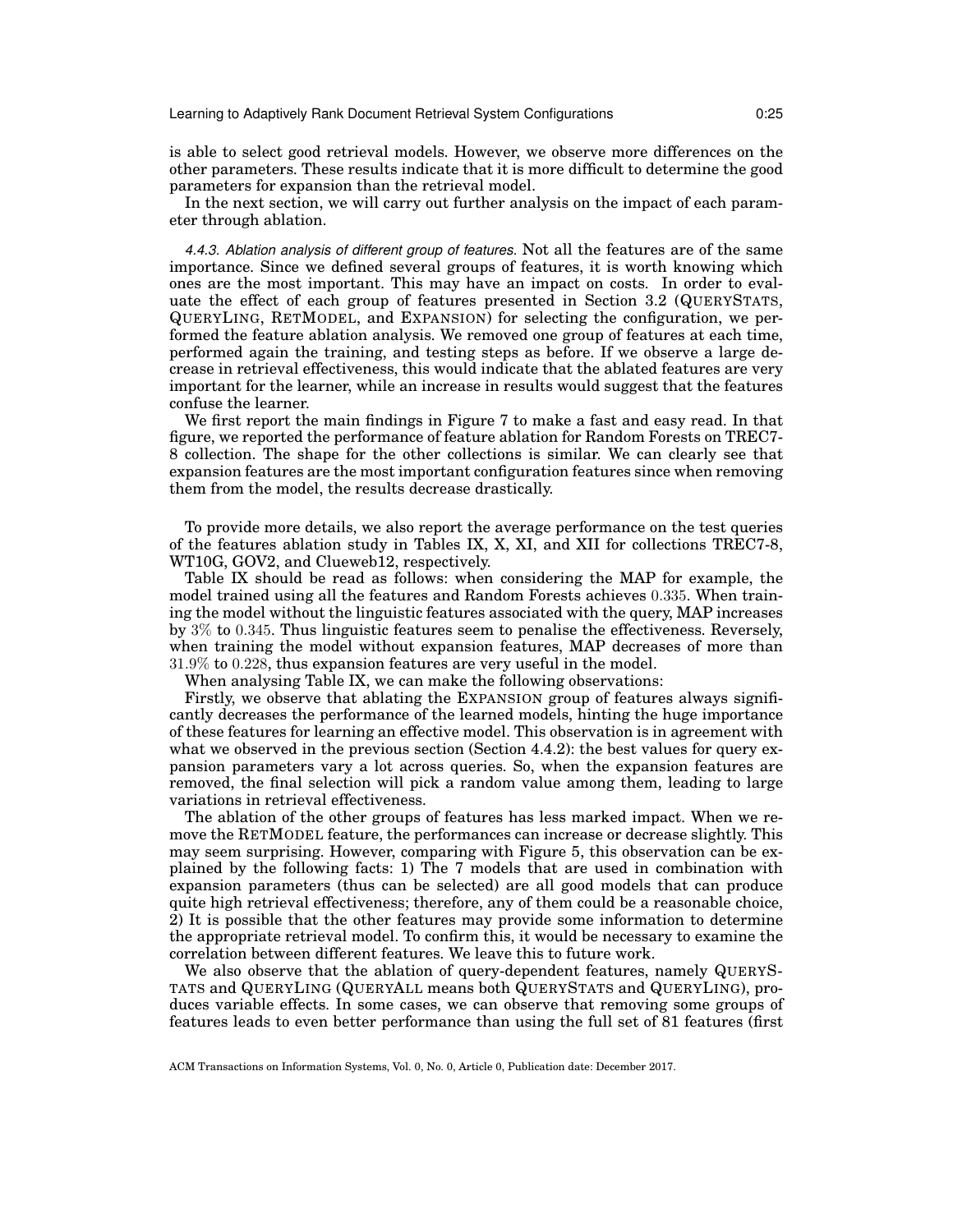is able to select good retrieval models. However, we observe more differences on the other parameters. These results indicate that it is more difficult to determine the good parameters for expansion than the retrieval model.

In the next section, we will carry out further analysis on the impact of each parameter through ablation.

*4.4.3. Ablation analysis of different group of features.* Not all the features are of the same importance. Since we defined several groups of features, it is worth knowing which ones are the most important. This may have an impact on costs. In order to evaluate the effect of each group of features presented in Section 3.2 (QUERYSTATS, QUERYLING, RETMODEL, and EXPANSION) for selecting the configuration, we performed the feature ablation analysis. We removed one group of features at each time, performed again the training, and testing steps as before. If we observe a large decrease in retrieval effectiveness, this would indicate that the ablated features are very important for the learner, while an increase in results would suggest that the features confuse the learner.

We first report the main findings in Figure 7 to make a fast and easy read. In that figure, we reported the performance of feature ablation for Random Forests on TREC7-8 collection. The shape for the other collections is similar. We can clearly see that expansion features are the most important configuration features since when removing them from the model, the results decrease drastically.

To provide more details, we also report the average performance on the test queries of the features ablation study in Tables IX, X, XI, and XII for collections TREC7-8, WT10G, GOV2, and Clueweb12, respectively.

Table IX should be read as follows: when considering the MAP for example, the model trained using all the features and Random Forests achieves $0.335$. When training the model without the linguistic features associated with the query, MAP increases by $3\%$ to $0.345$. Thus linguistic features seem to penalise the effectiveness. Reversely, when training the model without expansion features, MAP decreases of more than $31.9\%$ to $0.228$, thus expansion features are very useful in the model.

When analysing Table IX, we can make the following observations:

Firstly, we observe that ablating the EXPANSION group of features always significantly decreases the performance of the learned models, hinting the huge importance of these features for learning an effective model. This observation is in agreement with what we observed in the previous section (Section 4.4.2): the best values for query expansion parameters vary a lot across queries. So, when the expansion features are removed, the final selection will pick a random value among them, leading to large variations in retrieval effectiveness.

The ablation of the other groups of features has less marked impact. When we remove the RETMODEL feature, the performances can increase or decrease slightly. This may seem surprising. However, comparing with Figure 5, this observation can be explained by the following facts: 1) The 7 models that are used in combination with expansion parameters (thus can be selected) are all good models that can produce quite high retrieval effectiveness; therefore, any of them could be a reasonable choice, 2) It is possible that the other features may provide some information to determine the appropriate retrieval model. To confirm this, it would be necessary to examine the correlation between different features. We leave this to future work.

We also observe that the ablation of query-dependent features, namely QUERYSTATS and QUERYLING (QUERYALL means both QUERYSTATS and QUERYLING), produces variable effects. In some cases, we can observe that removing some groups of features leads to even better performance than using the full set of 81 features (first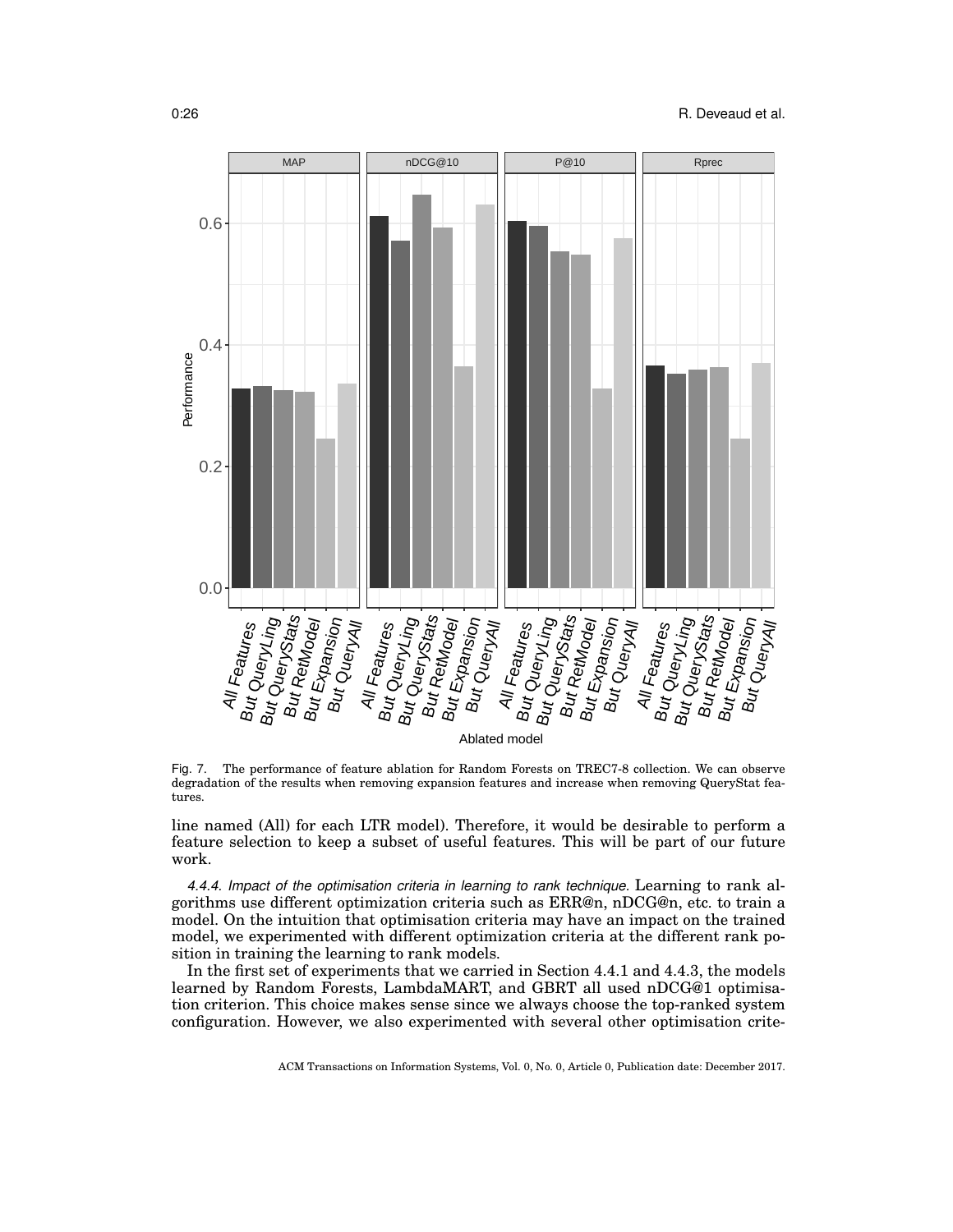Fig. 7. The performance of feature ablation for Random Forests on TREC7-8 collection. We can observe degradation of the results when removing expansion features and increase when removing QueryStat features.

line named (All) for each LTR model). Therefore, it would be desirable to perform a feature selection to keep a subset of useful features. This will be part of our future work.

*4.4.4. Impact of the optimisation criteria in learning to rank technique.* Learning to rank algorithms use different optimization criteria such as ERR@n, nDCG@n, etc. to train a model. On the intuition that optimisation criteria may have an impact on the trained model, we experimented with different optimization criteria at the different rank position in training the learning to rank models.

In the first set of experiments that we carried in Section 4.4.1 and 4.4.3, the models learned by Random Forests, LambdaMART, and GBRT all used nDCG@1 optimisation criterion. This choice makes sense since we always choose the top-ranked system configuration. However, we also experimented with several other optimisation crite-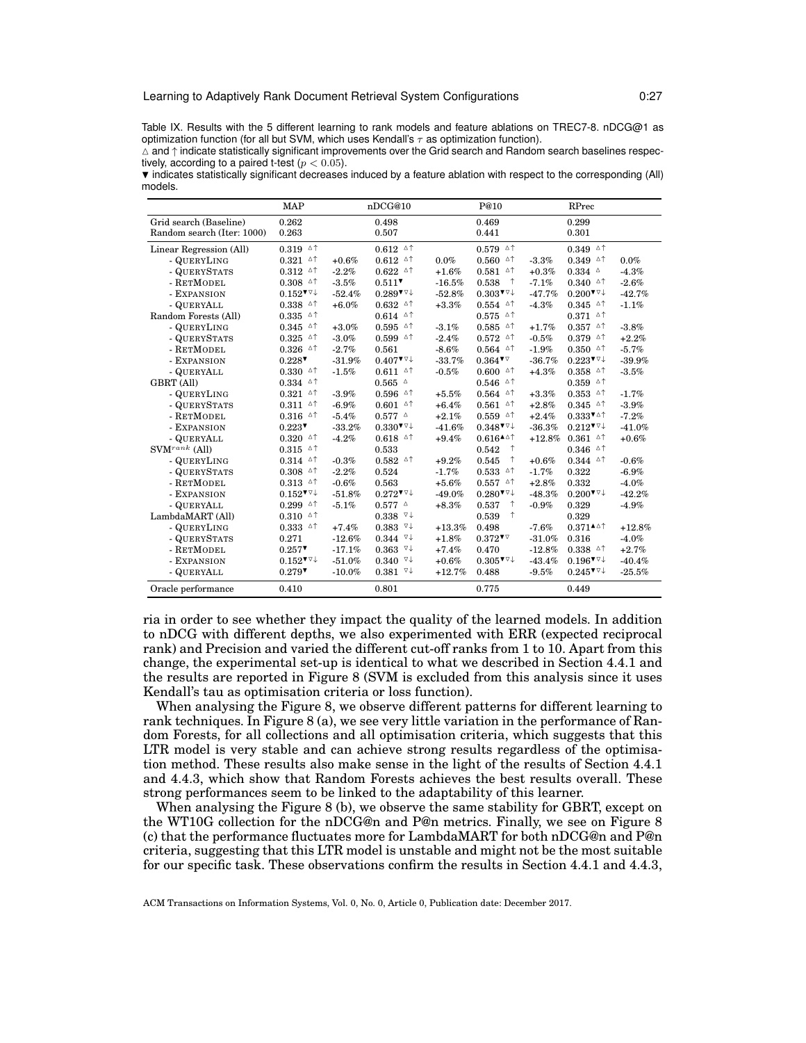Table IX. Results with the 5 different learning to rank models and feature ablations on TREC7-8. nDCG@1 as optimization function (for all but SVM, which uses Kendall's $\tau$ as optimization function).

$\triangle$ and $\uparrow$ indicate statistically significant improvements over the Grid search and Random search baselines respectively, according to a paired t-test ($p < 0.05$).

$\blacktriangledown$ indicates statistically significant decreases induced by a feature ablation with respect to the corresponding (All) models.

| | MAP | | nDCG@10 | | P@10 | | RPrec | |
|---|---|---|---|---|---|---|---|---|
| Grid search (Baseline) | 0.262 | | 0.498 | | 0.469 | | 0.299 | |
| Random search (Iter: 1000) | 0.263 | | 0.507 | | 0.441 | | 0.301 | |
| Linear Regression (All) | 0.319 $^{\triangle\uparrow}$ | | 0.612 $^{\triangle\uparrow}$ | | 0.579 $^{\triangle\uparrow}$ | | 0.349 $^{\triangle\uparrow}$ | |
| - QUERYLING | 0.321 $^{\triangle\uparrow}$ | +0.6% | 0.612 $^{\triangle\uparrow}$ | 0.0% | 0.560 $^{\triangle\uparrow}$ | -3.3% | 0.349 $^{\triangle\uparrow}$ | 0.0% |
| - QUERYSTATS | 0.312 $^{\triangle\uparrow}$ | -2.2% | 0.622 $^{\triangle\uparrow}$ | +1.6% | 0.581 $^{\triangle\uparrow}$ | +0.3% | 0.334 $^{\triangle}$ | -4.3% |
| - RETMODEL | 0.308 $^{\triangle\uparrow}$ | -3.5% | 0.511$^{\blacktriangledown}$ | -16.5% | 0.538 $^{\uparrow}$ | -7.1% | 0.340 $^{\triangle\uparrow}$ | -2.6% |
| - EXPANSION | 0.152$^{\blacktriangledown\triangledown\downarrow}$ | -52.4% | 0.289$^{\blacktriangledown\triangledown\downarrow}$ | -52.8% | 0.303$^{\blacktriangledown\triangledown\downarrow}$ | -47.7% | 0.200$^{\blacktriangledown\triangledown\downarrow}$ | -42.7% |
| - QUERYALL | 0.338 $^{\triangle\uparrow}$ | +6.0% | 0.632 $^{\triangle\uparrow}$ | +3.3% | 0.554 $^{\triangle\uparrow}$ | -4.3% | 0.345 $^{\triangle\uparrow}$ | -1.1% |
| Random Forests (All) | 0.335 $^{\triangle\uparrow}$ | | 0.614 $^{\triangle\uparrow}$ | | 0.575 $^{\triangle\uparrow}$ | | 0.371 $^{\triangle\uparrow}$ | |
| - QUERYLING | 0.345 $^{\triangle\uparrow}$ | +3.0% | 0.595 $^{\triangle\uparrow}$ | -3.1% | 0.585 $^{\triangle\uparrow}$ | +1.7% | 0.357 $^{\triangle\uparrow}$ | -3.8% |
| - QUERYSTATS | 0.325 $^{\triangle\uparrow}$ | -3.0% | 0.599 $^{\triangle\uparrow}$ | -2.4% | 0.572 $^{\triangle\uparrow}$ | -0.5% | 0.379 $^{\triangle\uparrow}$ | +2.2% |
| - RETMODEL | 0.326 $^{\triangle\uparrow}$ | -2.7% | 0.561 | -8.6% | 0.564 $^{\triangle\uparrow}$ | -1.9% | 0.350 $^{\triangle\uparrow}$ | -5.7% |
| - EXPANSION | 0.228$^{\blacktriangledown}$ | -31.9% | 0.407$^{\blacktriangledown\triangledown\downarrow}$ | -33.7% | 0.364$^{\blacktriangledown\triangledown}$ | -36.7% | 0.223$^{\blacktriangledown\triangledown\downarrow}$ | -39.9% |
| - QUERYALL | 0.330 $^{\triangle\uparrow}$ | -1.5% | 0.611 $^{\triangle\uparrow}$ | -0.5% | 0.600 $^{\triangle\uparrow}$ | +4.3% | 0.358 $^{\triangle\uparrow}$ | -3.5% |
| GBRT (All) | 0.334 $^{\triangle\uparrow}$ | | 0.565 $^{\triangle}$ | | 0.546 $^{\triangle\uparrow}$ | | 0.359 $^{\triangle\uparrow}$ | |
| - QUERYLING | 0.321 $^{\triangle\uparrow}$ | -3.9% | 0.596 $^{\triangle\uparrow}$ | +5.5% | 0.564 $^{\triangle\uparrow}$ | +3.3% | 0.353 $^{\triangle\uparrow}$ | -1.7% |
| - QUERYSTATS | 0.311 $^{\triangle\uparrow}$ | -6.9% | 0.601 $^{\triangle\uparrow}$ | +6.4% | 0.561 $^{\triangle\uparrow}$ | +2.8% | 0.345 $^{\triangle\uparrow}$ | -3.9% |
| - RETMODEL | 0.316 $^{\triangle\uparrow}$ | -5.4% | 0.577 $^{\triangle}$ | +2.1% | 0.559 $^{\triangle\uparrow}$ | +2.4% | 0.333$^{\blacktriangledown\triangle\uparrow}$ | -7.2% |
| - EXPANSION | 0.223$^{\blacktriangledown}$ | -33.2% | 0.330$^{\blacktriangledown\triangledown\downarrow}$ | -41.6% | 0.348$^{\blacktriangledown\triangledown\downarrow}$ | -36.3% | 0.212$^{\blacktriangledown\triangledown\downarrow}$ | -41.0% |
| - QUERYALL | 0.320 $^{\triangle\uparrow}$ | -4.2% | 0.618 $^{\triangle\uparrow}$ | +9.4% | 0.616$^{\blacktriangle\triangle\uparrow}$ | +12.8% | 0.361 $^{\triangle\uparrow}$ | +0.6% |
| SVM$^{rank}$ (All) | 0.315 $^{\triangle\uparrow}$ | | 0.533 | | 0.542 $^{\uparrow}$ | | 0.346 $^{\triangle\uparrow}$ | |
| - QUERYLING | 0.314 $^{\triangle\uparrow}$ | -0.3% | 0.582 $^{\triangle\uparrow}$ | +9.2% | 0.545 $^{\uparrow}$ | +0.6% | 0.344 $^{\triangle\uparrow}$ | -0.6% |
| - QUERYSTATS | 0.308 $^{\triangle\uparrow}$ | -2.2% | 0.524 | -1.7% | 0.533 $^{\triangle\uparrow}$ | -1.7% | 0.322 | -6.9% |
| - RETMODEL | 0.313 $^{\triangle\uparrow}$ | -0.6% | 0.563 | +5.6% | 0.557 $^{\triangle\uparrow}$ | +2.8% | 0.332 | -4.0% |
| - EXPANSION | 0.152$^{\blacktriangledown\triangledown\downarrow}$ | -51.8% | 0.272$^{\blacktriangledown\triangledown\downarrow}$ | -49.0% | 0.280$^{\blacktriangledown\triangledown\downarrow}$ | -48.3% | 0.200$^{\blacktriangledown\triangledown\downarrow}$ | -42.2% |
| - QUERYALL | 0.299 $^{\triangle\uparrow}$ | -5.1% | 0.577 $^{\triangle}$ | +8.3% | 0.537 $^{\uparrow}$ | -0.9% | 0.329 | -4.9% |
| LambdaMART (All) | 0.310 $^{\triangle\uparrow}$ | | 0.338 $^{\triangledown\downarrow}$ | | 0.539 $^{\uparrow}$ | | 0.329 | |
| - QUERYLING | 0.333 $^{\triangle\uparrow}$ | +7.4% | 0.383 $^{\triangledown\downarrow}$ | +13.3% | 0.498 | -7.6% | 0.371$^{\blacktriangle\triangle\uparrow}$ | +12.8% |
| - QUERYSTATS | 0.271 | -12.6% | 0.344 $^{\triangledown\downarrow}$ | +1.8% | 0.372$^{\blacktriangledown\triangledown}$ | -31.0% | 0.316 | -4.0% |
| - RETMODEL | 0.257$^{\blacktriangledown}$ | -17.1% | 0.363 $^{\triangledown\downarrow}$ | +7.4% | 0.470 | -12.8% | 0.338 $^{\triangle\uparrow}$ | +2.7% |
| - EXPANSION | 0.152$^{\blacktriangledown\triangledown\downarrow}$ | -51.0% | 0.340 $^{\triangledown\downarrow}$ | +0.6% | 0.305$^{\blacktriangledown\triangledown\downarrow}$ | -43.4% | 0.196$^{\blacktriangledown\triangledown\downarrow}$ | -40.4% |
| - QUERYALL | 0.279$^{\blacktriangledown}$ | -10.0% | 0.381 $^{\triangledown\downarrow}$ | +12.7% | 0.488 | -9.5% | 0.245$^{\blacktriangledown\triangledown\downarrow}$ | -25.5% |
| Oracle performance | 0.410 | | 0.801 | | 0.775 | | 0.449 | |

ria in order to see whether they impact the quality of the learned models. In addition to nDCG with different depths, we also experimented with ERR (expected reciprocal rank) and Precision and varied the different cut-off ranks from 1 to 10. Apart from this change, the experimental set-up is identical to what we described in Section 4.4.1 and the results are reported in Figure 8 (SVM is excluded from this analysis since it uses Kendall's tau as optimisation criteria or loss function).

When analysing the Figure 8, we observe different patterns for different learning to rank techniques. In Figure 8 (a), we see very little variation in the performance of Random Forests, for all collections and all optimisation criteria, which suggests that this LTR model is very stable and can achieve strong results regardless of the optimisation method. These results also make sense in the light of the results of Section 4.4.1 and 4.4.3, which show that Random Forests achieves the best results overall. These strong performances seem to be linked to the adaptability of this learner.

When analysing the Figure 8 (b), we observe the same stability for GBRT, except on the WT10G collection for the nDCG@n and P@n metrics. Finally, we see on Figure 8 (c) that the performance fluctuates more for LambdaMART for both nDCG@n and P@n criteria, suggesting that this LTR model is unstable and might not be the most suitable for our specific task. These observations confirm the results in Section 4.4.1 and 4.4.3,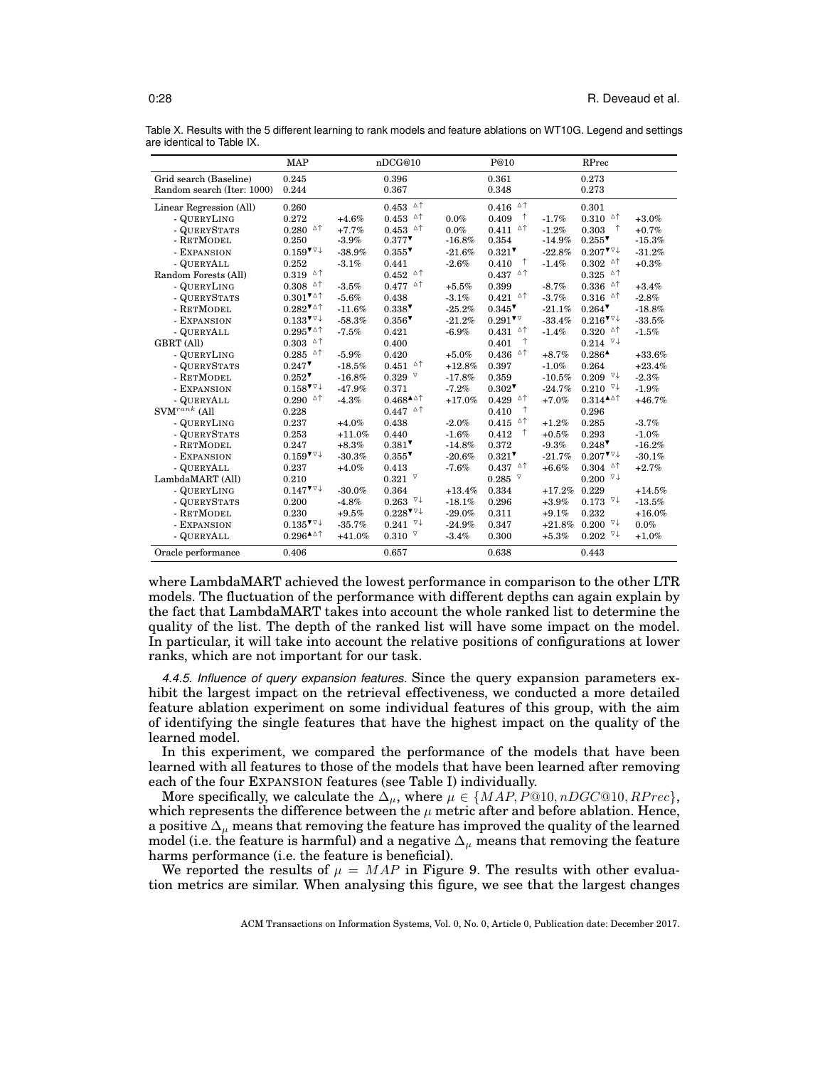Table X. Results with the 5 different learning to rank models and feature ablations on WT10G. Legend and settings are identical to Table IX.

| | MAP | | nDCG@10 | | P@10 | | RPrec | |
|---|---|---|---|---|---|---|---|---|
| Grid search (Baseline) | 0.245 | | 0.396 | | 0.361 | | 0.273 | |
| Random search (Iter: 1000) | 0.244 | | 0.367 | | 0.348 | | 0.273 | |
| Linear Regression (All) | 0.260 | | 0.453 △↑ | | 0.416 △↑ | | 0.301 | |
| - QUERYLING | 0.272 | +4.6% | 0.453 △↑ | 0.0% | 0.409 ↑ | -1.7% | 0.310 △↑ | +3.0% |
| - QUERYSTATS | 0.280 △↑ | +7.7% | 0.453 △↑ | 0.0% | 0.411 △↑ | -1.2% | 0.303 ↑ | +0.7% |
| - RETMODEL | 0.250 | -3.9% | 0.377▼ | -16.8% | 0.354 | -14.9% | 0.255▼ | -15.3% |
| - EXPANSION | 0.159▼▽↓ | -38.9% | 0.355▼ | -21.6% | 0.321▼ | -22.8% | 0.207▼▽↓ | -31.2% |
| - QUERYALL | 0.252 | -3.1% | 0.441 | -2.6% | 0.410 ↑ | -1.4% | 0.302 △↑ | +0.3% |
| Random Forests (All) | 0.319 △↑ | | 0.452 △↑ | | 0.437 △↑ | | 0.325 △↑ | |
| - QUERYLING | 0.308 △↑ | -3.5% | 0.477 △↑ | +5.5% | 0.399 | -8.7% | 0.336 △↑ | +3.4% |
| - QUERYSTATS | 0.301▼△↑ | -5.6% | 0.438 | -3.1% | 0.421 △↑ | -3.7% | 0.316 △↑ | -2.8% |
| - RETMODEL | 0.282▼△↑ | -11.6% | 0.338▼ | -25.2% | 0.345▼ | -21.1% | 0.264▼ | -18.8% |
| - EXPANSION | 0.133▼▽↓ | -58.3% | 0.356▼ | -21.2% | 0.291▼▽ | -33.4% | 0.216▼▽↓ | -33.5% |
| - QUERYALL | 0.295▼△↑ | -7.5% | 0.421 | -6.9% | 0.431 △↑ | -1.4% | 0.320 △↑ | -1.5% |
| GBRT (All) | 0.303 △↑ | | 0.400 | | 0.401 ↑ | | 0.214 ▽↓ | |
| - QUERYLING | 0.285 △↑ | -5.9% | 0.420 | +5.0% | 0.436 △↑ | +8.7% | 0.286▲ | +33.6% |
| - QUERYSTATS | 0.247▼ | -18.5% | 0.451 △↑ | +12.8% | 0.397 | -1.0% | 0.264 | +23.4% |
| - RETMODEL | 0.252▼ | -16.8% | 0.329 ▽ | -17.8% | 0.359 | -10.5% | 0.209 ▽↓ | -2.3% |
| - EXPANSION | 0.158▼▽↓ | -47.9% | 0.371 | -7.2% | 0.302▼ | -24.7% | 0.210 ▽↓ | -1.9% |
| - QUERYALL | 0.290 △↑ | -4.3% | 0.468▲△↑ | +17.0% | 0.429 △↑ | +7.0% | 0.314▲△↑ | +46.7% |
| SVM$^{rank}$ (All | 0.228 | | 0.447 △↑ | | 0.410 ↑ | | 0.296 | |
| - QUERYLING | 0.237 | +4.0% | 0.438 | -2.0% | 0.415 △↑ | +1.2% | 0.285 | -3.7% |
| - QUERYSTATS | 0.253 | +11.0% | 0.440 | -1.6% | 0.412 ↑ | +0.5% | 0.293 | -1.0% |
| - RETMODEL | 0.247 | +8.3% | 0.381▼ | -14.8% | 0.372 | -9.3% | 0.248▼ | -16.2% |
| - EXPANSION | 0.159▼▽↓ | -30.3% | 0.355▼ | -20.6% | 0.321▼ | -21.7% | 0.207▼▽↓ | -30.1% |
| - QUERYALL | 0.237 | +4.0% | 0.413 | -7.6% | 0.437 △↑ | +6.6% | 0.304 △↑ | +2.7% |
| LambdaMART (All) | 0.210 | | 0.321 ▽ | | 0.285 ▽ | | 0.200 ▽↓ | |
| - QUERYLING | 0.147▼▽↓ | -30.0% | 0.364 | +13.4% | 0.334 | +17.2% | 0.229 | +14.5% |
| - QUERYSTATS | 0.200 | -4.8% | 0.263 ▽↓ | -18.1% | 0.296 | +3.9% | 0.173 ▽↓ | -13.5% |
| - RETMODEL | 0.230 | +9.5% | 0.228▼▽↓ | -29.0% | 0.311 | +9.1% | 0.232 | +16.0% |
| - EXPANSION | 0.135▼▽↓ | -35.7% | 0.241 ▽↓ | -24.9% | 0.347 | +21.8% | 0.200 ▽↓ | 0.0% |
| - QUERYALL | 0.296▲△↑ | +41.0% | 0.310 ▽ | -3.4% | 0.300 | +5.3% | 0.202 ▽↓ | +1.0% |
| Oracle performance | 0.406 | | 0.657 | | 0.638 | | 0.443 | |

where LambdaMART achieved the lowest performance in comparison to the other LTR models. The fluctuation of the performance with different depths can again explain by the fact that LambdaMART takes into account the whole ranked list to determine the quality of the list. The depth of the ranked list will have some impact on the model. In particular, it will take into account the relative positions of configurations at lower ranks, which are not important for our task.

*4.4.5. Influence of query expansion features.* Since the query expansion parameters exhibit the largest impact on the retrieval effectiveness, we conducted a more detailed feature ablation experiment on some individual features of this group, with the aim of identifying the single features that have the highest impact on the quality of the learned model.

In this experiment, we compared the performance of the models that have been learned with all features to those of the models that have been learned after removing each of the four EXPANSION features (see Table I) individually.

More specifically, we calculate the $\Delta_\mu$, where $\mu \in \{MAP, P@10, nDGC@10, RPrec\}$, which represents the difference between the $\mu$ metric after and before ablation. Hence, a positive $\Delta_\mu$ means that removing the feature has improved the quality of the learned model (i.e. the feature is harmful) and a negative $\Delta_\mu$ means that removing the feature harms performance (i.e. the feature is beneficial).

We reported the results of $\mu = MAP$ in Figure 9. The results with other evaluation metrics are similar. When analysing this figure, we see that the largest changes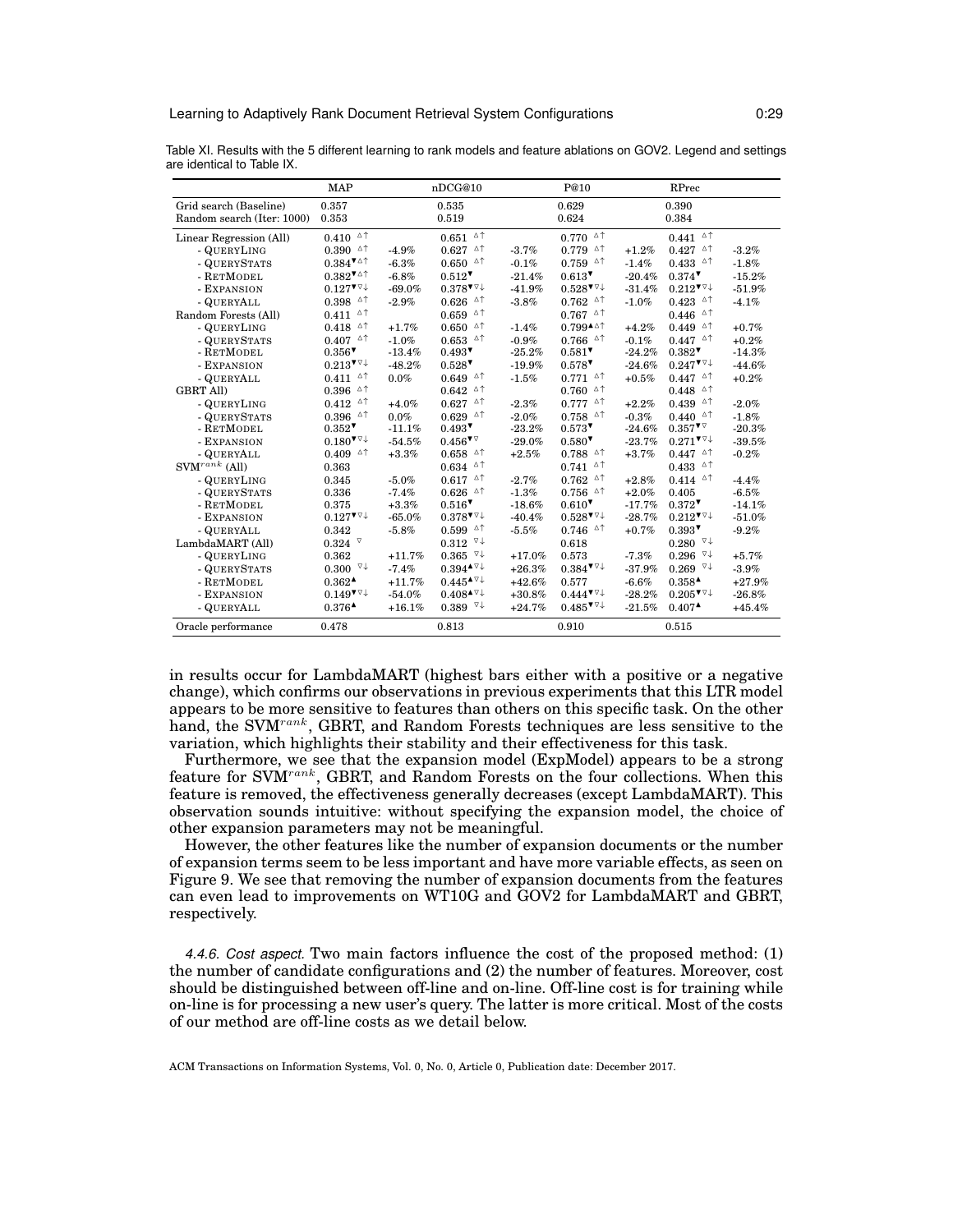Table XI. Results with the 5 different learning to rank models and feature ablations on GOV2. Legend and settings are identical to Table IX.

| | MAP | | nDCG@10 | | P@10 | | RPrec | |
|---|---|---|---|---|---|---|---|---|
| Grid search (Baseline) | 0.357 | | 0.535 | | 0.629 | | 0.390 | |
| Random search (Iter: 1000) | 0.353 | | 0.519 | | 0.624 | | 0.384 | |
| Linear Regression (All) | 0.410 △↑ | | 0.651 △↑ | | 0.770 △↑ | | 0.441 △↑ | |
| - QUERYLING | 0.390 △↑ | -4.9% | 0.627 △↑ | -3.7% | 0.779 △↑ | +1.2% | 0.427 △↑ | -3.2% |
| - QUERYSTATS | 0.384▼△↑ | -6.3% | 0.650 △↑ | -0.1% | 0.759 △↑ | -1.4% | 0.433 △↑ | -1.8% |
| - RETMODEL | 0.382▼△↑ | -6.8% | 0.512▼ | -21.4% | 0.613▼ | -20.4% | 0.374▼ | -15.2% |
| - EXPANSION | 0.127▼▽↓ | -69.0% | 0.378▼▽↓ | -41.9% | 0.528▼▽↓ | -31.4% | 0.212▼▽↓ | -51.9% |
| - QUERYALL | 0.398 △↑ | -2.9% | 0.626 △↑ | -3.8% | 0.762 △↑ | -1.0% | 0.423 △↑ | -4.1% |
| Random Forests (All) | 0.411 △↑ | | 0.659 △↑ | | 0.767 △↑ | | 0.446 △↑ | |
| - QUERYLING | 0.418 △↑ | +1.7% | 0.650 △↑ | -1.4% | 0.799▲△↑ | +4.2% | 0.449 △↑ | +0.7% |
| - QUERYSTATS | 0.407 △↑ | -1.0% | 0.653 △↑ | -0.9% | 0.766 △↑ | -0.1% | 0.447 △↑ | +0.2% |
| - RETMODEL | 0.356▼ | -13.4% | 0.493▼ | -25.2% | 0.581▼ | -24.2% | 0.382▼ | -14.3% |
| - EXPANSION | 0.213▼▽↓ | -48.2% | 0.528▼ | -19.9% | 0.578▼ | -24.6% | 0.247▼▽↓ | -44.6% |
| - QUERYALL | 0.411 △↑ | 0.0% | 0.649 △↑ | -1.5% | 0.771 △↑ | +0.5% | 0.447 △↑ | +0.2% |
| GBRT All) | 0.396 △↑ | | 0.642 △↑ | | 0.760 △↑ | | 0.448 △↑ | |
| - QUERYLING | 0.412 △↑ | +4.0% | 0.627 △↑ | -2.3% | 0.777 △↑ | +2.2% | 0.439 △↑ | -2.0% |
| - QUERYSTATS | 0.396 △↑ | 0.0% | 0.629 △↑ | -2.0% | 0.758 △↑ | -0.3% | 0.440 △↑ | -1.8% |
| - RETMODEL | 0.352▼ | -11.1% | 0.493▼ | -23.2% | 0.573▼ | -24.6% | 0.357▼▽ | -20.3% |
| - EXPANSION | 0.180▼▽↓ | -54.5% | 0.456▼▽ | -29.0% | 0.580▼ | -23.7% | 0.271▼▽↓ | -39.5% |
| - QUERYALL | 0.409 △↑ | +3.3% | 0.658 △↑ | +2.5% | 0.788 △↑ | +3.7% | 0.447 △↑ | -0.2% |
| $SVM^{rank}$ (All) | 0.363 | | 0.634 △↑ | | 0.741 △↑ | | 0.433 △↑ | |
| - QUERYLING | 0.345 | -5.0% | 0.617 △↑ | -2.7% | 0.762 △↑ | +2.8% | 0.414 △↑ | -4.4% |
| - QUERYSTATS | 0.336 | -7.4% | 0.626 △↑ | -1.3% | 0.756 △↑ | +2.0% | 0.405 | -6.5% |
| - RETMODEL | 0.375 | +3.3% | 0.516▼ | -18.6% | 0.610▼ | -17.7% | 0.372▼ | -14.1% |
| - EXPANSION | 0.127▼▽↓ | -65.0% | 0.378▼▽↓ | -40.4% | 0.528▼▽↓ | -28.7% | 0.212▼▽↓ | -51.0% |
| - QUERYALL | 0.342 | -5.8% | 0.599 △↑ | -5.5% | 0.746 △↑ | +0.7% | 0.393▼ | -9.2% |
| LambdaMART (All) | 0.324 ▽ | | 0.312 ▽↓ | | 0.618 | | 0.280 ▽↓ | |
| - QUERYLING | 0.362 | +11.7% | 0.365 ▽↓ | +17.0% | 0.573 | -7.3% | 0.296 ▽↓ | +5.7% |
| - QUERYSTATS | 0.300 ▽↓ | -7.4% | 0.394▲▽↓ | +26.3% | 0.384▼▽↓ | -37.9% | 0.269 ▽↓ | -3.9% |
| - RETMODEL | 0.362▲ | +11.7% | 0.445▲▽↓ | +42.6% | 0.577 | -6.6% | 0.358▲ | +27.9% |
| - EXPANSION | 0.149▼▽↓ | -54.0% | 0.408▲▽↓ | +30.8% | 0.444▼▽↓ | -28.2% | 0.205▼▽↓ | -26.8% |
| - QUERYALL | 0.376▲ | +16.1% | 0.389 ▽↓ | +24.7% | 0.485▼▽↓ | -21.5% | 0.407▲ | +45.4% |
| Oracle performance | 0.478 | | 0.813 | | 0.910 | | 0.515 | |

in results occur for LambdaMART (highest bars either with a positive or a negative change), which confirms our observations in previous experiments that this LTR model appears to be more sensitive to features than others on this specific task. On the other hand, the $SVM^{rank}$, GBRT, and Random Forests techniques are less sensitive to the variation, which highlights their stability and their effectiveness for this task.

Furthermore, we see that the expansion model (ExpModel) appears to be a strong feature for $SVM^{rank}$, GBRT, and Random Forests on the four collections. When this feature is removed, the effectiveness generally decreases (except LambdaMART). This observation sounds intuitive: without specifying the expansion model, the choice of other expansion parameters may not be meaningful.

However, the other features like the number of expansion documents or the number of expansion terms seem to be less important and have more variable effects, as seen on Figure 9. We see that removing the number of expansion documents from the features can even lead to improvements on WT10G and GOV2 for LambdaMART and GBRT, respectively.

*4.4.6. Cost aspect.* Two main factors influence the cost of the proposed method: (1) the number of candidate configurations and (2) the number of features. Moreover, cost should be distinguished between off-line and on-line. Off-line cost is for training while on-line is for processing a new user's query. The latter is more critical. Most of the costs of our method are off-line costs as we detail below.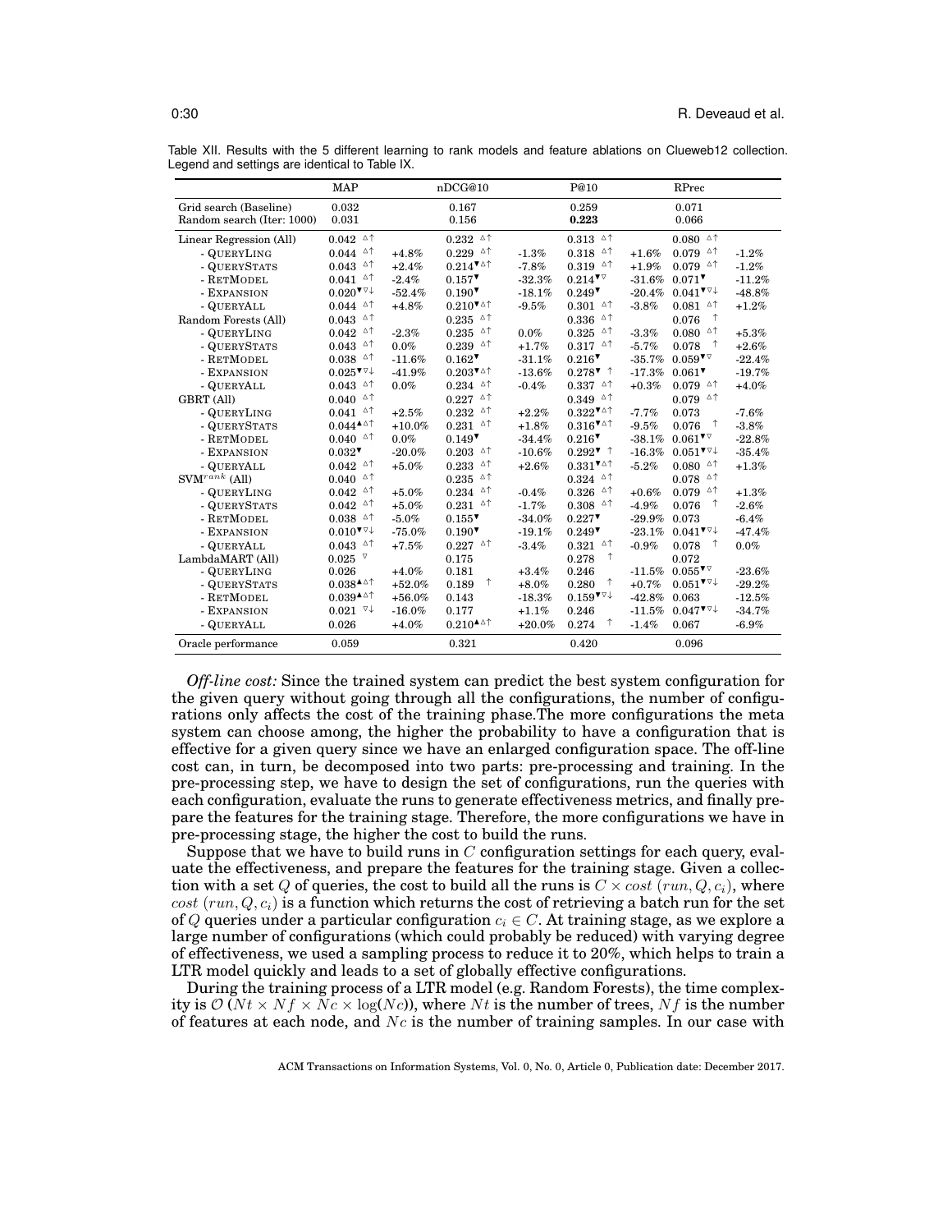Table XII. Results with the 5 different learning to rank models and feature ablations on Clueweb12 collection. Legend and settings are identical to Table IX.

| | MAP | | nDCG@10 | | P@10 | | RPrec | |
|---|---|---|---|---|---|---|---|---|
| Grid search (Baseline) | 0.032 | | 0.167 | | 0.259 | | 0.071 | |
| Random search (Iter: 1000) | 0.031 | | 0.156 | | **0.223** | | 0.066 | |
| Linear Regression (All) | 0.042 △↑ | | 0.232 △↑ | | 0.313 △↑ | | 0.080 △↑ | |
| - QUERYLING | 0.044 △↑ | +4.8% | 0.229 △↑ | -1.3% | 0.318 △↑ | +1.6% | 0.079 △↑ | -1.2% |
| - QUERYSTATS | 0.043 △↑ | +2.4% | 0.214▼△↑ | -7.8% | 0.319 △↑ | +1.9% | 0.079 △↑ | -1.2% |
| - RETMODEL | 0.041 △↑ | -2.4% | 0.157▼ | -32.3% | 0.214▼▽ | -31.6% | 0.071▼ | -11.2% |
| - EXPANSION | 0.020▼▽↓ | -52.4% | 0.190▼ | -18.1% | 0.249▼ | -20.4% | 0.041▼▽↓ | -48.8% |
| - QUERYALL | 0.044 △↑ | +4.8% | 0.210▼△↑ | -9.5% | 0.301 △↑ | -3.8% | 0.081 △↑ | +1.2% |
| Random Forests (All) | 0.043 △↑ | | 0.235 △↑ | | 0.336 △↑ | | 0.076 ↑ | |
| - QUERYLING | 0.042 △↑ | -2.3% | 0.235 △↑ | 0.0% | 0.325 △↑ | -3.3% | 0.080 △↑ | +5.3% |
| - QUERYSTATS | 0.043 △↑ | 0.0% | 0.239 △↑ | +1.7% | 0.317 △↑ | -5.7% | 0.078 ↑ | +2.6% |
| - RETMODEL | 0.038 △↑ | -11.6% | 0.162▼ | -31.1% | 0.216▼ | -35.7% | 0.059▼▽ | -22.4% |
| - EXPANSION | 0.025▼▽↓ | -41.9% | 0.203▼△↑ | -13.6% | 0.278▼ ↑ | -17.3% | 0.061▼ | -19.7% |
| - QUERYALL | 0.043 △↑ | 0.0% | 0.234 △↑ | -0.4% | 0.337 △↑ | +0.3% | 0.079 △↑ | +4.0% |
| GBRT (All) | 0.040 △↑ | | 0.227 △↑ | | 0.349 △↑ | | 0.079 △↑ | |
| - QUERYLING | 0.041 △↑ | +2.5% | 0.232 △↑ | +2.2% | 0.322▼△↑ | -7.7% | 0.073 | -7.6% |
| - QUERYSTATS | 0.044▲△↑ | +10.0% | 0.231 △↑ | +1.8% | 0.316▼△↑ | -9.5% | 0.076 ↑ | -3.8% |
| - RETMODEL | 0.040 △↑ | 0.0% | 0.149▼ | -34.4% | 0.216▼ | -38.1% | 0.061▼▽ | -22.8% |
| - EXPANSION | 0.032▼ | -20.0% | 0.203 △↑ | -10.6% | 0.292▼ ↑ | -16.3% | 0.051▼▽↓ | -35.4% |
| - QUERYALL | 0.042 △↑ | +5.0% | 0.233 △↑ | +2.6% | 0.331▼△↑ | -5.2% | 0.080 △↑ | +1.3% |
| $\text{SVM}^{rank}$ (All) | 0.040 △↑ | | 0.235 △↑ | | 0.324 △↑ | | 0.078 △↑ | |
| - QUERYLING | 0.042 △↑ | +5.0% | 0.234 △↑ | -0.4% | 0.326 △↑ | +0.6% | 0.079 △↑ | +1.3% |
| - QUERYSTATS | 0.042 △↑ | +5.0% | 0.231 △↑ | -1.7% | 0.308 △↑ | -4.9% | 0.076 ↑ | -2.6% |
| - RETMODEL | 0.038 △↑ | -5.0% | 0.155▼ | -34.0% | 0.227▼ | -29.9% | 0.073 | -6.4% |
| - EXPANSION | 0.010▼▽↓ | -75.0% | 0.190▼ | -19.1% | 0.249▼ | -23.1% | 0.041▼▽↓ | -47.4% |
| - QUERYALL | 0.043 △↑ | +7.5% | 0.227 △↑ | -3.4% | 0.321 △↑ | -0.9% | 0.078 ↑ | 0.0% |
| LambdaMART (All) | 0.025 ▽ | | 0.175 | | 0.278 ↑ | | 0.072 | |
| - QUERYLING | 0.026 | +4.0% | 0.181 | +3.4% | 0.246 | -11.5% | 0.055▼▽ | -23.6% |
| - QUERYSTATS | 0.038▲△↑ | +52.0% | 0.189 ↑ | +8.0% | 0.280 ↑ | +0.7% | 0.051▼▽↓ | -29.2% |
| - RETMODEL | 0.039▲△↑ | +56.0% | 0.143 | -18.3% | 0.159▼▽↓ | -42.8% | 0.063 | -12.5% |
| - EXPANSION | 0.021 ▽↓ | -16.0% | 0.177 | +1.1% | 0.246 | -11.5% | 0.047▼▽↓ | -34.7% |
| - QUERYALL | 0.026 | +4.0% | 0.210▲△↑ | +20.0% | 0.274 ↑ | -1.4% | 0.067 | -6.9% |
| Oracle performance | 0.059 | | 0.321 | | 0.420 | | 0.096 | |

*Off-line cost:* Since the trained system can predict the best system configuration for the given query without going through all the configurations, the number of configurations only affects the cost of the training phase.The more configurations the meta system can choose among, the higher the probability to have a configuration that is effective for a given query since we have an enlarged configuration space. The off-line cost can, in turn, be decomposed into two parts: pre-processing and training. In the pre-processing step, we have to design the set of configurations, run the queries with each configuration, evaluate the runs to generate effectiveness metrics, and finally prepare the features for the training stage. Therefore, the more configurations we have in pre-processing stage, the higher the cost to build the runs.

Suppose that we have to build runs in $C$ configuration settings for each query, evaluate the effectiveness, and prepare the features for the training stage. Given a collection with a set $Q$ of queries, the cost to build all the runs is $C \times cost\ (run, Q, c_i)$, where $cost\ (run, Q, c_i)$ is a function which returns the cost of retrieving a batch run for the set of $Q$ queries under a particular configuration $c_i \in C$. At training stage, as we explore a large number of configurations (which could probably be reduced) with varying degree of effectiveness, we used a sampling process to reduce it to 20%, which helps to train a LTR model quickly and leads to a set of globally effective configurations.

During the training process of a LTR model (e.g. Random Forests), the time complexity is $\mathcal{O}\ (Nt \times Nf \times Nc \times \log(Nc))$, where $Nt$ is the number of trees, $Nf$ is the number of features at each node, and $Nc$ is the number of training samples. In our case with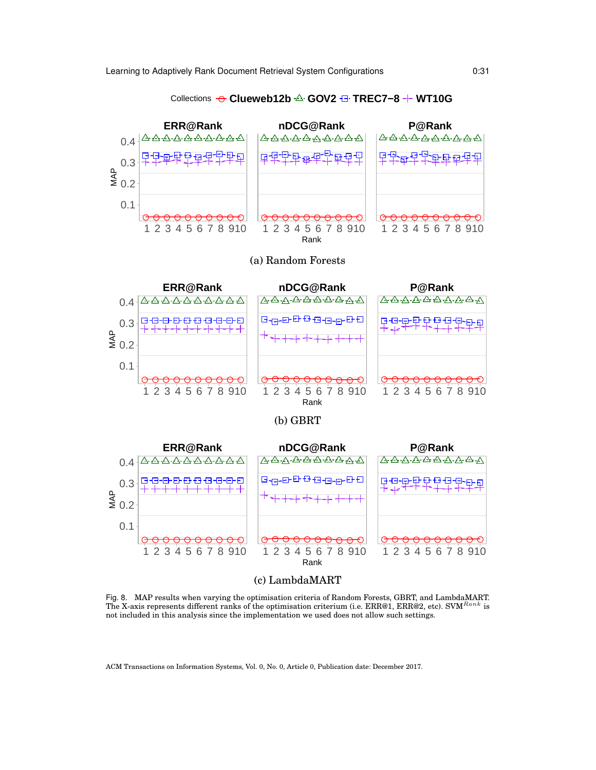Fig. 8. MAP results when varying the optimisation criteria of Random Forests, GBRT, and LambdaMART. The X-axis represents different ranks of the optimisation criterium (i.e. ERR@1, ERR@2, etc). SVM$^{Rank}$ is not included in this analysis since the implementation we used does not allow such settings.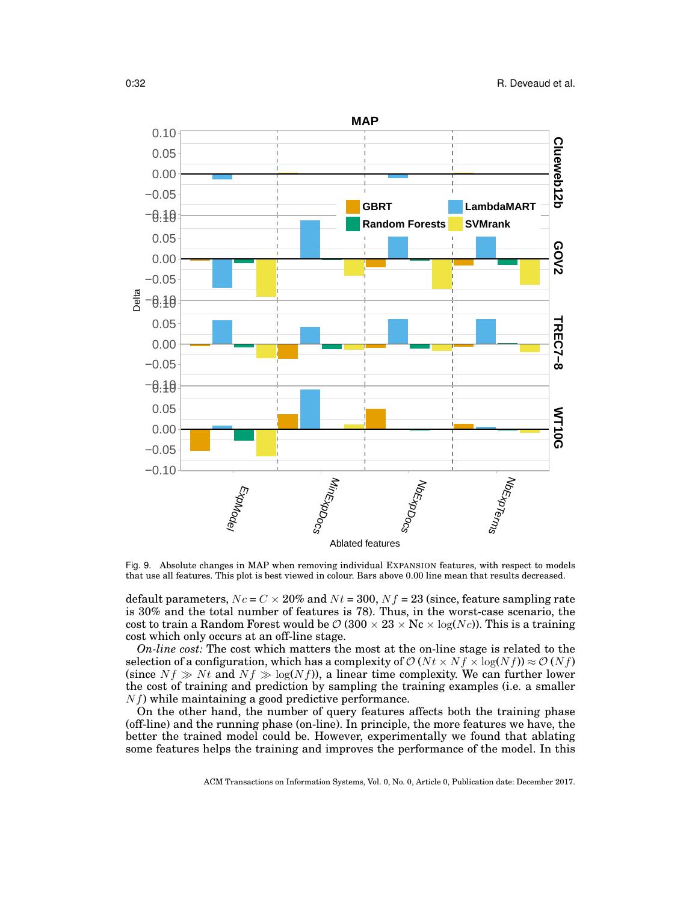Fig. 9. Absolute changes in MAP when removing individual EXPANSION features, with respect to models that use all features. This plot is best viewed in colour. Bars above 0.00 line mean that results decreased.

default parameters, $Nc = C \times 20\%$ and $Nt = 300$, $Nf = 23$ (since, feature sampling rate is 30% and the total number of features is 78). Thus, in the worst-case scenario, the cost to train a Random Forest would be $\mathcal{O}\,(300 \times 23 \times \text{Nc} \times \log(Nc))$. This is a training cost which only occurs at an off-line stage.

*On-line cost:* The cost which matters the most at the on-line stage is related to the selection of a configuration, which has a complexity of $\mathcal{O}\,(Nt \times Nf \times \log(Nf)) \approx \mathcal{O}\,(Nf)$ (since $Nf \gg Nt$ and $Nf \gg \log(Nf)$), a linear time complexity. We can further lower the cost of training and prediction by sampling the training examples (i.e. a smaller $Nf$) while maintaining a good predictive performance.

On the other hand, the number of query features affects both the training phase (off-line) and the running phase (on-line). In principle, the more features we have, the better the trained model could be. However, experimentally we found that ablating some features helps the training and improves the performance of the model. In this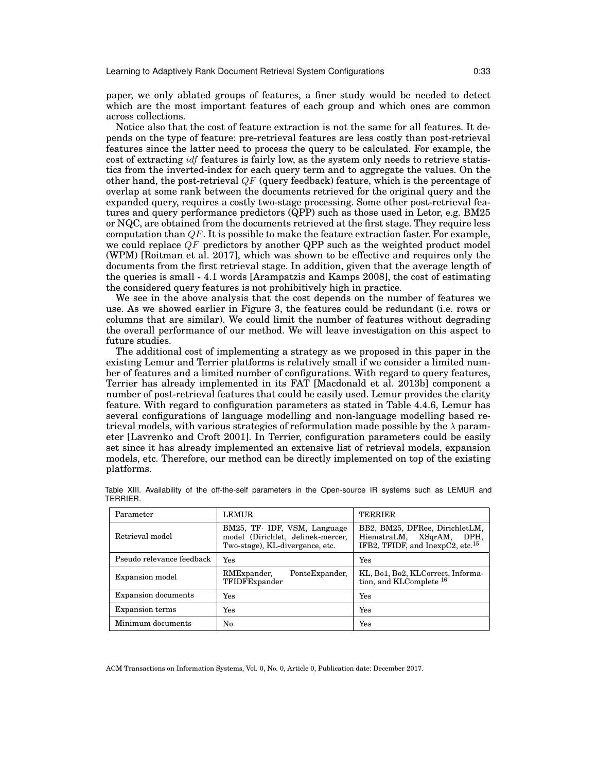paper, we only ablated groups of features, a finer study would be needed to detect which are the most important features of each group and which ones are common across collections.

Notice also that the cost of feature extraction is not the same for all features. It depends on the type of feature: pre-retrieval features are less costly than post-retrieval features since the latter need to process the query to be calculated. For example, the cost of extracting *idf* features is fairly low, as the system only needs to retrieve statistics from the inverted-index for each query term and to aggregate the values. On the other hand, the post-retrieval $QF$ (query feedback) feature, which is the percentage of overlap at some rank between the documents retrieved for the original query and the expanded query, requires a costly two-stage processing. Some other post-retrieval features and query performance predictors (QPP) such as those used in Letor, e.g. BM25 or NQC, are obtained from the documents retrieved at the first stage. They require less computation than $QF$. It is possible to make the feature extraction faster. For example, we could replace $QF$ predictors by another QPP such as the weighted product model (WPM) [Roitman et al. 2017], which was shown to be effective and requires only the documents from the first retrieval stage. In addition, given that the average length of the queries is small - 4.1 words [Arampatzis and Kamps 2008], the cost of estimating the considered query features is not prohibitively high in practice.

We see in the above analysis that the cost depends on the number of features we use. As we showed earlier in Figure 3, the features could be redundant (i.e. rows or columns that are similar). We could limit the number of features without degrading the overall performance of our method. We will leave investigation on this aspect to future studies.

The additional cost of implementing a strategy as we proposed in this paper in the existing Lemur and Terrier platforms is relatively small if we consider a limited number of features and a limited number of configurations. With regard to query features, Terrier has already implemented in its FAT [Macdonald et al. 2013b] component a number of post-retrieval features that could be easily used. Lemur provides the clarity feature. With regard to configuration parameters as stated in Table 4.4.6, Lemur has several configurations of language modelling and non-language modelling based retrieval models, with various strategies of reformulation made possible by the $\lambda$ parameter [Lavrenko and Croft 2001]. In Terrier, configuration parameters could be easily set since it has already implemented an extensive list of retrieval models, expansion models, etc. Therefore, our method can be directly implemented on top of the existing platforms.

Table XIII. Availability of the off-the-self parameters in the Open-source IR systems such as LEMUR and TERRIER.

| Parameter | LEMUR | TERRIER |
|---|---|---|
| Retrieval model | BM25, TF· IDF, VSM, Language model (Dirichlet, Jelinek-mercer, Two-stage), KL-divergence, etc. | BB2, BM25, DFRee, DirichletLM, HiemstraLM, XSqrAM, DPH, IFB2, TFIDF, and InexpC2, etc.[15] |
| Pseudo relevance feedback | Yes | Yes |
| Expansion model | RMExpander, PonteExpander, TFIDFExpander | KL, Bo1, Bo2, KLCorrect, Information, and KLComplete [16] |
| Expansion documents | Yes | Yes |
| Expansion terms | Yes | Yes |
| Minimum documents | No | Yes |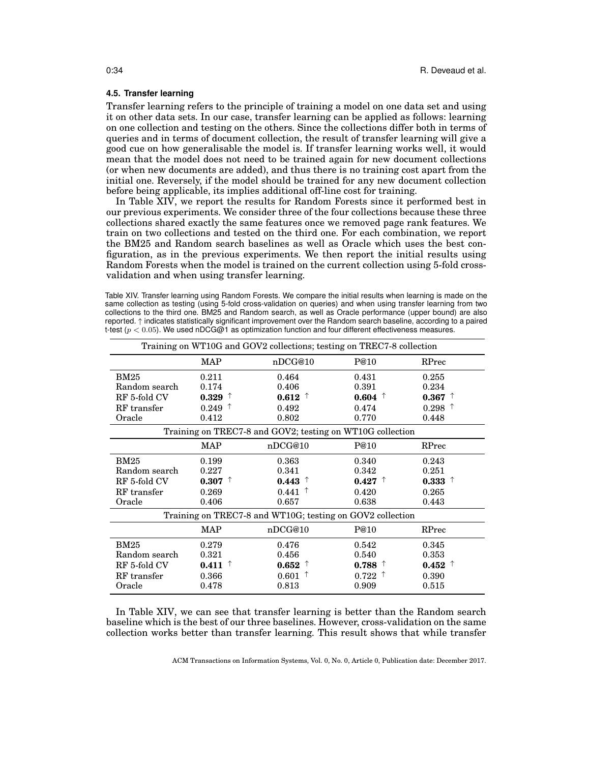### 4.5. Transfer learning

Transfer learning refers to the principle of training a model on one data set and using it on other data sets. In our case, transfer learning can be applied as follows: learning on one collection and testing on the others. Since the collections differ both in terms of queries and in terms of document collection, the result of transfer learning will give a good cue on how generalisable the model is. If transfer learning works well, it would mean that the model does not need to be trained again for new document collections (or when new documents are added), and thus there is no training cost apart from the initial one. Reversely, if the model should be trained for any new document collection before being applicable, its implies additional off-line cost for training.

In Table XIV, we report the results for Random Forests since it performed best in our previous experiments. We consider three of the four collections because these three collections shared exactly the same features once we removed page rank features. We train on two collections and tested on the third one. For each combination, we report the BM25 and Random search baselines as well as Oracle which uses the best configuration, as in the previous experiments. We then report the initial results using Random Forests when the model is trained on the current collection using 5-fold cross-validation and when using transfer learning.

Table XIV. Transfer learning using Random Forests. We compare the initial results when learning is made on the same collection as testing (using 5-fold cross-validation on queries) and when using transfer learning from two collections to the third one. BM25 and Random search, as well as Oracle performance (upper bound) are also reported. ↑ indicates statistically significant improvement over the Random search baseline, according to a paired t-test ($p < 0.05$). We used nDCG@1 as optimization function and four different effectiveness measures.

| Training on WT10G and GOV2 collections; testing on TREC7-8 collection | | | | |
|---|---|---|---|---|
| | MAP | nDCG@10 | P@10 | RPrec |
| BM25 | 0.211 | 0.464 | 0.431 | 0.255 |
| Random search | 0.174 | 0.406 | 0.391 | 0.234 |
| RF 5-fold CV | **0.329** ↑ | **0.612** ↑ | **0.604** ↑ | **0.367** ↑ |
| RF transfer | 0.249 ↑ | 0.492 | 0.474 | 0.298 ↑ |
| Oracle | 0.412 | 0.802 | 0.770 | 0.448 |
| **Training on TREC7-8 and GOV2; testing on WT10G collection** | | | | |
| | MAP | nDCG@10 | P@10 | RPrec |
| BM25 | 0.199 | 0.363 | 0.340 | 0.243 |
| Random search | 0.227 | 0.341 | 0.342 | 0.251 |
| RF 5-fold CV | **0.307** ↑ | **0.443** ↑ | **0.427** ↑ | **0.333** ↑ |
| RF transfer | 0.269 | 0.441 ↑ | 0.420 | 0.265 |
| Oracle | 0.406 | 0.657 | 0.638 | 0.443 |
| **Training on TREC7-8 and WT10G; testing on GOV2 collection** | | | | |
| | MAP | nDCG@10 | P@10 | RPrec |
| BM25 | 0.279 | 0.476 | 0.542 | 0.345 |
| Random search | 0.321 | 0.456 | 0.540 | 0.353 |
| RF 5-fold CV | **0.411** ↑ | **0.652** ↑ | **0.788** ↑ | **0.452** ↑ |
| RF transfer | 0.366 | 0.601 ↑ | 0.722 ↑ | 0.390 |
| Oracle | 0.478 | 0.813 | 0.909 | 0.515 |

In Table XIV, we can see that transfer learning is better than the Random search baseline which is the best of our three baselines. However, cross-validation on the same collection works better than transfer learning. This result shows that while transfer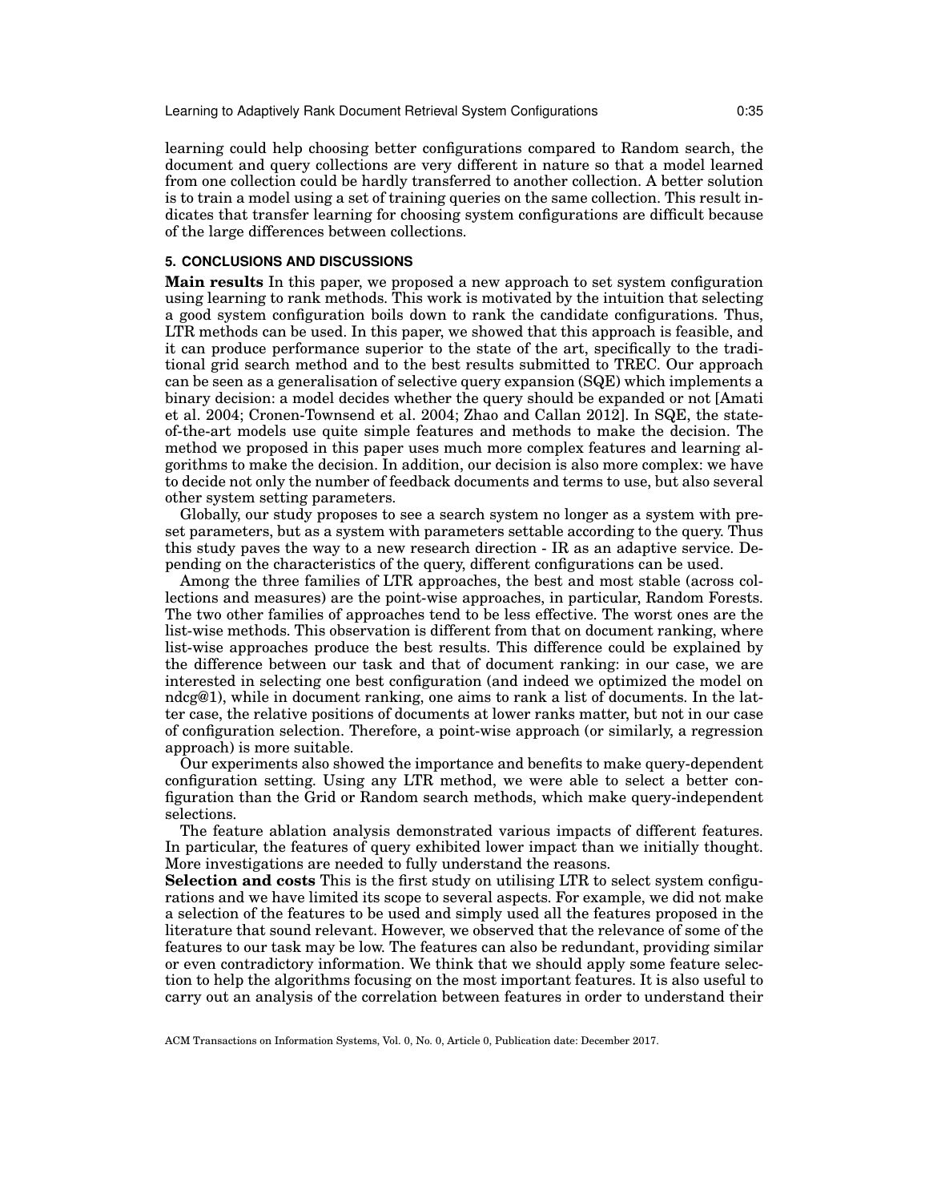learning could help choosing better configurations compared to Random search, the document and query collections are very different in nature so that a model learned from one collection could be hardly transferred to another collection. A better solution is to train a model using a set of training queries on the same collection. This result indicates that transfer learning for choosing system configurations are difficult because of the large differences between collections.

## 5. CONCLUSIONS AND DISCUSSIONS

**Main results** In this paper, we proposed a new approach to set system configuration using learning to rank methods. This work is motivated by the intuition that selecting a good system configuration boils down to rank the candidate configurations. Thus, LTR methods can be used. In this paper, we showed that this approach is feasible, and it can produce performance superior to the state of the art, specifically to the traditional grid search method and to the best results submitted to TREC. Our approach can be seen as a generalisation of selective query expansion (SQE) which implements a binary decision: a model decides whether the query should be expanded or not [Amati et al. 2004; Cronen-Townsend et al. 2004; Zhao and Callan 2012]. In SQE, the state-of-the-art models use quite simple features and methods to make the decision. The method we proposed in this paper uses much more complex features and learning algorithms to make the decision. In addition, our decision is also more complex: we have to decide not only the number of feedback documents and terms to use, but also several other system setting parameters.

Globally, our study proposes to see a search system no longer as a system with pre-set parameters, but as a system with parameters settable according to the query. Thus this study paves the way to a new research direction - IR as an adaptive service. Depending on the characteristics of the query, different configurations can be used.

Among the three families of LTR approaches, the best and most stable (across collections and measures) are the point-wise approaches, in particular, Random Forests. The two other families of approaches tend to be less effective. The worst ones are the list-wise methods. This observation is different from that on document ranking, where list-wise approaches produce the best results. This difference could be explained by the difference between our task and that of document ranking: in our case, we are interested in selecting one best configuration (and indeed we optimized the model on ndcg@1), while in document ranking, one aims to rank a list of documents. In the latter case, the relative positions of documents at lower ranks matter, but not in our case of configuration selection. Therefore, a point-wise approach (or similarly, a regression approach) is more suitable.

Our experiments also showed the importance and benefits to make query-dependent configuration setting. Using any LTR method, we were able to select a better configuration than the Grid or Random search methods, which make query-independent selections.

The feature ablation analysis demonstrated various impacts of different features. In particular, the features of query exhibited lower impact than we initially thought. More investigations are needed to fully understand the reasons.

**Selection and costs** This is the first study on utilising LTR to select system configurations and we have limited its scope to several aspects. For example, we did not make a selection of the features to be used and simply used all the features proposed in the literature that sound relevant. However, we observed that the relevance of some of the features to our task may be low. The features can also be redundant, providing similar or even contradictory information. We think that we should apply some feature selection to help the algorithms focusing on the most important features. It is also useful to carry out an analysis of the correlation between features in order to understand their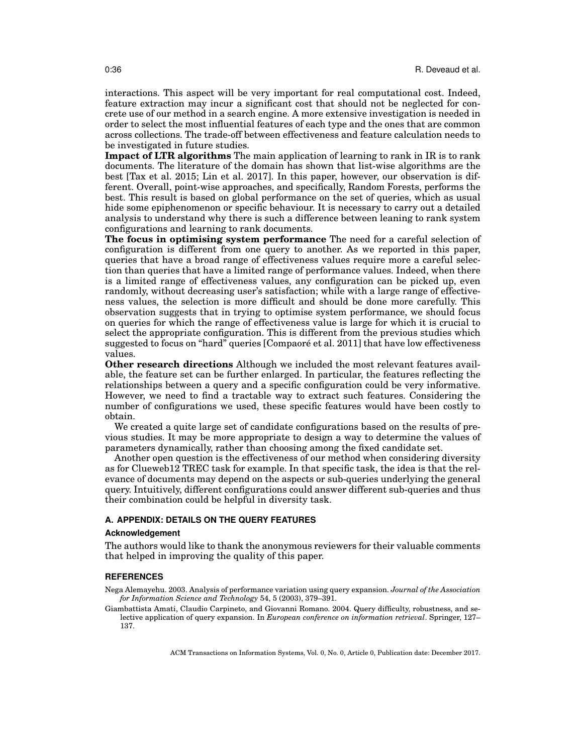interactions. This aspect will be very important for real computational cost. Indeed, feature extraction may incur a significant cost that should not be neglected for concrete use of our method in a search engine. A more extensive investigation is needed in order to select the most influential features of each type and the ones that are common across collections. The trade-off between effectiveness and feature calculation needs to be investigated in future studies.

**Impact of LTR algorithms** The main application of learning to rank in IR is to rank documents. The literature of the domain has shown that list-wise algorithms are the best [Tax et al. 2015; Lin et al. 2017]. In this paper, however, our observation is different. Overall, point-wise approaches, and specifically, Random Forests, performs the best. This result is based on global performance on the set of queries, which as usual hide some epiphenomenon or specific behaviour. It is necessary to carry out a detailed analysis to understand why there is such a difference between leaning to rank system configurations and learning to rank documents.

**The focus in optimising system performance** The need for a careful selection of configuration is different from one query to another. As we reported in this paper, queries that have a broad range of effectiveness values require more a careful selection than queries that have a limited range of performance values. Indeed, when there is a limited range of effectiveness values, any configuration can be picked up, even randomly, without decreasing user's satisfaction; while with a large range of effectiveness values, the selection is more difficult and should be done more carefully. This observation suggests that in trying to optimise system performance, we should focus on queries for which the range of effectiveness value is large for which it is crucial to select the appropriate configuration. This is different from the previous studies which suggested to focus on "hard" queries [Compaoré et al. 2011] that have low effectiveness values.

**Other research directions** Although we included the most relevant features available, the feature set can be further enlarged. In particular, the features reflecting the relationships between a query and a specific configuration could be very informative. However, we need to find a tractable way to extract such features. Considering the number of configurations we used, these specific features would have been costly to obtain.

We created a quite large set of candidate configurations based on the results of previous studies. It may be more appropriate to design a way to determine the values of parameters dynamically, rather than choosing among the fixed candidate set.

Another open question is the effectiveness of our method when considering diversity as for Clueweb12 TREC task for example. In that specific task, the idea is that the relevance of documents may depend on the aspects or sub-queries underlying the general query. Intuitively, different configurations could answer different sub-queries and thus their combination could be helpful in diversity task.

## A. APPENDIX: DETAILS ON THE QUERY FEATURES

### Acknowledgement

The authors would like to thank the anonymous reviewers for their valuable comments that helped in improving the quality of this paper.

## REFERENCES

Nega Alemayehu. 2003. Analysis of performance variation using query expansion. *Journal of the Association for Information Science and Technology* 54, 5 (2003), 379–391.

Giambattista Amati, Claudio Carpineto, and Giovanni Romano. 2004. Query difficulty, robustness, and selective application of query expansion. In *European conference on information retrieval*. Springer, 127–137.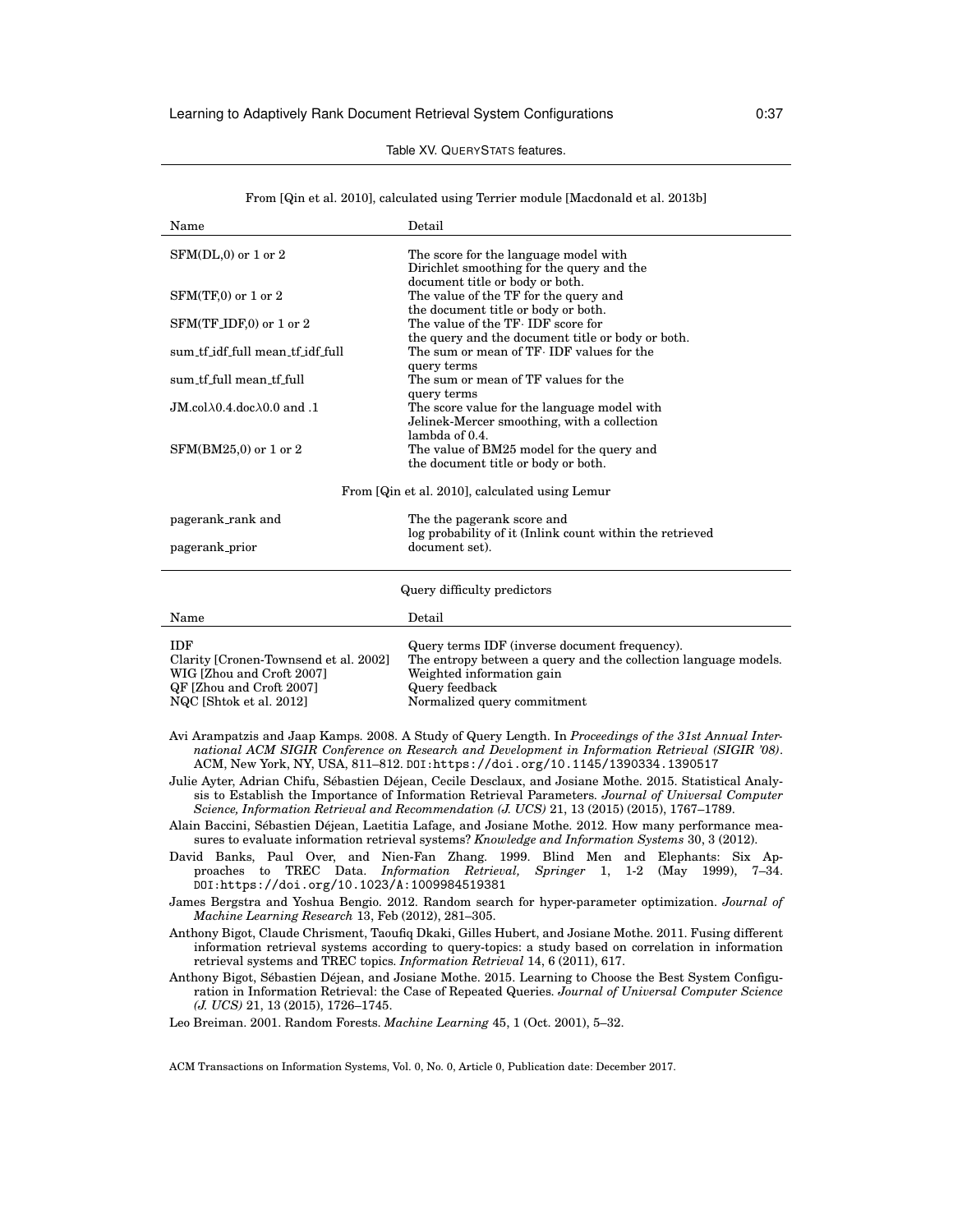Table XV. QUERYSTATS features.

| Name | Detail |
|---|---|
| From [Qin et al. 2010], calculated using Terrier module [Macdonald et al. 2013b] | |
| SFM(DL,0) or 1 or 2 | The score for the language model with Dirichlet smoothing for the query and the document title or body or both. |
| SFM(TF,0) or 1 or 2 | The value of the TF for the query and the document title or body or both. |
| SFM(TF_IDF,0) or 1 or 2 | The value of the TF· IDF score for the query and the document title or body or both. |
| sum_tf_idf_full mean_tf_idf_full | The sum or mean of TF· IDF values for the query terms |
| sum_tf_full mean_tf_full | The sum or mean of TF values for the query terms |
| JM.col$\lambda$0.4.doc$\lambda$0.0 and .1 | The score value for the language model with Jelinek-Mercer smoothing, with a collection lambda of 0.4. |
| SFM(BM25,0) or 1 or 2 | The value of BM25 model for the query and the document title or body or both. |
| From [Qin et al. 2010], calculated using Lemur | |
| pagerank_rank and pagerank_prior | The the pagerank score and log probability of it (Inlink count within the retrieved document set). |

Query difficulty predictors

| Name | Detail |
|---|---|
| IDF | Query terms IDF (inverse document frequency). |
| Clarity [Cronen-Townsend et al. 2002] | The entropy between a query and the collection language models. |
| WIG [Zhou and Croft 2007] | Weighted information gain |
| QF [Zhou and Croft 2007] | Query feedback |
| NQC [Shtok et al. 2012] | Normalized query commitment |

Avi Arampatzis and Jaap Kamps. 2008. A Study of Query Length. In *Proceedings of the 31st Annual International ACM SIGIR Conference on Research and Development in Information Retrieval (SIGIR '08)*. ACM, New York, NY, USA, 811–812. DOI:https://doi.org/10.1145/1390334.1390517

Julie Ayter, Adrian Chifu, Sébastien Déjean, Cecile Desclaux, and Josiane Mothe. 2015. Statistical Analysis to Establish the Importance of Information Retrieval Parameters. *Journal of Universal Computer Science, Information Retrieval and Recommendation (J. UCS)* 21, 13 (2015) (2015), 1767–1789.

Alain Baccini, Sébastien Déjean, Laetitia Lafage, and Josiane Mothe. 2012. How many performance measures to evaluate information retrieval systems? *Knowledge and Information Systems* 30, 3 (2012).

David Banks, Paul Over, and Nien-Fan Zhang. 1999. Blind Men and Elephants: Six Approaches to TREC Data. *Information Retrieval, Springer* 1, 1-2 (May 1999), 7–34. DOI:https://doi.org/10.1023/A:1009984519381

James Bergstra and Yoshua Bengio. 2012. Random search for hyper-parameter optimization. *Journal of Machine Learning Research* 13, Feb (2012), 281–305.

Anthony Bigot, Claude Chrisment, Taoufiq Dkaki, Gilles Hubert, and Josiane Mothe. 2011. Fusing different information retrieval systems according to query-topics: a study based on correlation in information retrieval systems and TREC topics. *Information Retrieval* 14, 6 (2011), 617.

Anthony Bigot, Sébastien Déjean, and Josiane Mothe. 2015. Learning to Choose the Best System Configuration in Information Retrieval: the Case of Repeated Queries. *Journal of Universal Computer Science (J. UCS)* 21, 13 (2015), 1726–1745.

Leo Breiman. 2001. Random Forests. *Machine Learning* 45, 1 (Oct. 2001), 5–32.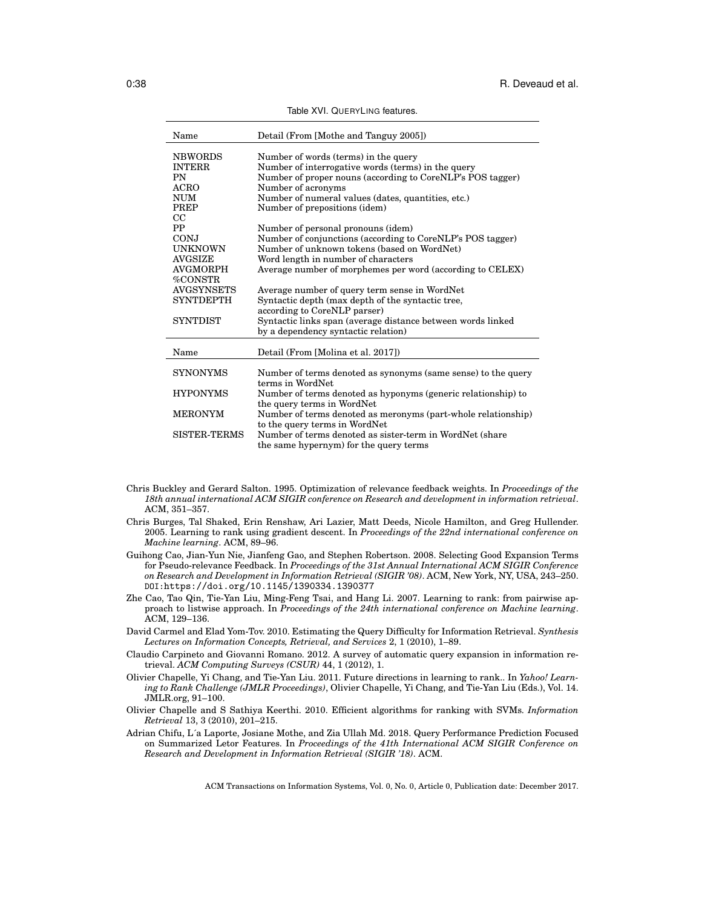Table XVI. QUERYLING features.

| Name | Detail (From [Mothe and Tanguy 2005]) |
|---|---|
| NBWORDS | Number of words (terms) in the query |
| INTERR | Number of interrogative words (terms) in the query |
| PN | Number of proper nouns (according to CoreNLP's POS tagger) |
| ACRO | Number of acronyms |
| NUM | Number of numeral values (dates, quantities, etc.) |
| PREP | Number of prepositions (idem) |
| CC | |
| PP | Number of personal pronouns (idem) |
| CONJ | Number of conjunctions (according to CoreNLP's POS tagger) |
| UNKNOWN | Number of unknown tokens (based on WordNet) |
| AVGSIZE | Word length in number of characters |
| AVGMORPH | Average number of morphemes per word (according to CELEX) |
| %CONSTR | |
| AVGSYNSETS | Average number of query term sense in WordNet |
| SYNTDEPTH | Syntactic depth (max depth of the syntactic tree, according to CoreNLP parser) |
| SYNTDIST | Syntactic links span (average distance between words linked by a dependency syntactic relation) |
| **Name** | **Detail (From [Molina et al. 2017])** |
| SYNONYMS | Number of terms denoted as synonyms (same sense) to the query terms in WordNet |
| HYPONYMS | Number of terms denoted as hyponyms (generic relationship) to the query terms in WordNet |
| MERONYM | Number of terms denoted as meronyms (part-whole relationship) to the query terms in WordNet |
| SISTER-TERMS | Number of terms denoted as sister-term in WordNet (share the same hypernym) for the query terms |

Chris Buckley and Gerard Salton. 1995. Optimization of relevance feedback weights. In *Proceedings of the 18th annual international ACM SIGIR conference on Research and development in information retrieval*. ACM, 351–357.

Chris Burges, Tal Shaked, Erin Renshaw, Ari Lazier, Matt Deeds, Nicole Hamilton, and Greg Hullender. 2005. Learning to rank using gradient descent. In *Proceedings of the 22nd international conference on Machine learning*. ACM, 89–96.

Guihong Cao, Jian-Yun Nie, Jianfeng Gao, and Stephen Robertson. 2008. Selecting Good Expansion Terms for Pseudo-relevance Feedback. In *Proceedings of the 31st Annual International ACM SIGIR Conference on Research and Development in Information Retrieval (SIGIR '08)*. ACM, New York, NY, USA, 243–250. DOI:https://doi.org/10.1145/1390334.1390377

Zhe Cao, Tao Qin, Tie-Yan Liu, Ming-Feng Tsai, and Hang Li. 2007. Learning to rank: from pairwise approach to listwise approach. In *Proceedings of the 24th international conference on Machine learning*. ACM, 129–136.

David Carmel and Elad Yom-Tov. 2010. Estimating the Query Difficulty for Information Retrieval. *Synthesis Lectures on Information Concepts, Retrieval, and Services* 2, 1 (2010), 1–89.

Claudio Carpineto and Giovanni Romano. 2012. A survey of automatic query expansion in information retrieval. *ACM Computing Surveys (CSUR)* 44, 1 (2012), 1.

Olivier Chapelle, Yi Chang, and Tie-Yan Liu. 2011. Future directions in learning to rank.. In *Yahoo! Learning to Rank Challenge (JMLR Proceedings)*, Olivier Chapelle, Yi Chang, and Tie-Yan Liu (Eds.), Vol. 14. JMLR.org, 91–100.

Olivier Chapelle and S Sathiya Keerthi. 2010. Efficient algorithms for ranking with SVMs. *Information Retrieval* 13, 3 (2010), 201–215.

Adrian Chifu, L´a Laporte, Josiane Mothe, and Zia Ullah Md. 2018. Query Performance Prediction Focused on Summarized Letor Features. In *Proceedings of the 41th International ACM SIGIR Conference on Research and Development in Information Retrieval (SIGIR '18)*. ACM.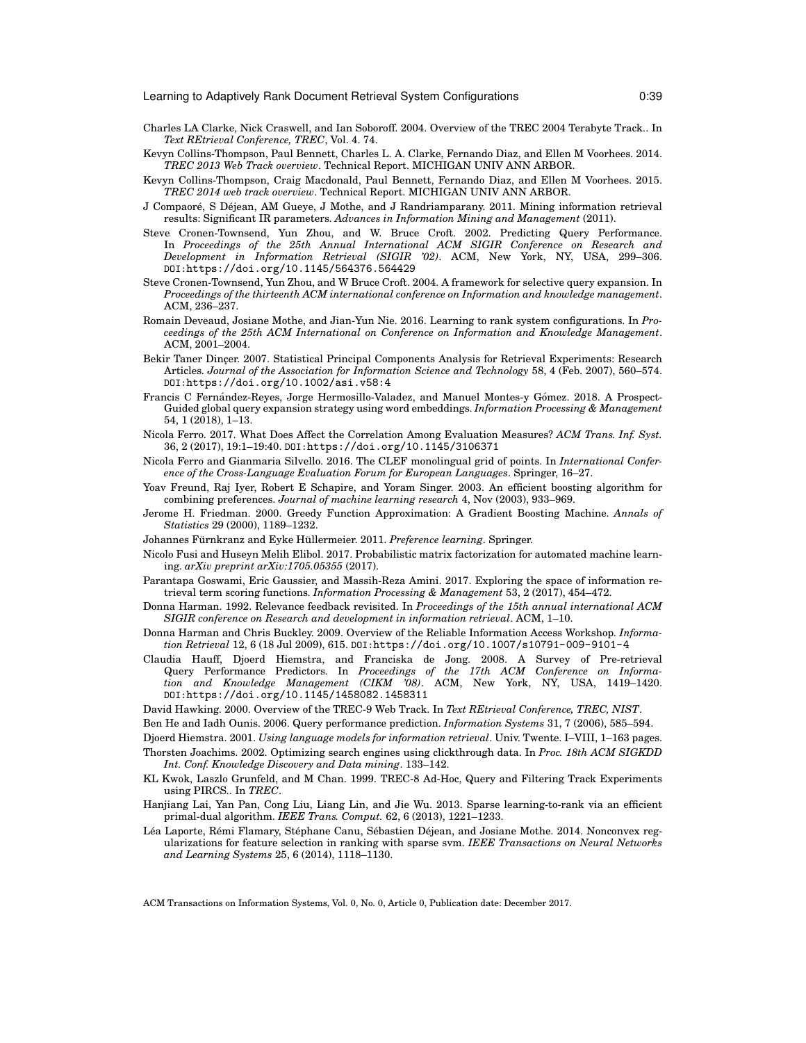Charles LA Clarke, Nick Craswell, and Ian Soboroff. 2004. Overview of the TREC 2004 Terabyte Track.. In *Text REtrieval Conference, TREC*, Vol. 4. 74.

Kevyn Collins-Thompson, Paul Bennett, Charles L. A. Clarke, Fernando Diaz, and Ellen M Voorhees. 2014. *TREC 2013 Web Track overview*. Technical Report. MICHIGAN UNIV ANN ARBOR.

Kevyn Collins-Thompson, Craig Macdonald, Paul Bennett, Fernando Diaz, and Ellen M Voorhees. 2015. *TREC 2014 web track overview*. Technical Report. MICHIGAN UNIV ANN ARBOR.

J Compaoré, S Déjean, AM Gueye, J Mothe, and J Randriamparany. 2011. Mining information retrieval results: Significant IR parameters. *Advances in Information Mining and Management* (2011).

Steve Cronen-Townsend, Yun Zhou, and W. Bruce Croft. 2002. Predicting Query Performance. In *Proceedings of the 25th Annual International ACM SIGIR Conference on Research and Development in Information Retrieval (SIGIR '02)*. ACM, New York, NY, USA, 299–306. DOI:https://doi.org/10.1145/564376.564429

Steve Cronen-Townsend, Yun Zhou, and W Bruce Croft. 2004. A framework for selective query expansion. In *Proceedings of the thirteenth ACM international conference on Information and knowledge management*. ACM, 236–237.

Romain Deveaud, Josiane Mothe, and Jian-Yun Nie. 2016. Learning to rank system configurations. In *Proceedings of the 25th ACM International on Conference on Information and Knowledge Management*. ACM, 2001–2004.

Bekir Taner Dinçer. 2007. Statistical Principal Components Analysis for Retrieval Experiments: Research Articles. *Journal of the Association for Information Science and Technology* 58, 4 (Feb. 2007), 560–574. DOI:https://doi.org/10.1002/asi.v58:4

Francis C Fernández-Reyes, Jorge Hermosillo-Valadez, and Manuel Montes-y Gómez. 2018. A Prospect-Guided global query expansion strategy using word embeddings. *Information Processing & Management* 54, 1 (2018), 1–13.

Nicola Ferro. 2017. What Does Affect the Correlation Among Evaluation Measures? *ACM Trans. Inf. Syst.* 36, 2 (2017), 19:1–19:40. DOI:https://doi.org/10.1145/3106371

Nicola Ferro and Gianmaria Silvello. 2016. The CLEF monolingual grid of points. In *International Conference of the Cross-Language Evaluation Forum for European Languages*. Springer, 16–27.

Yoav Freund, Raj Iyer, Robert E Schapire, and Yoram Singer. 2003. An efficient boosting algorithm for combining preferences. *Journal of machine learning research* 4, Nov (2003), 933–969.

Jerome H. Friedman. 2000. Greedy Function Approximation: A Gradient Boosting Machine. *Annals of Statistics* 29 (2000), 1189–1232.

Johannes Fürnkranz and Eyke Hüllermeier. 2011. *Preference learning*. Springer.

Nicolo Fusi and Huseyn Melih Elibol. 2017. Probabilistic matrix factorization for automated machine learning. *arXiv preprint arXiv:1705.05355* (2017).

Parantapa Goswami, Eric Gaussier, and Massih-Reza Amini. 2017. Exploring the space of information retrieval term scoring functions. *Information Processing & Management* 53, 2 (2017), 454–472.

Donna Harman. 1992. Relevance feedback revisited. In *Proceedings of the 15th annual international ACM SIGIR conference on Research and development in information retrieval*. ACM, 1–10.

Donna Harman and Chris Buckley. 2009. Overview of the Reliable Information Access Workshop. *Information Retrieval* 12, 6 (18 Jul 2009), 615. DOI:https://doi.org/10.1007/s10791-009-9101-4

Claudia Hauff, Djoerd Hiemstra, and Franciska de Jong. 2008. A Survey of Pre-retrieval Query Performance Predictors. In *Proceedings of the 17th ACM Conference on Information and Knowledge Management (CIKM '08)*. ACM, New York, NY, USA, 1419–1420. DOI:https://doi.org/10.1145/1458082.1458311

David Hawking. 2000. Overview of the TREC-9 Web Track. In *Text REtrieval Conference, TREC, NIST*.

Ben He and Iadh Ounis. 2006. Query performance prediction. *Information Systems* 31, 7 (2006), 585–594.

Djoerd Hiemstra. 2001. *Using language models for information retrieval*. Univ. Twente. I–VIII, 1–163 pages.

Thorsten Joachims. 2002. Optimizing search engines using clickthrough data. In *Proc. 18th ACM SIGKDD Int. Conf. Knowledge Discovery and Data mining*. 133–142.

KL Kwok, Laszlo Grunfeld, and M Chan. 1999. TREC-8 Ad-Hoc, Query and Filtering Track Experiments using PIRCS.. In *TREC*.

Hanjiang Lai, Yan Pan, Cong Liu, Liang Lin, and Jie Wu. 2013. Sparse learning-to-rank via an efficient primal-dual algorithm. *IEEE Trans. Comput.* 62, 6 (2013), 1221–1233.

Léa Laporte, Rémi Flamary, Stéphane Canu, Sébastien Déjean, and Josiane Mothe. 2014. Nonconvex regularizations for feature selection in ranking with sparse svm. *IEEE Transactions on Neural Networks and Learning Systems* 25, 6 (2014), 1118–1130.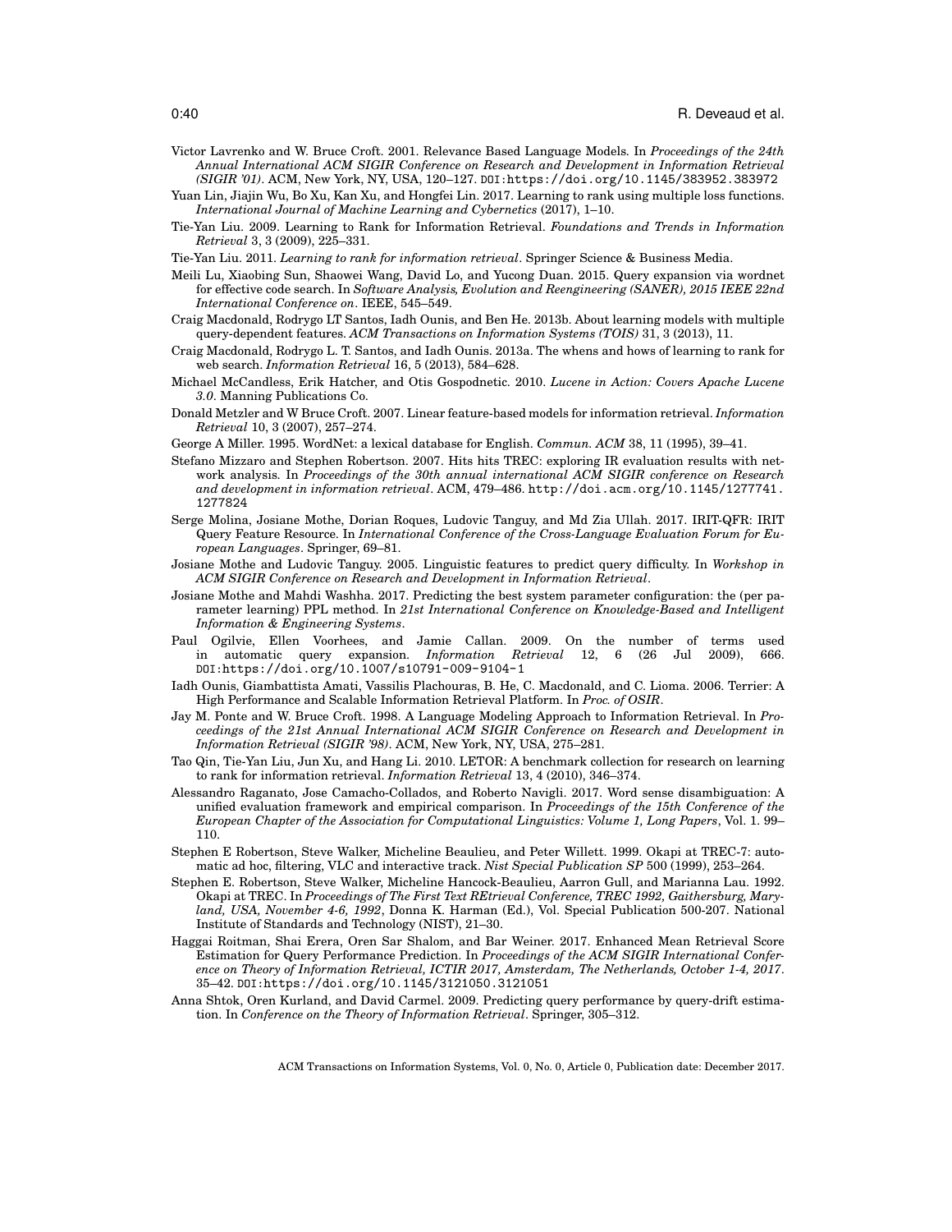Victor Lavrenko and W. Bruce Croft. 2001. Relevance Based Language Models. In *Proceedings of the 24th Annual International ACM SIGIR Conference on Research and Development in Information Retrieval (SIGIR '01)*. ACM, New York, NY, USA, 120–127. DOI:https://doi.org/10.1145/383952.383972

Yuan Lin, Jiajin Wu, Bo Xu, Kan Xu, and Hongfei Lin. 2017. Learning to rank using multiple loss functions. *International Journal of Machine Learning and Cybernetics* (2017), 1–10.

Tie-Yan Liu. 2009. Learning to Rank for Information Retrieval. *Foundations and Trends in Information Retrieval* 3, 3 (2009), 225–331.

Tie-Yan Liu. 2011. *Learning to rank for information retrieval*. Springer Science & Business Media.

Meili Lu, Xiaobing Sun, Shaowei Wang, David Lo, and Yucong Duan. 2015. Query expansion via wordnet for effective code search. In *Software Analysis, Evolution and Reengineering (SANER), 2015 IEEE 22nd International Conference on*. IEEE, 545–549.

Craig Macdonald, Rodrygo LT Santos, Iadh Ounis, and Ben He. 2013b. About learning models with multiple query-dependent features. *ACM Transactions on Information Systems (TOIS)* 31, 3 (2013), 11.

Craig Macdonald, Rodrygo L. T. Santos, and Iadh Ounis. 2013a. The whens and hows of learning to rank for web search. *Information Retrieval* 16, 5 (2013), 584–628.

Michael McCandless, Erik Hatcher, and Otis Gospodnetic. 2010. *Lucene in Action: Covers Apache Lucene 3.0*. Manning Publications Co.

Donald Metzler and W Bruce Croft. 2007. Linear feature-based models for information retrieval. *Information Retrieval* 10, 3 (2007), 257–274.

George A Miller. 1995. WordNet: a lexical database for English. *Commun. ACM* 38, 11 (1995), 39–41.

Stefano Mizzaro and Stephen Robertson. 2007. Hits hits TREC: exploring IR evaluation results with network analysis. In *Proceedings of the 30th annual international ACM SIGIR conference on Research and development in information retrieval*. ACM, 479–486. http://doi.acm.org/10.1145/1277741.1277824

Serge Molina, Josiane Mothe, Dorian Roques, Ludovic Tanguy, and Md Zia Ullah. 2017. IRIT-QFR: IRIT Query Feature Resource. In *International Conference of the Cross-Language Evaluation Forum for European Languages*. Springer, 69–81.

Josiane Mothe and Ludovic Tanguy. 2005. Linguistic features to predict query difficulty. In *Workshop in ACM SIGIR Conference on Research and Development in Information Retrieval*.

Josiane Mothe and Mahdi Washha. 2017. Predicting the best system parameter configuration: the (per parameter learning) PPL method. In *21st International Conference on Knowledge-Based and Intelligent Information & Engineering Systems*.

Paul Ogilvie, Ellen Voorhees, and Jamie Callan. 2009. On the number of terms used in automatic query expansion. *Information Retrieval* 12, 6 (26 Jul 2009), 666. DOI:https://doi.org/10.1007/s10791-009-9104-1

Iadh Ounis, Giambattista Amati, Vassilis Plachouras, B. He, C. Macdonald, and C. Lioma. 2006. Terrier: A High Performance and Scalable Information Retrieval Platform. In *Proc. of OSIR*.

Jay M. Ponte and W. Bruce Croft. 1998. A Language Modeling Approach to Information Retrieval. In *Proceedings of the 21st Annual International ACM SIGIR Conference on Research and Development in Information Retrieval (SIGIR '98)*. ACM, New York, NY, USA, 275–281.

Tao Qin, Tie-Yan Liu, Jun Xu, and Hang Li. 2010. LETOR: A benchmark collection for research on learning to rank for information retrieval. *Information Retrieval* 13, 4 (2010), 346–374.

Alessandro Raganato, Jose Camacho-Collados, and Roberto Navigli. 2017. Word sense disambiguation: A unified evaluation framework and empirical comparison. In *Proceedings of the 15th Conference of the European Chapter of the Association for Computational Linguistics: Volume 1, Long Papers*, Vol. 1. 99–110.

Stephen E Robertson, Steve Walker, Micheline Beaulieu, and Peter Willett. 1999. Okapi at TREC-7: automatic ad hoc, filtering, VLC and interactive track. *Nist Special Publication SP* 500 (1999), 253–264.

Stephen E. Robertson, Steve Walker, Micheline Hancock-Beaulieu, Aarron Gull, and Marianna Lau. 1992. Okapi at TREC. In *Proceedings of The First Text REtrieval Conference, TREC 1992, Gaithersburg, Maryland, USA, November 4-6, 1992*, Donna K. Harman (Ed.), Vol. Special Publication 500-207. National Institute of Standards and Technology (NIST), 21–30.

Haggai Roitman, Shai Erera, Oren Sar Shalom, and Bar Weiner. 2017. Enhanced Mean Retrieval Score Estimation for Query Performance Prediction. In *Proceedings of the ACM SIGIR International Conference on Theory of Information Retrieval, ICTIR 2017, Amsterdam, The Netherlands, October 1-4, 2017*. 35–42. DOI:https://doi.org/10.1145/3121050.3121051

Anna Shtok, Oren Kurland, and David Carmel. 2009. Predicting query performance by query-drift estimation. In *Conference on the Theory of Information Retrieval*. Springer, 305–312.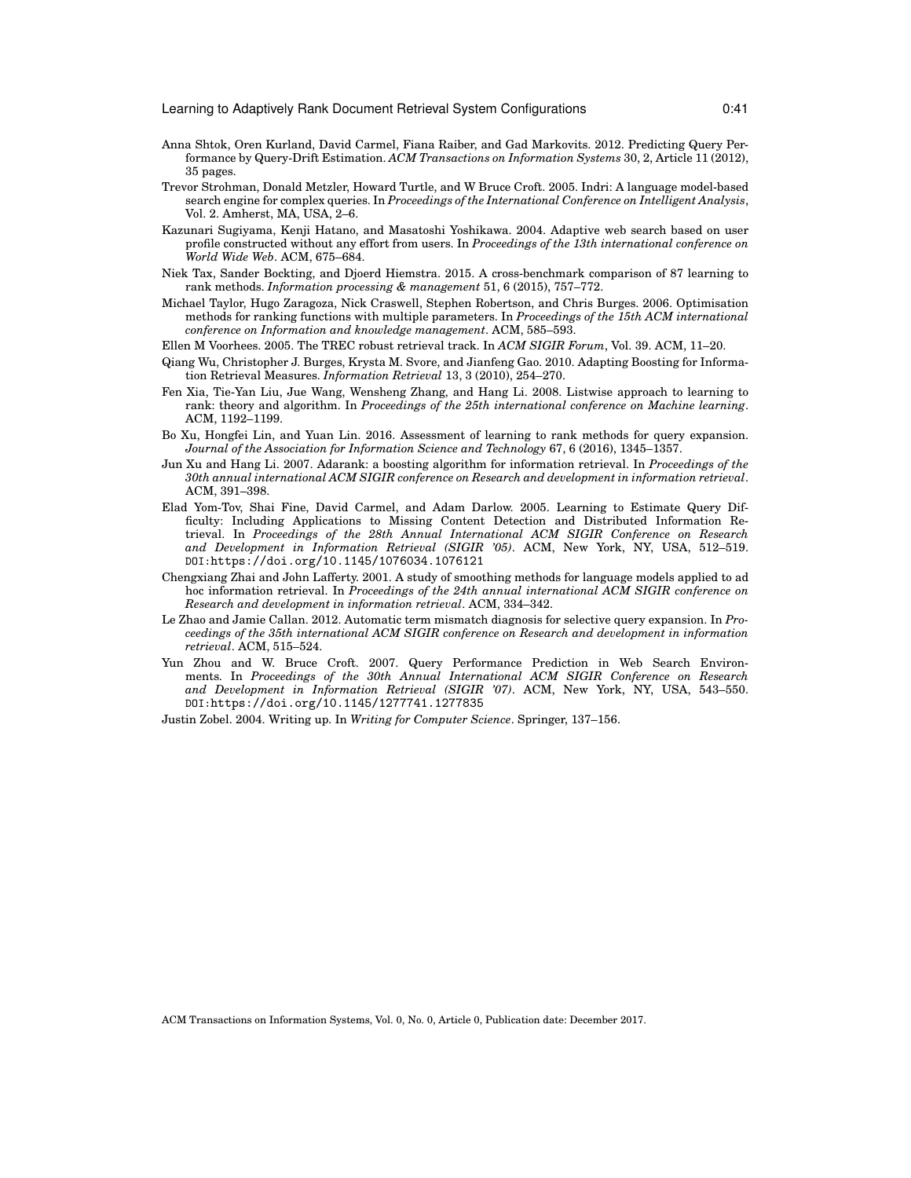Anna Shtok, Oren Kurland, David Carmel, Fiana Raiber, and Gad Markovits. 2012. Predicting Query Performance by Query-Drift Estimation. *ACM Transactions on Information Systems* 30, 2, Article 11 (2012), 35 pages.

Trevor Strohman, Donald Metzler, Howard Turtle, and W Bruce Croft. 2005. Indri: A language model-based search engine for complex queries. In *Proceedings of the International Conference on Intelligent Analysis*, Vol. 2. Amherst, MA, USA, 2–6.

Kazunari Sugiyama, Kenji Hatano, and Masatoshi Yoshikawa. 2004. Adaptive web search based on user profile constructed without any effort from users. In *Proceedings of the 13th international conference on World Wide Web*. ACM, 675–684.

Niek Tax, Sander Bockting, and Djoerd Hiemstra. 2015. A cross-benchmark comparison of 87 learning to rank methods. *Information processing & management* 51, 6 (2015), 757–772.

Michael Taylor, Hugo Zaragoza, Nick Craswell, Stephen Robertson, and Chris Burges. 2006. Optimisation methods for ranking functions with multiple parameters. In *Proceedings of the 15th ACM international conference on Information and knowledge management*. ACM, 585–593.

Ellen M Voorhees. 2005. The TREC robust retrieval track. In *ACM SIGIR Forum*, Vol. 39. ACM, 11–20.

Qiang Wu, Christopher J. Burges, Krysta M. Svore, and Jianfeng Gao. 2010. Adapting Boosting for Information Retrieval Measures. *Information Retrieval* 13, 3 (2010), 254–270.

Fen Xia, Tie-Yan Liu, Jue Wang, Wensheng Zhang, and Hang Li. 2008. Listwise approach to learning to rank: theory and algorithm. In *Proceedings of the 25th international conference on Machine learning*. ACM, 1192–1199.

Bo Xu, Hongfei Lin, and Yuan Lin. 2016. Assessment of learning to rank methods for query expansion. *Journal of the Association for Information Science and Technology* 67, 6 (2016), 1345–1357.

Jun Xu and Hang Li. 2007. Adarank: a boosting algorithm for information retrieval. In *Proceedings of the 30th annual international ACM SIGIR conference on Research and development in information retrieval*. ACM, 391–398.

Elad Yom-Tov, Shai Fine, David Carmel, and Adam Darlow. 2005. Learning to Estimate Query Difficulty: Including Applications to Missing Content Detection and Distributed Information Retrieval. In *Proceedings of the 28th Annual International ACM SIGIR Conference on Research and Development in Information Retrieval (SIGIR '05)*. ACM, New York, NY, USA, 512–519. DOI:https://doi.org/10.1145/1076034.1076121

Chengxiang Zhai and John Lafferty. 2001. A study of smoothing methods for language models applied to ad hoc information retrieval. In *Proceedings of the 24th annual international ACM SIGIR conference on Research and development in information retrieval*. ACM, 334–342.

Le Zhao and Jamie Callan. 2012. Automatic term mismatch diagnosis for selective query expansion. In *Proceedings of the 35th international ACM SIGIR conference on Research and development in information retrieval*. ACM, 515–524.

Yun Zhou and W. Bruce Croft. 2007. Query Performance Prediction in Web Search Environments. In *Proceedings of the 30th Annual International ACM SIGIR Conference on Research and Development in Information Retrieval (SIGIR '07)*. ACM, New York, NY, USA, 543–550. DOI:https://doi.org/10.1145/1277741.1277835

Justin Zobel. 2004. Writing up. In *Writing for Computer Science*. Springer, 137–156.